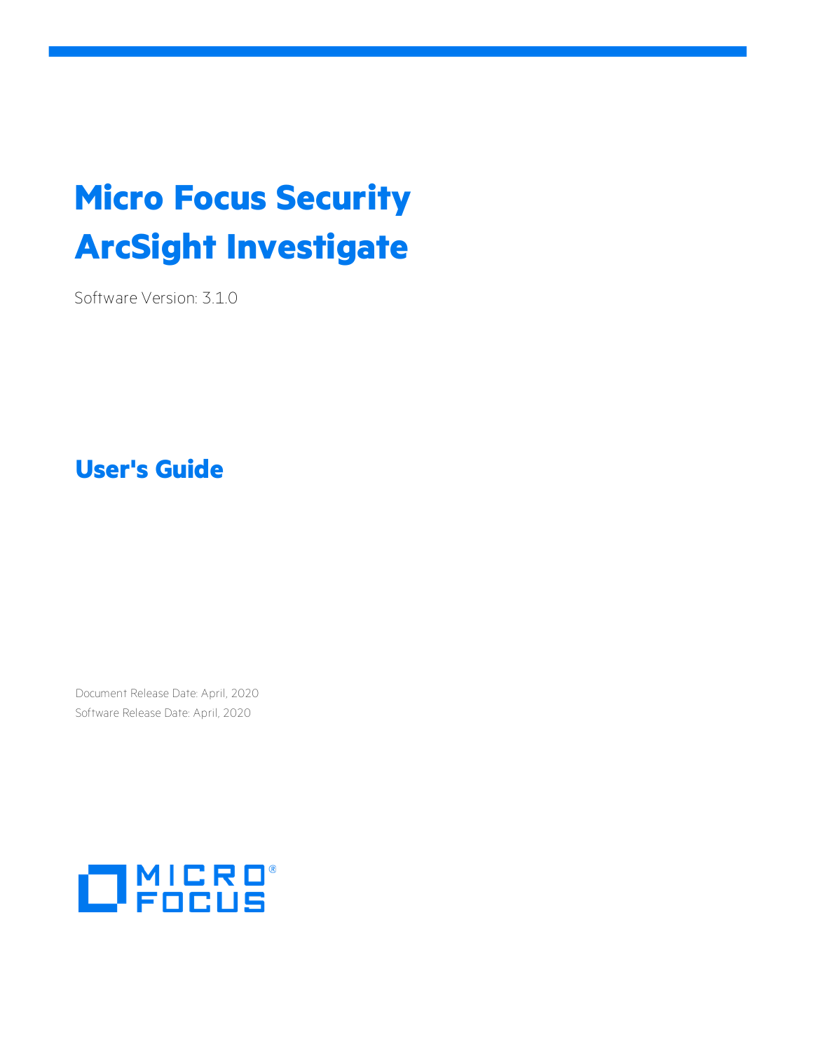# Micro Focus Security ArcSight Investigate

Software Version: 3.1.0

## User's Guide

Document Release Date: April, 2020

Software Release Date: April, 2020

MICRO FOCUS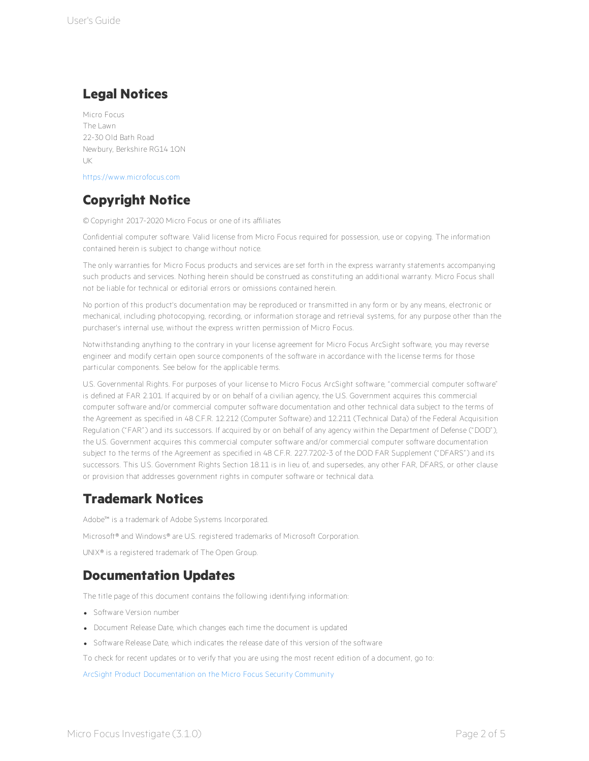## Legal Notices

Micro Focus
The Lawn
22-30 Old Bath Road
Newbury, Berkshire RG14 1QN
UK

https://www.microfocus.com

## Copyright Notice

© Copyright 2017-2020 Micro Focus or one of its affiliates

Confidential computer software. Valid license from Micro Focus required for possession, use or copying. The information contained herein is subject to change without notice.

The only warranties for Micro Focus products and services are set forth in the express warranty statements accompanying such products and services. Nothing herein should be construed as constituting an additional warranty. Micro Focus shall not be liable for technical or editorial errors or omissions contained herein.

No portion of this product's documentation may be reproduced or transmitted in any form or by any means, electronic or mechanical, including photocopying, recording, or information storage and retrieval systems, for any purpose other than the purchaser's internal use, without the express written permission of Micro Focus.

Notwithstanding anything to the contrary in your license agreement for Micro Focus ArcSight software, you may reverse engineer and modify certain open source components of the software in accordance with the license terms for those particular components. See below for the applicable terms.

U.S. Governmental Rights. For purposes of your license to Micro Focus ArcSight software, "commercial computer software" is defined at FAR 2.101. If acquired by or on behalf of a civilian agency, the U.S. Government acquires this commercial computer software and/or commercial computer software documentation and other technical data subject to the terms of the Agreement as specified in 48 C.F.R. 12.212 (Computer Software) and 12.211 (Technical Data) of the Federal Acquisition Regulation ("FAR") and its successors. If acquired by or on behalf of any agency within the Department of Defense ("DOD"), the U.S. Government acquires this commercial computer software and/or commercial computer software documentation subject to the terms of the Agreement as specified in 48 C.F.R. 227.7202-3 of the DOD FAR Supplement ("DFARS") and its successors. This U.S. Government Rights Section 18.11 is in lieu of, and supersedes, any other FAR, DFARS, or other clause or provision that addresses government rights in computer software or technical data.

## Trademark Notices

Adobe™ is a trademark of Adobe Systems Incorporated.

Microsoft® and Windows® are U.S. registered trademarks of Microsoft Corporation.

UNIX® is a registered trademark of The Open Group.

## Documentation Updates

The title page of this document contains the following identifying information:

- Software Version number
- Document Release Date, which changes each time the document is updated
- Software Release Date, which indicates the release date of this version of the software

To check for recent updates or to verify that you are using the most recent edition of a document, go to:

ArcSight Product Documentation on the Micro Focus Security Community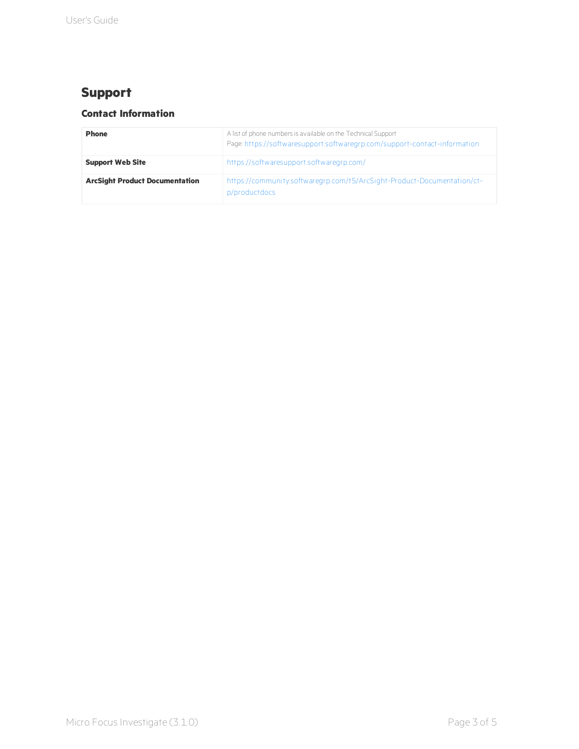# Support

## Contact Information

| | |
|---|---|
| **Phone** | A list of phone numbers is available on the Technical Support Page: https://softwaresupport.softwaregrp.com/support-contact-information |
| **Support Web Site** | https://softwaresupport.softwaregrp.com/ |
| **ArcSight Product Documentation** | https://community.softwaregrp.com/t5/ArcSight-Product-Documentation/ct-p/productdocs |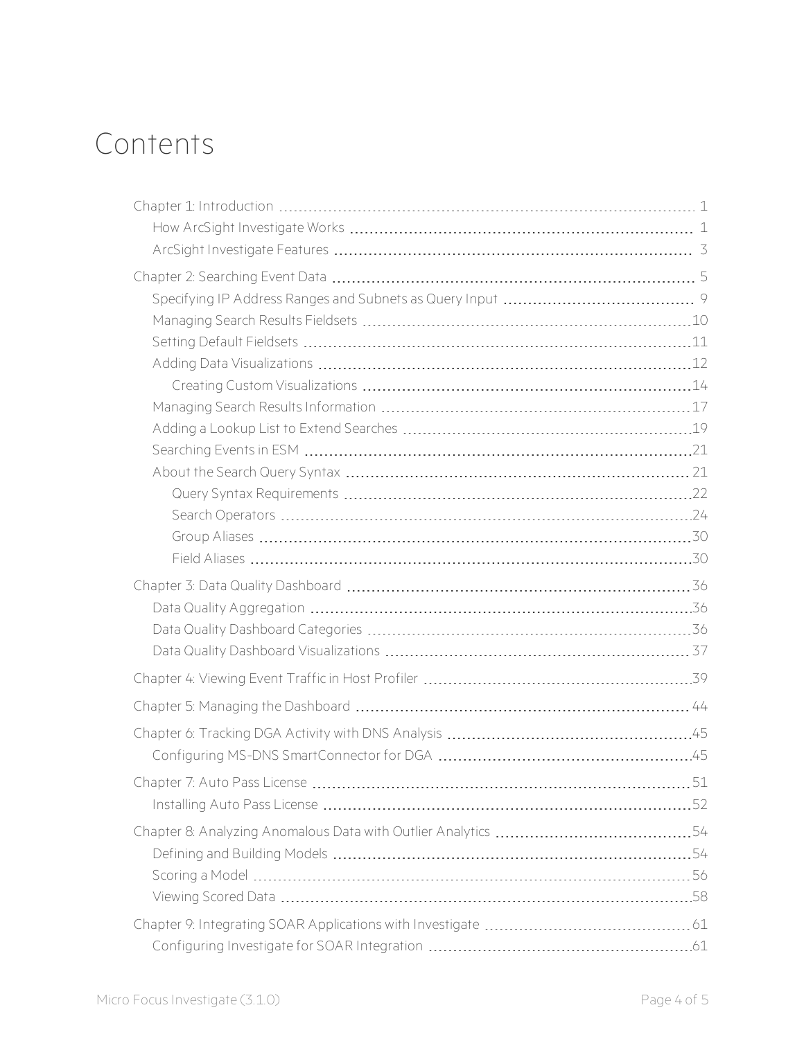# Contents

- Chapter 1: Introduction 1
  - How ArcSight Investigate Works 1
  - ArcSight Investigate Features 3
- Chapter 2: Searching Event Data 5
  - Specifying IP Address Ranges and Subnets as Query Input 9
  - Managing Search Results Fieldsets 10
  - Setting Default Fieldsets 11
  - Adding Data Visualizations 12
    - Creating Custom Visualizations 14
  - Managing Search Results Information 17
  - Adding a Lookup List to Extend Searches 19
  - Searching Events in ESM 21
  - About the Search Query Syntax 21
    - Query Syntax Requirements 22
    - Search Operators 24
    - Group Aliases 30
    - Field Aliases 30
- Chapter 3: Data Quality Dashboard 36
  - Data Quality Aggregation 36
  - Data Quality Dashboard Categories 36
  - Data Quality Dashboard Visualizations 37
- Chapter 4: Viewing Event Traffic in Host Profiler 39
- Chapter 5: Managing the Dashboard 44
- Chapter 6: Tracking DGA Activity with DNS Analysis 45
  - Configuring MS-DNS SmartConnector for DGA 45
- Chapter 7: Auto Pass License 51
  - Installing Auto Pass License 52
- Chapter 8: Analyzing Anomalous Data with Outlier Analytics 54
  - Defining and Building Models 54
  - Scoring a Model 56
  - Viewing Scored Data 58
- Chapter 9: Integrating SOAR Applications with Investigate 61
  - Configuring Investigate for SOAR Integration 61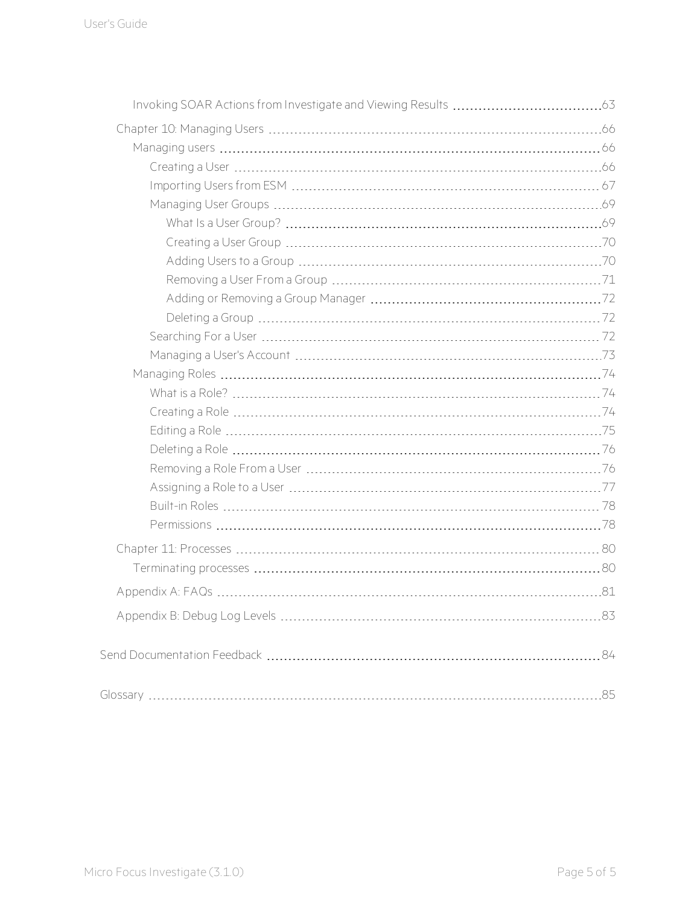- Invoking SOAR Actions from Investigate and Viewing Results ... 63
- Chapter 10: Managing Users ... 66
  - Managing users ... 66
    - Creating a User ... 66
    - Importing Users from ESM ... 67
    - Managing User Groups ... 69
      - What Is a User Group? ... 69
      - Creating a User Group ... 70
      - Adding Users to a Group ... 70
      - Removing a User From a Group ... 71
      - Adding or Removing a Group Manager ... 72
      - Deleting a Group ... 72
    - Searching For a User ... 72
    - Managing a User's Account ... 73
  - Managing Roles ... 74
    - What is a Role? ... 74
    - Creating a Role ... 74
    - Editing a Role ... 75
    - Deleting a Role ... 76
    - Removing a Role From a User ... 76
    - Assigning a Role to a User ... 77
    - Built-in Roles ... 78
    - Permissions ... 78
- Chapter 11: Processes ... 80
  - Terminating processes ... 80
- Appendix A: FAQs ... 81
- Appendix B: Debug Log Levels ... 83

Send Documentation Feedback ... 84

Glossary ... 85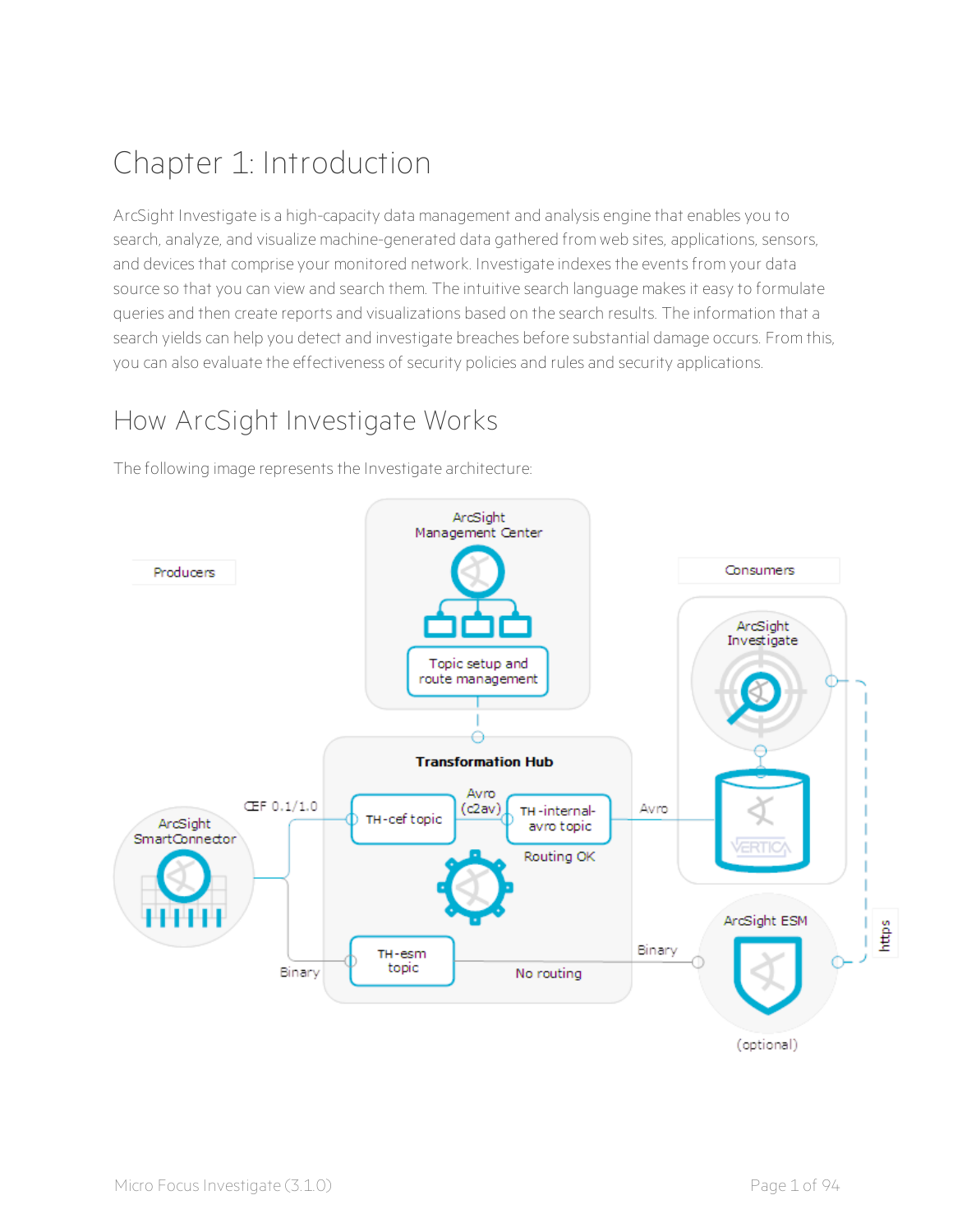# Chapter 1: Introduction

ArcSight Investigate is a high-capacity data management and analysis engine that enables you to search, analyze, and visualize machine-generated data gathered from web sites, applications, sensors, and devices that comprise your monitored network. Investigate indexes the events from your data source so that you can view and search them. The intuitive search language makes it easy to formulate queries and then create reports and visualizations based on the search results. The information that a search yields can help you detect and investigate breaches before substantial damage occurs. From this, you can also evaluate the effectiveness of security policies and rules and security applications.

## How ArcSight Investigate Works

The following image represents the Investigate architecture: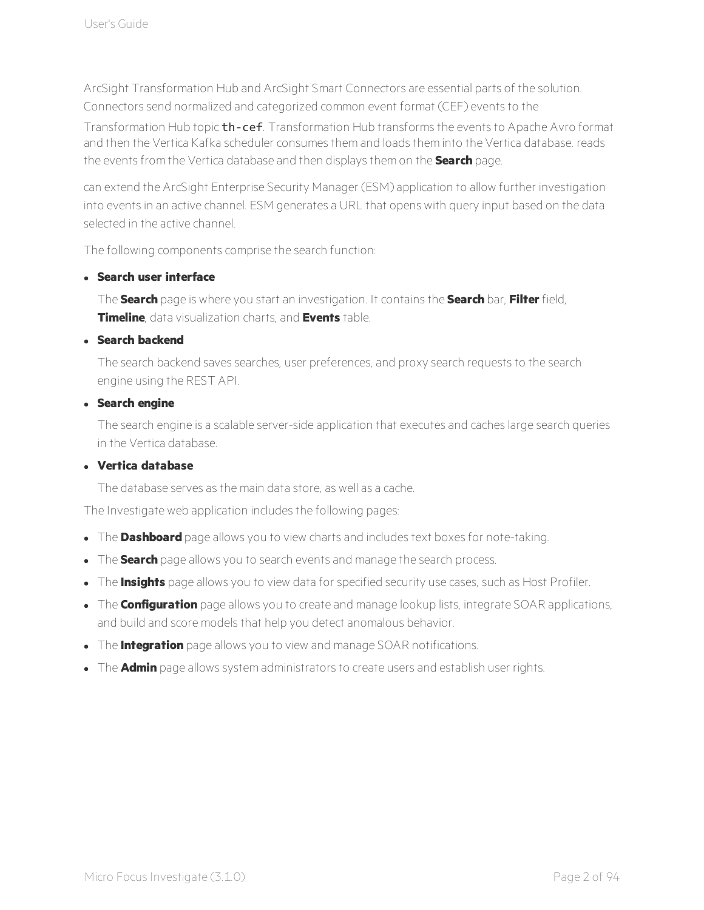ArcSight Transformation Hub and ArcSight Smart Connectors are essential parts of the solution. Connectors send normalized and categorized common event format (CEF) events to the Transformation Hub topic `th-cef`. Transformation Hub transforms the events to Apache Avro format and then the Vertica Kafka scheduler consumes them and loads them into the Vertica database. reads the events from the Vertica database and then displays them on the **Search** page.

can extend the ArcSight Enterprise Security Manager (ESM) application to allow further investigation into events in an active channel. ESM generates a URL that opens with query input based on the data selected in the active channel.

The following components comprise the search function:

- **Search user interface**

  The **Search** page is where you start an investigation. It contains the **Search** bar, **Filter** field, **Timeline**, data visualization charts, and **Events** table.

- **Search backend**

  The search backend saves searches, user preferences, and proxy search requests to the search engine using the REST API.

- **Search engine**

  The search engine is a scalable server-side application that executes and caches large search queries in the Vertica database.

- **Vertica database**

  The database serves as the main data store, as well as a cache.

The Investigate web application includes the following pages:

- The **Dashboard** page allows you to view charts and includes text boxes for note-taking.
- The **Search** page allows you to search events and manage the search process.
- The **Insights** page allows you to view data for specified security use cases, such as Host Profiler.
- The **Configuration** page allows you to create and manage lookup lists, integrate SOAR applications, and build and score models that help you detect anomalous behavior.
- The **Integration** page allows you to view and manage SOAR notifications.
- The **Admin** page allows system administrators to create users and establish user rights.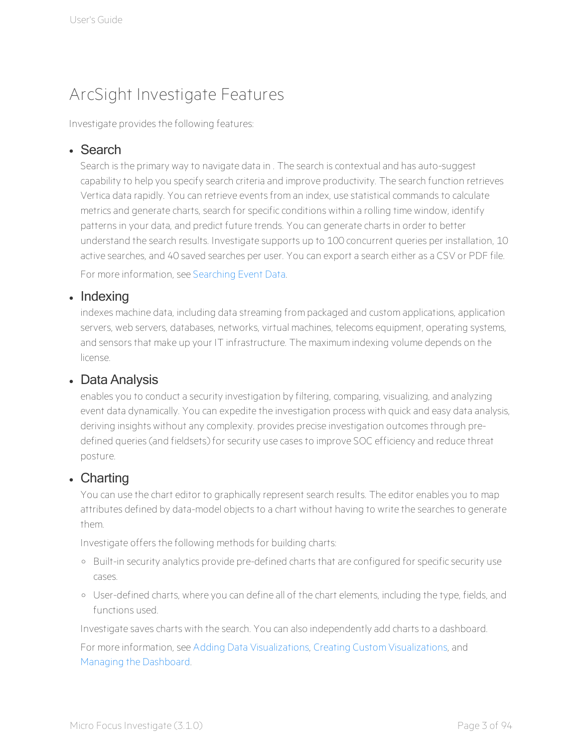# ArcSight Investigate Features

Investigate provides the following features:

- ## Search

  Search is the primary way to navigate data in . The search is contextual and has auto-suggest capability to help you specify search criteria and improve productivity. The search function retrieves Vertica data rapidly. You can retrieve events from an index, use statistical commands to calculate metrics and generate charts, search for specific conditions within a rolling time window, identify patterns in your data, and predict future trends. You can generate charts in order to better understand the search results. Investigate supports up to 100 concurrent queries per installation, 10 active searches, and 40 saved searches per user. You can export a search either as a CSV or PDF file.

  For more information, see Searching Event Data.

- ## Indexing

  indexes machine data, including data streaming from packaged and custom applications, application servers, web servers, databases, networks, virtual machines, telecoms equipment, operating systems, and sensors that make up your IT infrastructure. The maximum indexing volume depends on the license.

- ## Data Analysis

  enables you to conduct a security investigation by filtering, comparing, visualizing, and analyzing event data dynamically. You can expedite the investigation process with quick and easy data analysis, deriving insights without any complexity. provides precise investigation outcomes through pre-defined queries (and fieldsets) for security use cases to improve SOC efficiency and reduce threat posture.

- ## Charting

  You can use the chart editor to graphically represent search results. The editor enables you to map attributes defined by data-model objects to a chart without having to write the searches to generate them.

  Investigate offers the following methods for building charts:

  - Built-in security analytics provide pre-defined charts that are configured for specific security use cases.
  - User-defined charts, where you can define all of the chart elements, including the type, fields, and functions used.

  Investigate saves charts with the search. You can also independently add charts to a dashboard.

  For more information, see Adding Data Visualizations, Creating Custom Visualizations, and Managing the Dashboard.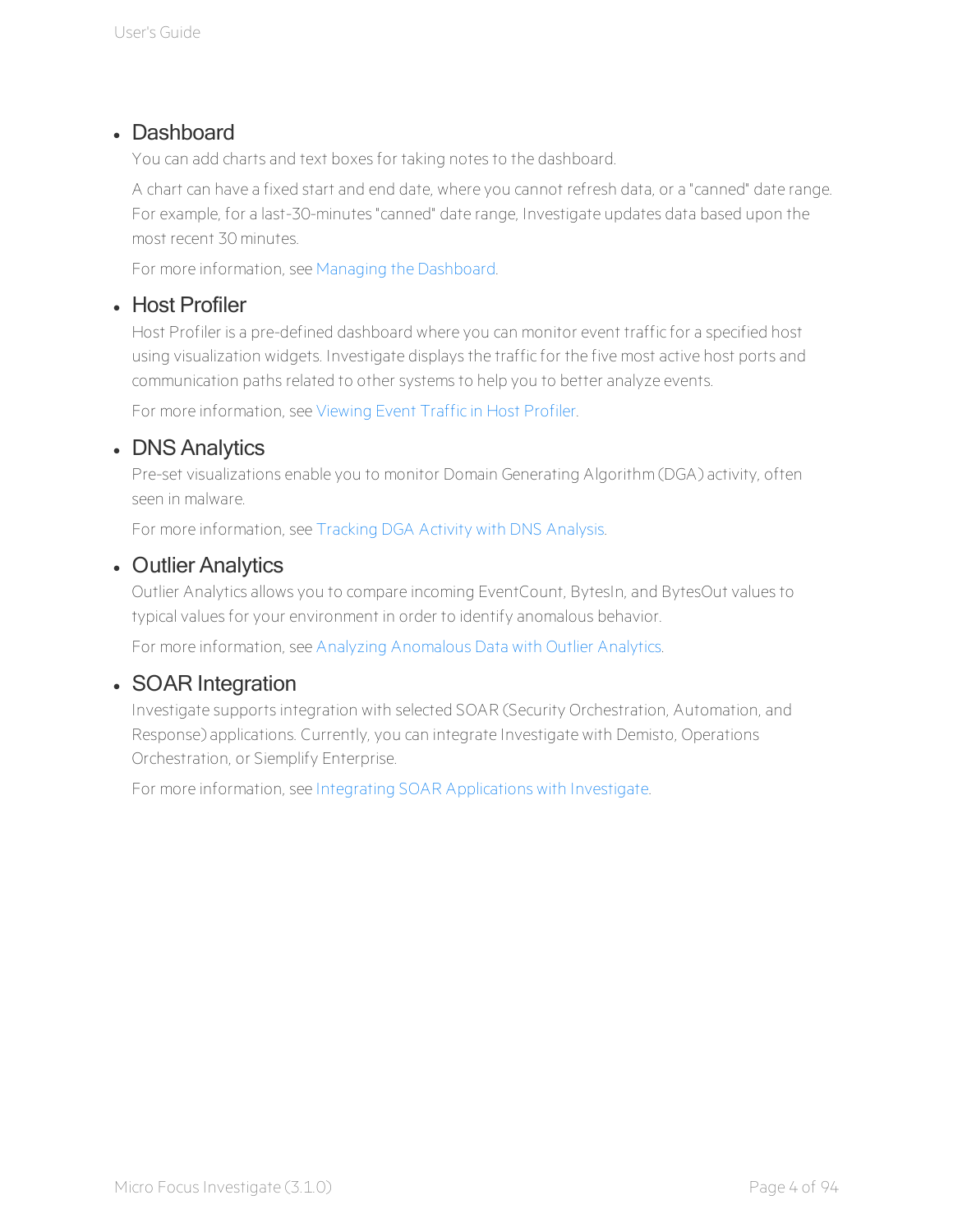- **Dashboard**

  You can add charts and text boxes for taking notes to the dashboard.

  A chart can have a fixed start and end date, where you cannot refresh data, or a "canned" date range. For example, for a last-30-minutes "canned" date range, Investigate updates data based upon the most recent 30 minutes.

  For more information, see Managing the Dashboard.

- **Host Profiler**

  Host Profiler is a pre-defined dashboard where you can monitor event traffic for a specified host using visualization widgets. Investigate displays the traffic for the five most active host ports and communication paths related to other systems to help you to better analyze events.

  For more information, see Viewing Event Traffic in Host Profiler.

- **DNS Analytics**

  Pre-set visualizations enable you to monitor Domain Generating Algorithm (DGA) activity, often seen in malware.

  For more information, see Tracking DGA Activity with DNS Analysis.

- **Outlier Analytics**

  Outlier Analytics allows you to compare incoming EventCount, BytesIn, and BytesOut values to typical values for your environment in order to identify anomalous behavior.

  For more information, see Analyzing Anomalous Data with Outlier Analytics.

- **SOAR Integration**

  Investigate supports integration with selected SOAR (Security Orchestration, Automation, and Response) applications. Currently, you can integrate Investigate with Demisto, Operations Orchestration, or Siemplify Enterprise.

  For more information, see Integrating SOAR Applications with Investigate.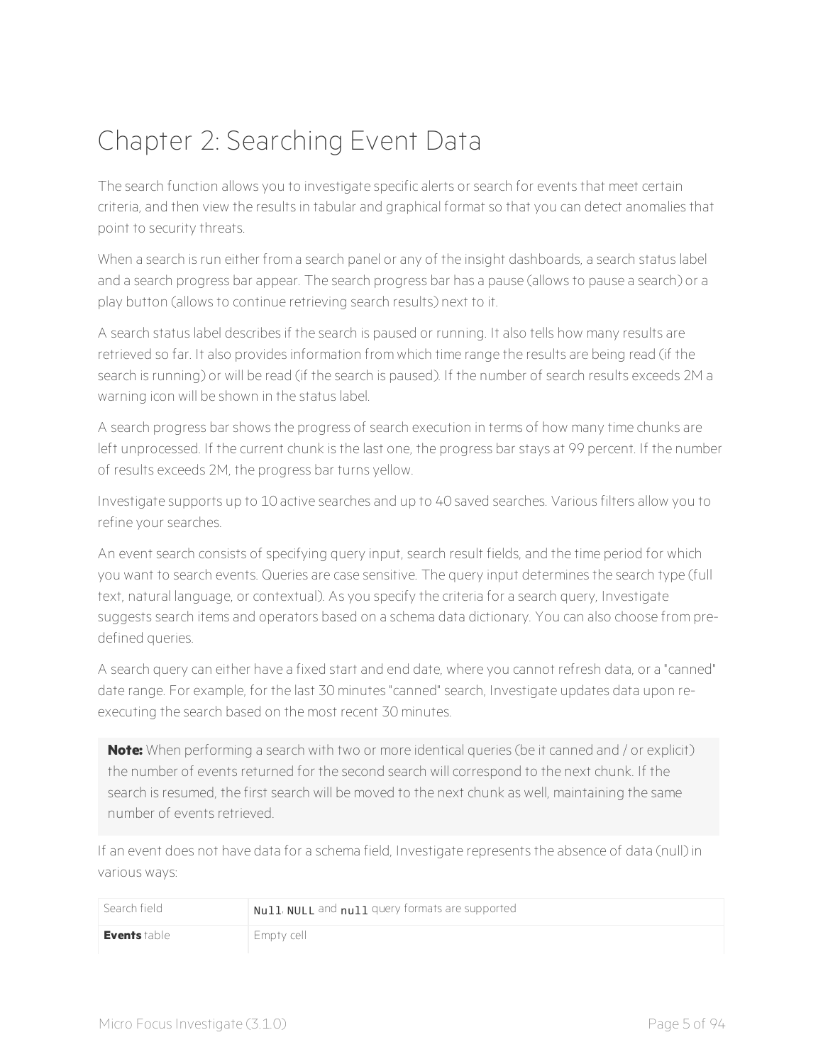# Chapter 2: Searching Event Data

The search function allows you to investigate specific alerts or search for events that meet certain criteria, and then view the results in tabular and graphical format so that you can detect anomalies that point to security threats.

When a search is run either from a search panel or any of the insight dashboards, a search status label and a search progress bar appear. The search progress bar has a pause (allows to pause a search) or a play button (allows to continue retrieving search results) next to it.

A search status label describes if the search is paused or running. It also tells how many results are retrieved so far. It also provides information from which time range the results are being read (if the search is running) or will be read (if the search is paused). If the number of search results exceeds 2M a warning icon will be shown in the status label.

A search progress bar shows the progress of search execution in terms of how many time chunks are left unprocessed. If the current chunk is the last one, the progress bar stays at 99 percent. If the number of results exceeds 2M, the progress bar turns yellow.

Investigate supports up to 10 active searches and up to 40 saved searches. Various filters allow you to refine your searches.

An event search consists of specifying query input, search result fields, and the time period for which you want to search events. Queries are case sensitive. The query input determines the search type (full text, natural language, or contextual). As you specify the criteria for a search query, Investigate suggests search items and operators based on a schema data dictionary. You can also choose from pre-defined queries.

A search query can either have a fixed start and end date, where you cannot refresh data, or a "canned" date range. For example, for the last 30 minutes "canned" search, Investigate updates data upon re-executing the search based on the most recent 30 minutes.

> **Note:** When performing a search with two or more identical queries (be it canned and / or explicit) the number of events returned for the second search will correspond to the next chunk. If the search is resumed, the first search will be moved to the next chunk as well, maintaining the same number of events retrieved.

If an event does not have data for a schema field, Investigate represents the absence of data (null) in various ways:

| | |
|---|---|
| Search field | `Null`, `NULL` and `null` query formats are supported |
| **Events** table | Empty cell |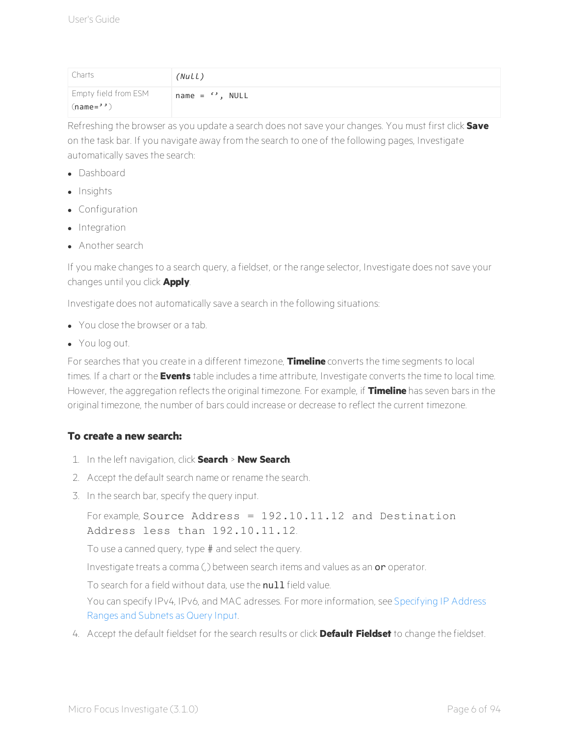| Charts | *(Null)* |
|---|---|
| Empty field from ESM (`name=''`) | `name = '', NULL` |

Refreshing the browser as you update a search does not save your changes. You must first click **Save** on the task bar. If you navigate away from the search to one of the following pages, Investigate automatically saves the search:

- Dashboard
- Insights
- Configuration
- Integration
- Another search

If you make changes to a search query, a fieldset, or the range selector, Investigate does not save your changes until you click **Apply**.

Investigate does not automatically save a search in the following situations:

- You close the browser or a tab.
- You log out.

For searches that you create in a different timezone, **Timeline** converts the time segments to local times. If a chart or the **Events** table includes a time attribute, Investigate converts the time to local time. However, the aggregation reflects the original timezone. For example, if **Timeline** has seven bars in the original timezone, the number of bars could increase or decrease to reflect the current timezone.

#### To create a new search:

1. In the left navigation, click **Search** > **New Search**.
2. Accept the default search name or rename the search.
3. In the search bar, specify the query input.

   For example, `Source Address = 192.10.11.12 and Destination Address less than 192.10.11.12`.

   To use a canned query, type # and select the query.

   Investigate treats a comma (,) between search items and values as an `or` operator.

   To search for a field without data, use the `null` field value.

   You can specify IPv4, IPv6, and MAC adresses. For more information, see Specifying IP Address Ranges and Subnets as Query Input.
4. Accept the default fieldset for the search results or click **Default Fieldset** to change the fieldset.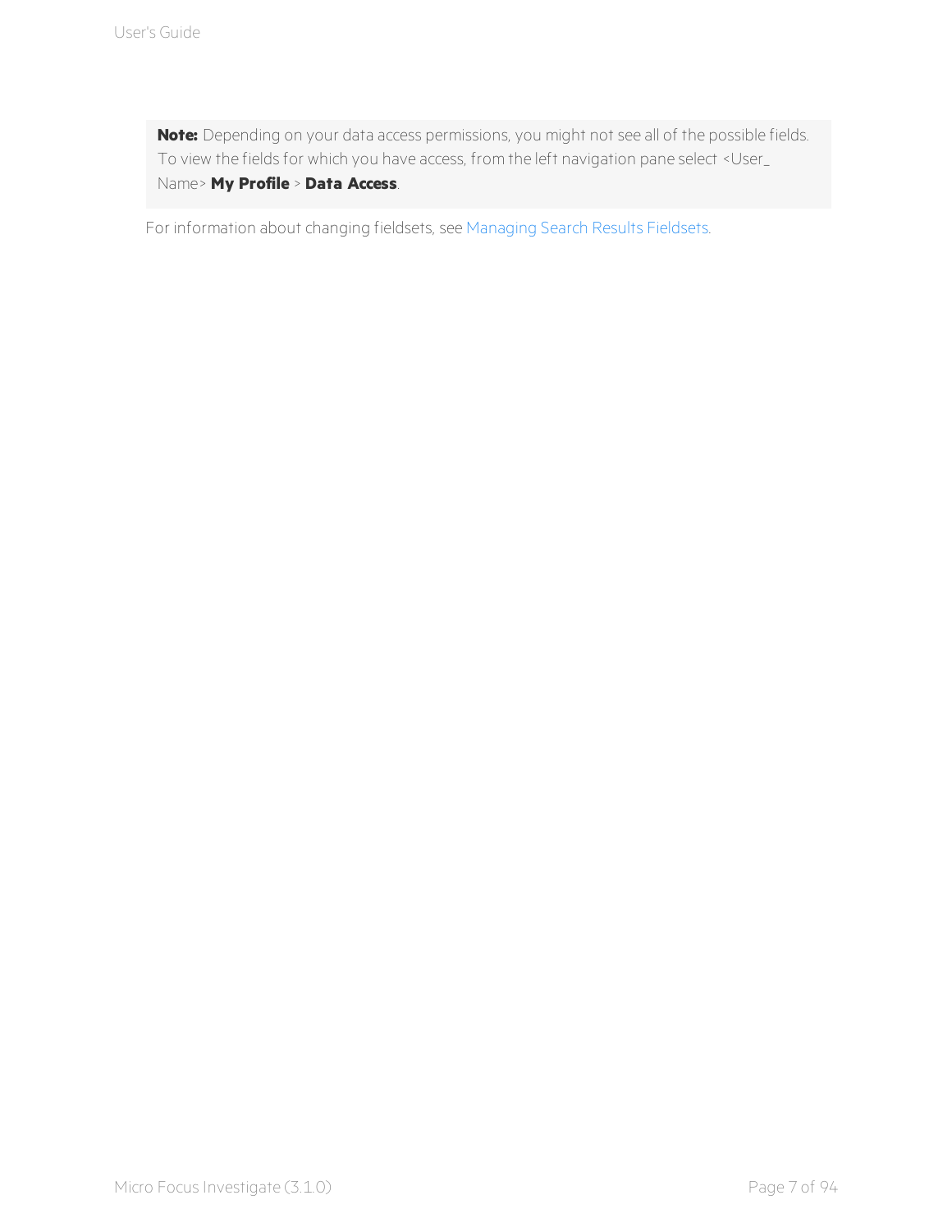> **Note:** Depending on your data access permissions, you might not see all of the possible fields. To view the fields for which you have access, from the left navigation pane select <User_Name> **My Profile** > **Data Access**.

For information about changing fieldsets, see Managing Search Results Fieldsets.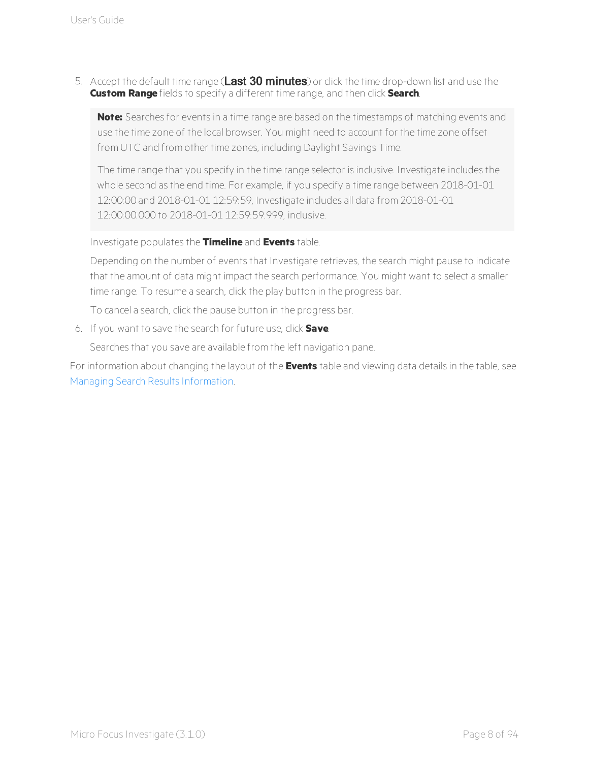5. Accept the default time range (**Last 30 minutes**) or click the time drop-down list and use the **Custom Range** fields to specify a different time range, and then click **Search**.

   > **Note:** Searches for events in a time range are based on the timestamps of matching events and use the time zone of the local browser. You might need to account for the time zone offset from UTC and from other time zones, including Daylight Savings Time.
   >
   > The time range that you specify in the time range selector is inclusive. Investigate includes the whole second as the end time. For example, if you specify a time range between 2018-01-01 12:00:00 and 2018-01-01 12:59:59, Investigate includes all data from 2018-01-01 12:00:00.000 to 2018-01-01 12:59:59.999, inclusive.

   Investigate populates the **Timeline** and **Events** table.

   Depending on the number of events that Investigate retrieves, the search might pause to indicate that the amount of data might impact the search performance. You might want to select a smaller time range. To resume a search, click the play button in the progress bar.

   To cancel a search, click the pause button in the progress bar.

6. If you want to save the search for future use, click **Save**.

   Searches that you save are available from the left navigation pane.

For information about changing the layout of the **Events** table and viewing data details in the table, see Managing Search Results Information.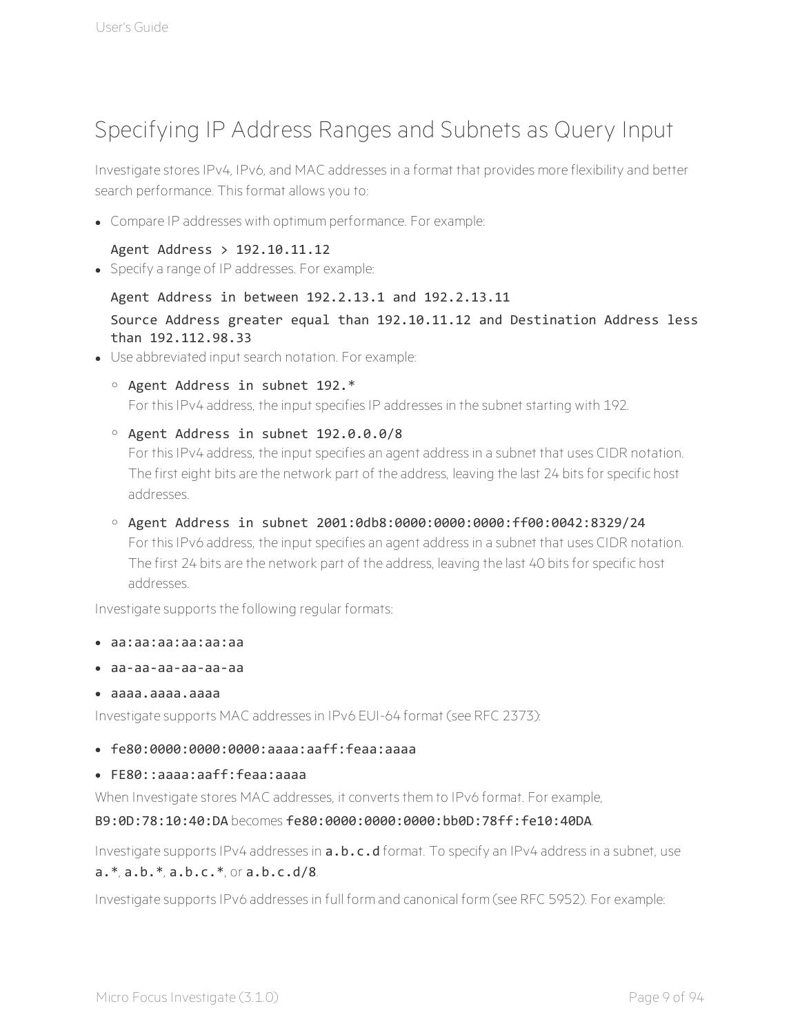## Specifying IP Address Ranges and Subnets as Query Input

Investigate stores IPv4, IPv6, and MAC addresses in a format that provides more flexibility and better search performance. This format allows you to:

- Compare IP addresses with optimum performance. For example:

  `Agent Address > 192.10.11.12`

- Specify a range of IP addresses. For example:

  `Agent Address in between 192.2.13.1 and 192.2.13.11`

  `Source Address greater equal than 192.10.11.12 and Destination Address less than 192.112.98.33`

- Use abbreviated input search notation. For example:
  - `Agent Address in subnet 192.*`
    For this IPv4 address, the input specifies IP addresses in the subnet starting with 192.
  - `Agent Address in subnet 192.0.0.0/8`
    For this IPv4 address, the input specifies an agent address in a subnet that uses CIDR notation. The first eight bits are the network part of the address, leaving the last 24 bits for specific host addresses.
  - `Agent Address in subnet 2001:0db8:0000:0000:0000:ff00:0042:8329/24`
    For this IPv6 address, the input specifies an agent address in a subnet that uses CIDR notation. The first 24 bits are the network part of the address, leaving the last 40 bits for specific host addresses.

Investigate supports the following regular formats:

- `aa:aa:aa:aa:aa:aa`
- `aa-aa-aa-aa-aa-aa`
- `aaaa.aaaa.aaaa`

Investigate supports MAC addresses in IPv6 EUI-64 format (see RFC 2373):

- `fe80:0000:0000:0000:aaaa:aaff:feaa:aaaa`
- `FE80::aaaa:aaff:feaa:aaaa`

When Investigate stores MAC addresses, it converts them to IPv6 format. For example, `B9:0D:78:10:40:DA` becomes `fe80:0000:0000:0000:bb0D:78ff:fe10:40DA`.

Investigate supports IPv4 addresses in **`a.b.c.d`** format. To specify an IPv4 address in a subnet, use `a.*`, `a.b.*`, `a.b.c.*`, or `a.b.c.d/8`.

Investigate supports IPv6 addresses in full form and canonical form (see RFC 5952). For example: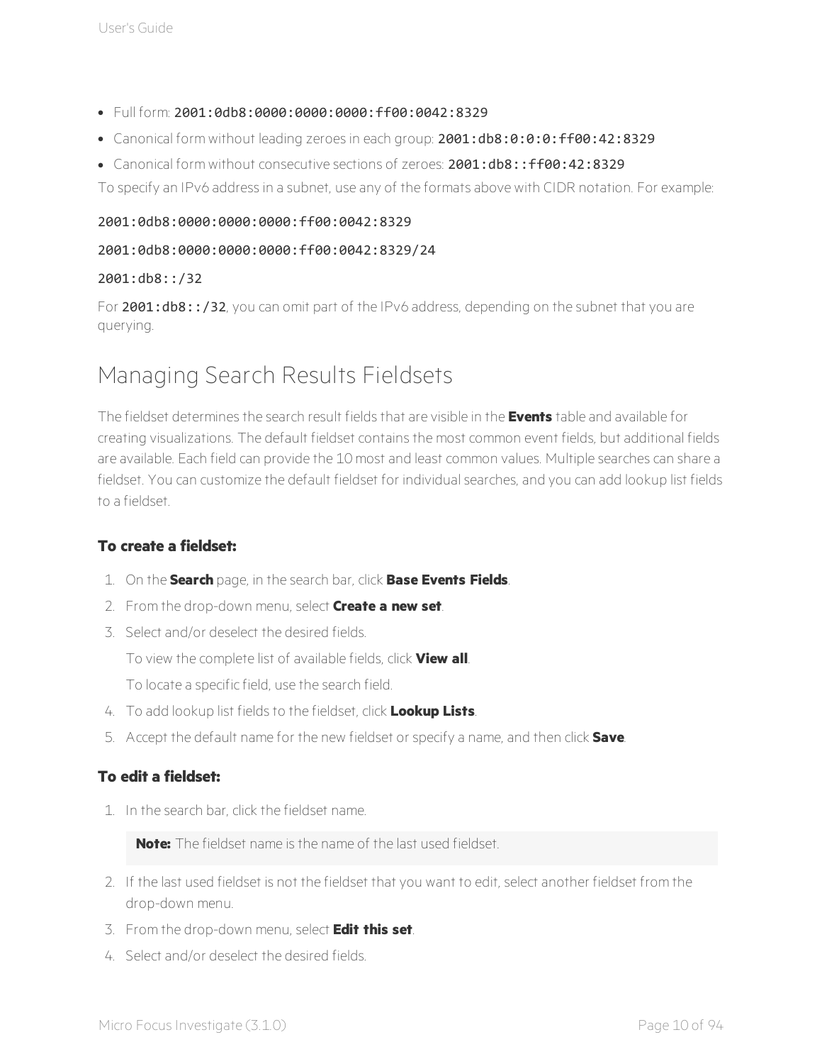- Full form: `2001:0db8:0000:0000:0000:ff00:0042:8329`
- Canonical form without leading zeroes in each group: `2001:db8:0:0:0:ff00:42:8329`
- Canonical form without consecutive sections of zeroes: `2001:db8::ff00:42:8329`

To specify an IPv6 address in a subnet, use any of the formats above with CIDR notation. For example:

```
2001:0db8:0000:0000:0000:ff00:0042:8329
```

```
2001:0db8:0000:0000:0000:ff00:0042:8329/24
```

```
2001:db8::/32
```

For `2001:db8::/32`, you can omit part of the IPv6 address, depending on the subnet that you are querying.

## Managing Search Results Fieldsets

The fieldset determines the search result fields that are visible in the **Events** table and available for creating visualizations. The default fieldset contains the most common event fields, but additional fields are available. Each field can provide the 10 most and least common values. Multiple searches can share a fieldset. You can customize the default fieldset for individual searches, and you can add lookup list fields to a fieldset.

### To create a fieldset:

1. On the **Search** page, in the search bar, click **Base Events Fields**.
2. From the drop-down menu, select **Create a new set**.
3. Select and/or deselect the desired fields.

   To view the complete list of available fields, click **View all**.

   To locate a specific field, use the search field.
4. To add lookup list fields to the fieldset, click **Lookup Lists**.
5. Accept the default name for the new fieldset or specify a name, and then click **Save**.

### To edit a fieldset:

1. In the search bar, click the fieldset name.

   > **Note:** The fieldset name is the name of the last used fieldset.

2. If the last used fieldset is not the fieldset that you want to edit, select another fieldset from the drop-down menu.
3. From the drop-down menu, select **Edit this set**.
4. Select and/or deselect the desired fields.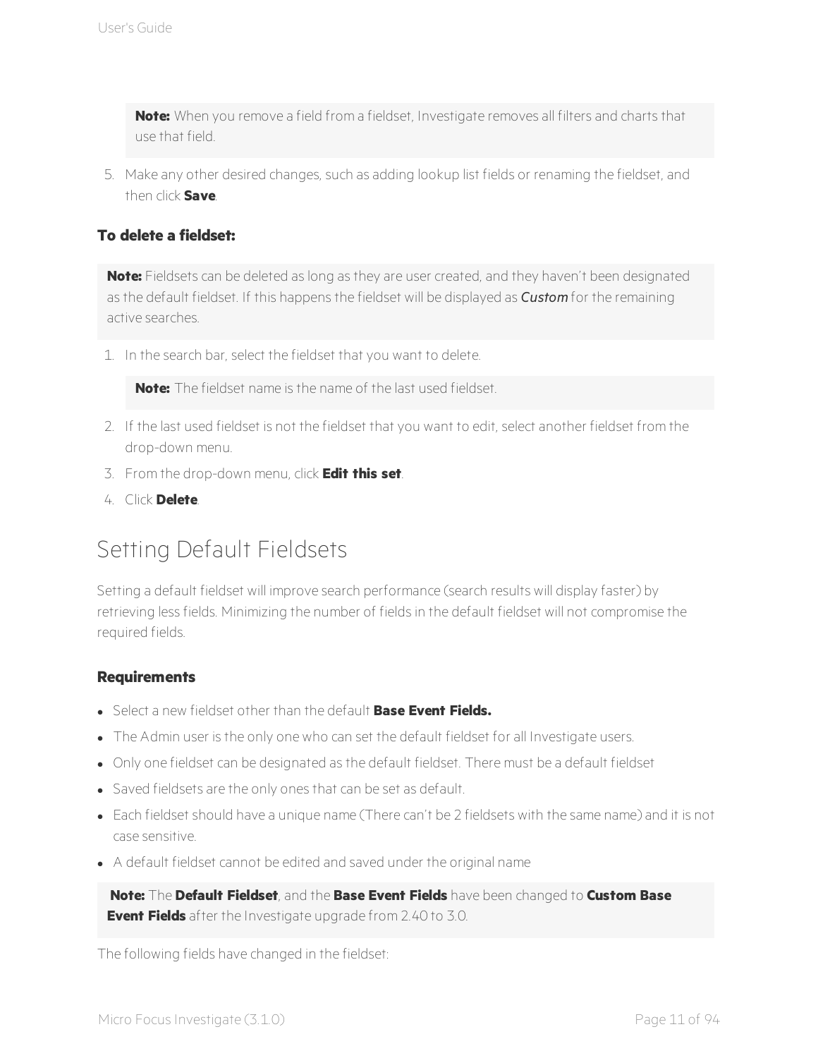> **Note:** When you remove a field from a fieldset, Investigate removes all filters and charts that use that field.

5. Make any other desired changes, such as adding lookup list fields or renaming the fieldset, and then click **Save**.

### To delete a fieldset:

> **Note:** Fieldsets can be deleted as long as they are user created, and they haven't been designated as the default fieldset. If this happens the fieldset will be displayed as *Custom* for the remaining active searches.

1. In the search bar, select the fieldset that you want to delete.

   > **Note:** The fieldset name is the name of the last used fieldset.

2. If the last used fieldset is not the fieldset that you want to edit, select another fieldset from the drop-down menu.
3. From the drop-down menu, click **Edit this set**.
4. Click **Delete**.

## Setting Default Fieldsets

Setting a default fieldset will improve search performance (search results will display faster) by retrieving less fields. Minimizing the number of fields in the default fieldset will not compromise the required fields.

### Requirements

- Select a new fieldset other than the default **Base Event Fields.**
- The Admin user is the only one who can set the default fieldset for all Investigate users.
- Only one fieldset can be designated as the default fieldset. There must be a default fieldset
- Saved fieldsets are the only ones that can be set as default.
- Each fieldset should have a unique name (There can't be 2 fieldsets with the same name) and it is not case sensitive.
- A default fieldset cannot be edited and saved under the original name

> **Note:** The **Default Fieldset**, and the **Base Event Fields** have been changed to **Custom Base Event Fields** after the Investigate upgrade from 2.40 to 3.0.

The following fields have changed in the fieldset: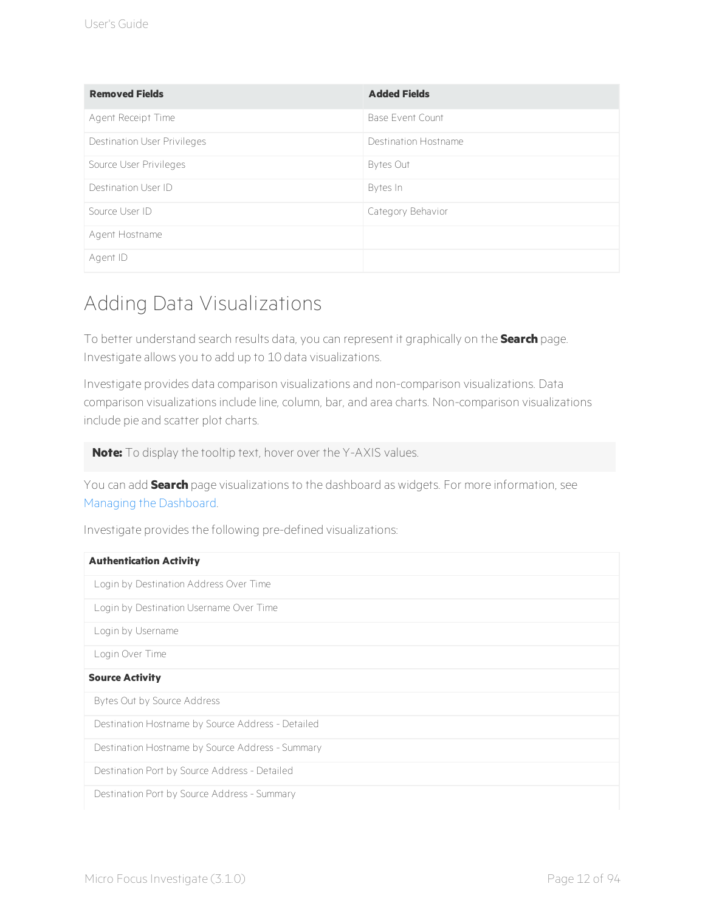| Removed Fields | Added Fields |
| --- | --- |
| Agent Receipt Time | Base Event Count |
| Destination User Privileges | Destination Hostname |
| Source User Privileges | Bytes Out |
| Destination User ID | Bytes In |
| Source User ID | Category Behavior |
| Agent Hostname | |
| Agent ID | |

## Adding Data Visualizations

To better understand search results data, you can represent it graphically on the **Search** page. Investigate allows you to add up to 10 data visualizations.

Investigate provides data comparison visualizations and non-comparison visualizations. Data comparison visualizations include line, column, bar, and area charts. Non-comparison visualizations include pie and scatter plot charts.

> **Note:** To display the tooltip text, hover over the Y-AXIS values.

You can add **Search** page visualizations to the dashboard as widgets. For more information, see Managing the Dashboard.

Investigate provides the following pre-defined visualizations:

| **Authentication Activity** |
| --- |
| Login by Destination Address Over Time |
| Login by Destination Username Over Time |
| Login by Username |
| Login Over Time |
| **Source Activity** |
| Bytes Out by Source Address |
| Destination Hostname by Source Address - Detailed |
| Destination Hostname by Source Address - Summary |
| Destination Port by Source Address - Detailed |
| Destination Port by Source Address - Summary |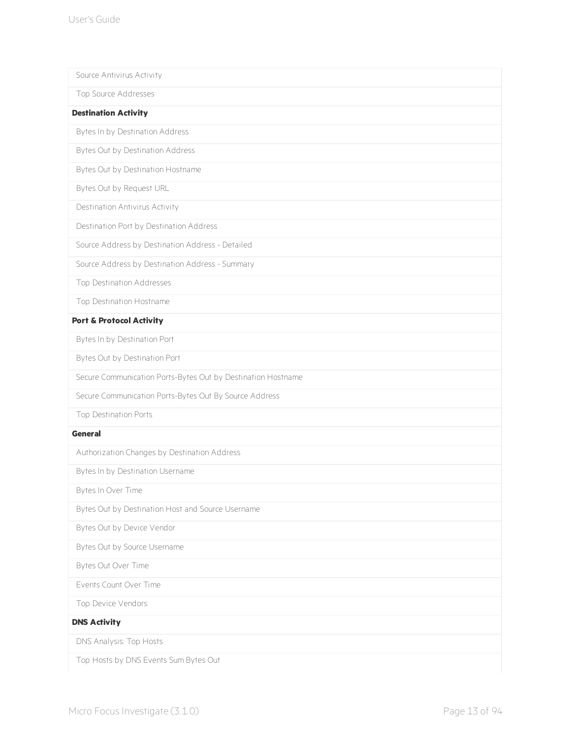| |
|---|
| Source Antivirus Activity |
| Top Source Addresses |
| **Destination Activity** |
| Bytes In by Destination Address |
| Bytes Out by Destination Address |
| Bytes Out by Destination Hostname |
| Bytes Out by Request URL |
| Destination Antivirus Activity |
| Destination Port by Destination Address |
| Source Address by Destination Address - Detailed |
| Source Address by Destination Address - Summary |
| Top Destination Addresses |
| Top Destination Hostname |
| **Port & Protocol Activity** |
| Bytes In by Destination Port |
| Bytes Out by Destination Port |
| Secure Communication Ports-Bytes Out by Destination Hostname |
| Secure Communication Ports-Bytes Out By Source Address |
| Top Destination Ports |
| **General** |
| Authorization Changes by Destination Address |
| Bytes In by Destination Username |
| Bytes In Over Time |
| Bytes Out by Destination Host and Source Username |
| Bytes Out by Device Vendor |
| Bytes Out by Source Username |
| Bytes Out Over Time |
| Events Count Over Time |
| Top Device Vendors |
| **DNS Activity** |
| DNS Analysis: Top Hosts |
| Top Hosts by DNS Events Sum Bytes Out |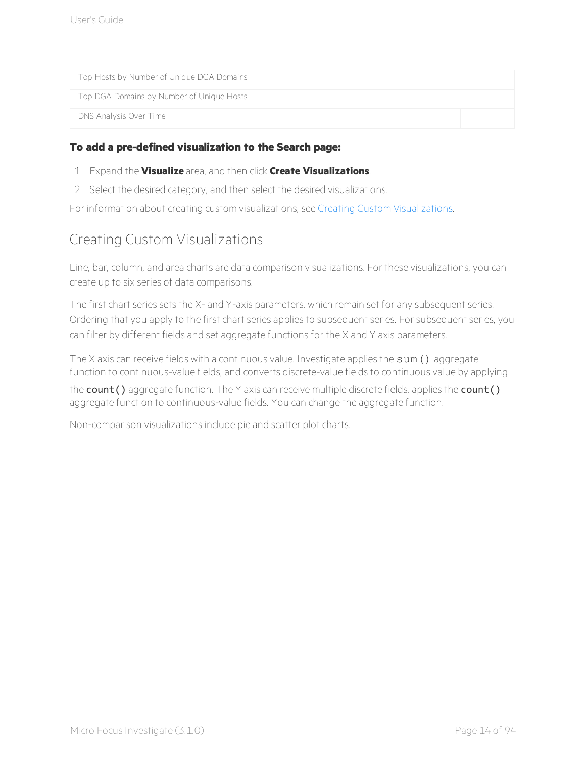| Top Hosts by Number of Unique DGA Domains |
| --- |
| Top DGA Domains by Number of Unique Hosts |
| DNS Analysis Over Time |

**To add a pre-defined visualization to the Search page:**

1. Expand the **Visualize** area, and then click **Create Visualizations**.
2. Select the desired category, and then select the desired visualizations.

For information about creating custom visualizations, see Creating Custom Visualizations.

## Creating Custom Visualizations

Line, bar, column, and area charts are data comparison visualizations. For these visualizations, you can create up to six series of data comparisons.

The first chart series sets the X- and Y-axis parameters, which remain set for any subsequent series. Ordering that you apply to the first chart series applies to subsequent series. For subsequent series, you can filter by different fields and set aggregate functions for the X and Y axis parameters.

The X axis can receive fields with a continuous value. Investigate applies the `sum()` aggregate function to continuous-value fields, and converts discrete-value fields to continuous value by applying the `count()` aggregate function. The Y axis can receive multiple discrete fields. applies the `count()` aggregate function to continuous-value fields. You can change the aggregate function.

Non-comparison visualizations include pie and scatter plot charts.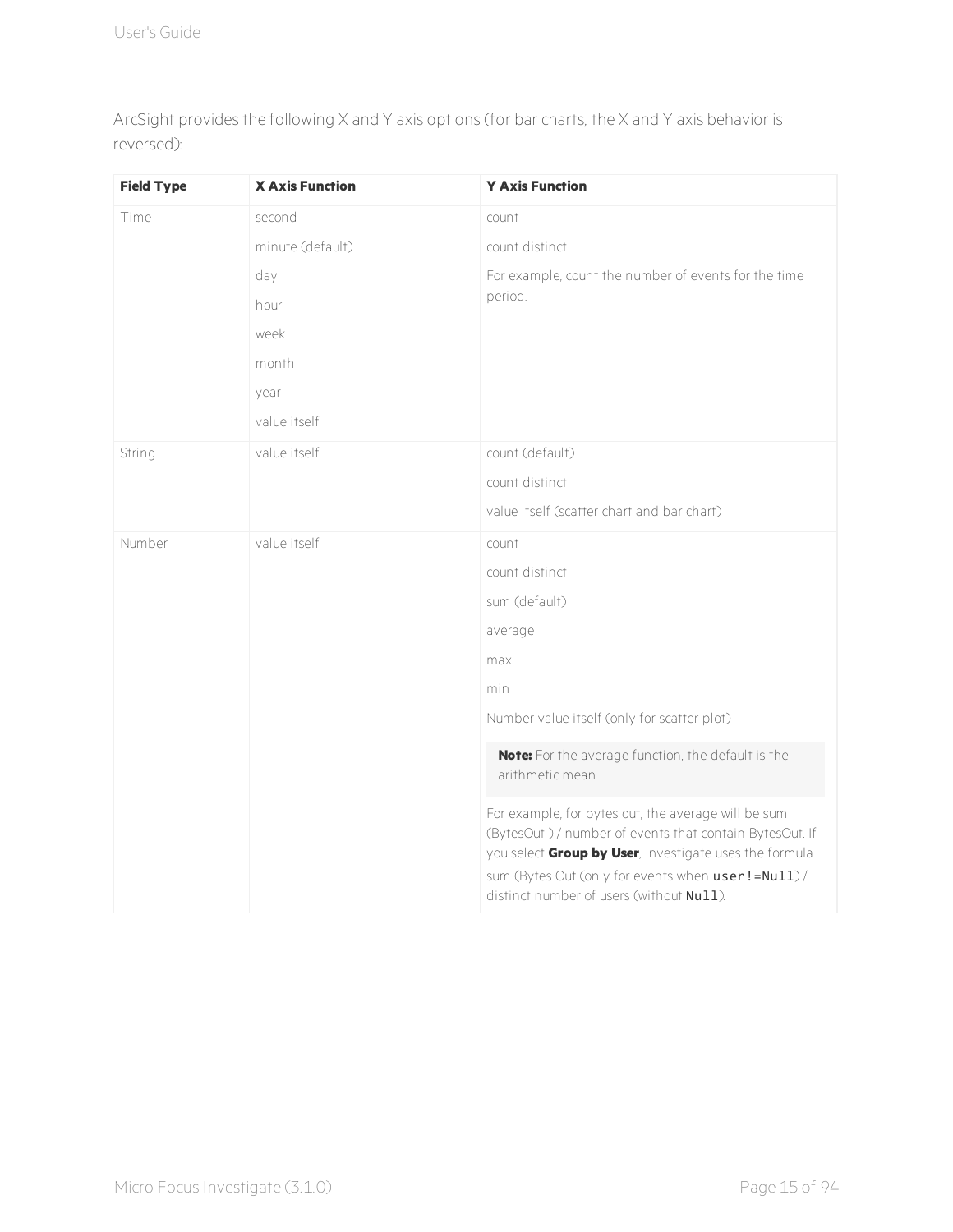ArcSight provides the following X and Y axis options (for bar charts, the X and Y axis behavior is reversed):

| Field Type | X Axis Function | Y Axis Function |
|---|---|---|
| Time | second<br>minute (default)<br>day<br>hour<br>week<br>month<br>year<br>value itself | count<br>count distinct<br>For example, count the number of events for the time period. |
| String | value itself | count (default)<br>count distinct<br>value itself (scatter chart and bar chart) |
| Number | value itself | count<br>count distinct<br>sum (default)<br>average<br>max<br>min<br>Number value itself (only for scatter plot)<br>**Note:** For the average function, the default is the arithmetic mean.<br>For example, for bytes out, the average will be sum (BytesOut ) / number of events that contain BytesOut. If you select **Group by User**, Investigate uses the formula sum (Bytes Out (only for events when `user!=Null`) / distinct number of users (without `Null`). |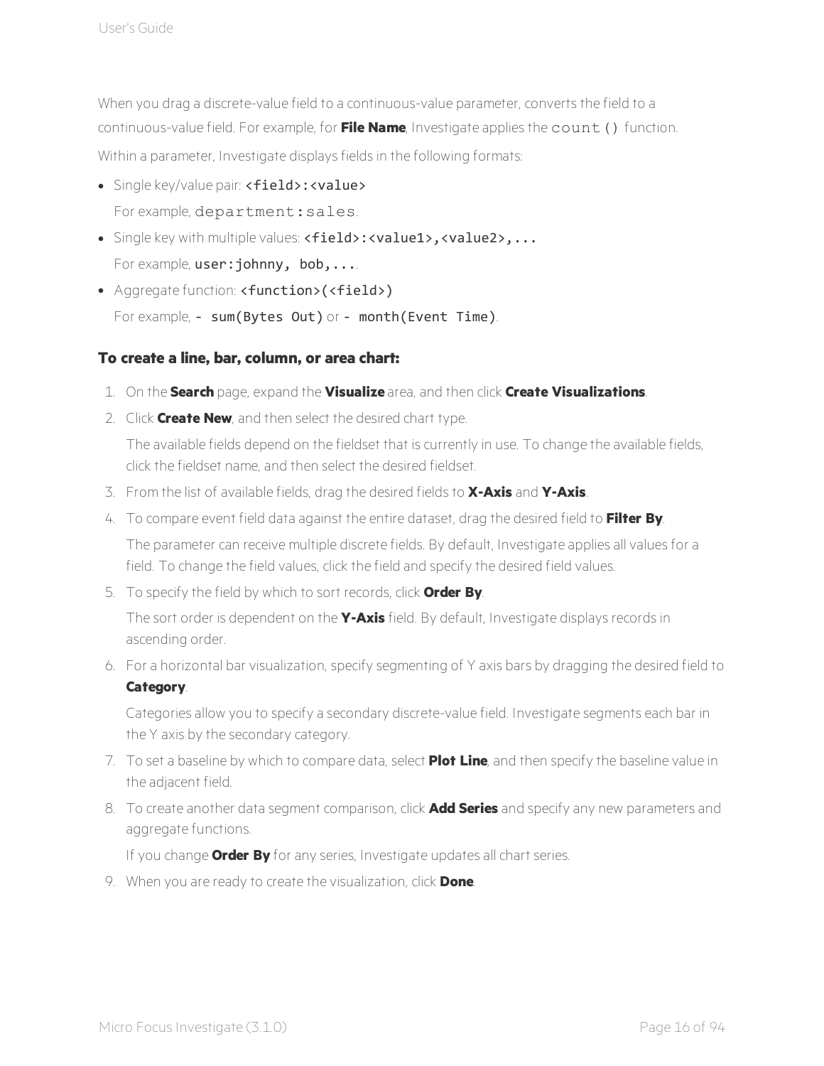When you drag a discrete-value field to a continuous-value parameter, converts the field to a continuous-value field. For example, for **File Name**, Investigate applies the `count()` function.

Within a parameter, Investigate displays fields in the following formats:

- Single key/value pair: `<field>:<value>`

  For example, `department:sales`.

- Single key with multiple values: `<field>:<value1>,<value2>,...`

  For example, `user:johnny, bob,...`.

- Aggregate function: `<function>(<field>)`

  For example, `- sum(Bytes Out)` or `- month(Event Time)`.

### To create a line, bar, column, or area chart:

1. On the **Search** page, expand the **Visualize** area, and then click **Create Visualizations**.
2. Click **Create New**, and then select the desired chart type.

   The available fields depend on the fieldset that is currently in use. To change the available fields, click the fieldset name, and then select the desired fieldset.

3. From the list of available fields, drag the desired fields to **X-Axis** and **Y-Axis**.
4. To compare event field data against the entire dataset, drag the desired field to **Filter By**.

   The parameter can receive multiple discrete fields. By default, Investigate applies all values for a field. To change the field values, click the field and specify the desired field values.

5. To specify the field by which to sort records, click **Order By**.

   The sort order is dependent on the **Y-Axis** field. By default, Investigate displays records in ascending order.

6. For a horizontal bar visualization, specify segmenting of Y axis bars by dragging the desired field to **Category**.

   Categories allow you to specify a secondary discrete-value field. Investigate segments each bar in the Y axis by the secondary category.

7. To set a baseline by which to compare data, select **Plot Line**, and then specify the baseline value in the adjacent field.
8. To create another data segment comparison, click **Add Series** and specify any new parameters and aggregate functions.

   If you change **Order By** for any series, Investigate updates all chart series.

9. When you are ready to create the visualization, click **Done**.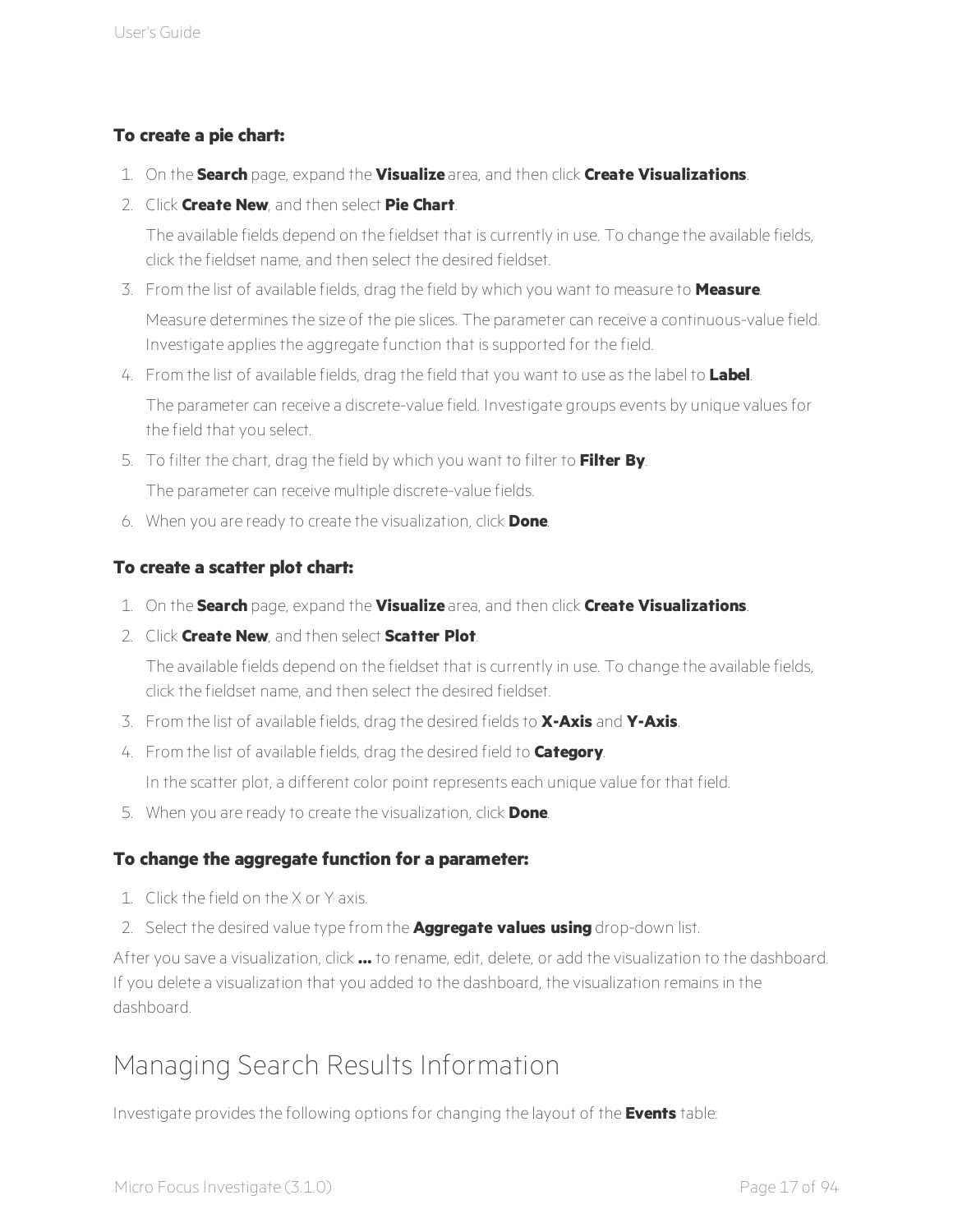**To create a pie chart:**

1. On the **Search** page, expand the **Visualize** area, and then click **Create Visualizations**.
2. Click **Create New**, and then select **Pie Chart**.

   The available fields depend on the fieldset that is currently in use. To change the available fields, click the fieldset name, and then select the desired fieldset.
3. From the list of available fields, drag the field by which you want to measure to **Measure**.

   Measure determines the size of the pie slices. The parameter can receive a continuous-value field. Investigate applies the aggregate function that is supported for the field.
4. From the list of available fields, drag the field that you want to use as the label to **Label**.

   The parameter can receive a discrete-value field. Investigate groups events by unique values for the field that you select.
5. To filter the chart, drag the field by which you want to filter to **Filter By**.

   The parameter can receive multiple discrete-value fields.
6. When you are ready to create the visualization, click **Done**.

**To create a scatter plot chart:**

1. On the **Search** page, expand the **Visualize** area, and then click **Create Visualizations**.
2. Click **Create New**, and then select **Scatter Plot**.

   The available fields depend on the fieldset that is currently in use. To change the available fields, click the fieldset name, and then select the desired fieldset.
3. From the list of available fields, drag the desired fields to **X-Axis** and **Y-Axis**.
4. From the list of available fields, drag the desired field to **Category**.

   In the scatter plot, a different color point represents each unique value for that field.
5. When you are ready to create the visualization, click **Done**.

**To change the aggregate function for a parameter:**

1. Click the field on the X or Y axis.
2. Select the desired value type from the **Aggregate values using** drop-down list.

After you save a visualization, click **...** to rename, edit, delete, or add the visualization to the dashboard. If you delete a visualization that you added to the dashboard, the visualization remains in the dashboard.

# Managing Search Results Information

Investigate provides the following options for changing the layout of the **Events** table: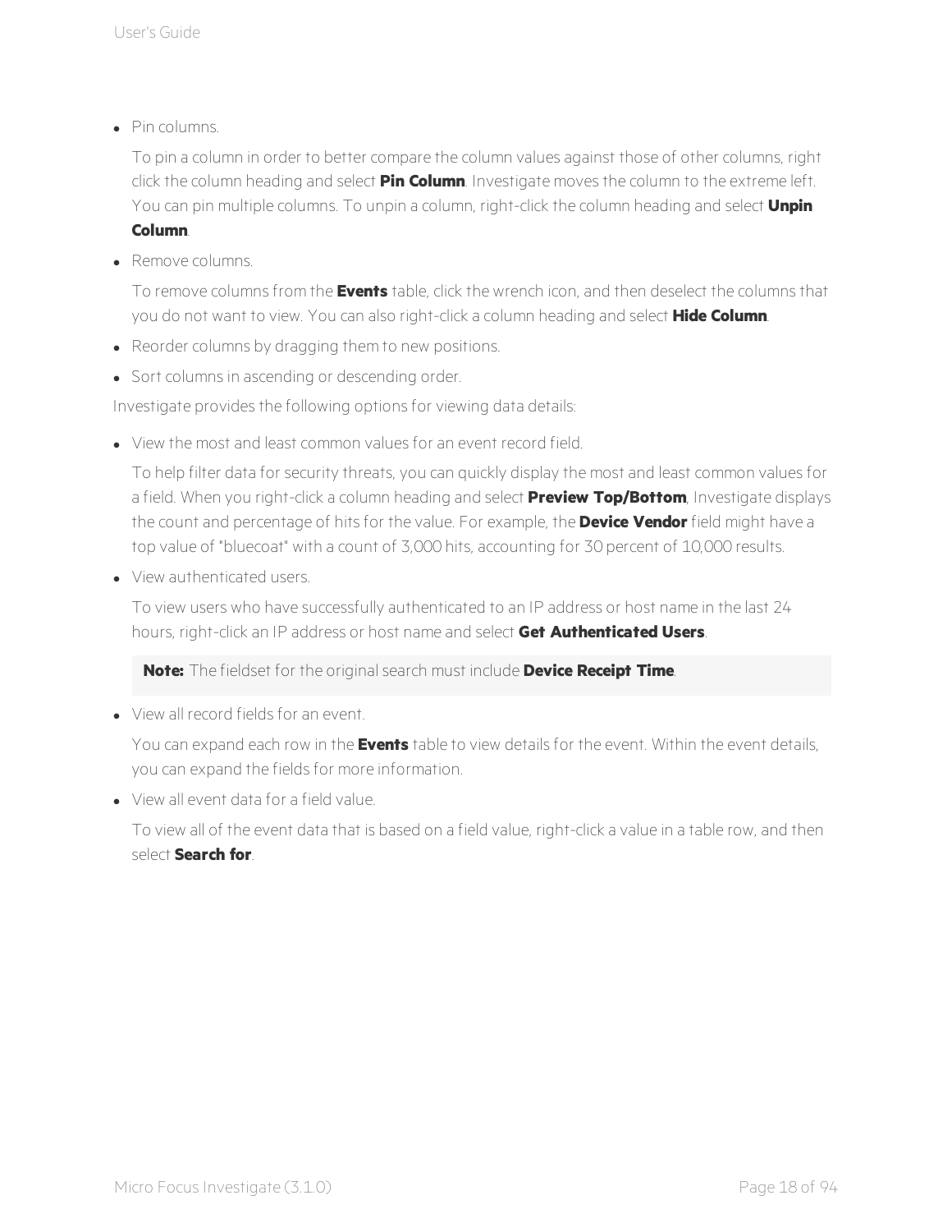- Pin columns.

  To pin a column in order to better compare the column values against those of other columns, right click the column heading and select **Pin Column**. Investigate moves the column to the extreme left. You can pin multiple columns. To unpin a column, right-click the column heading and select **Unpin Column**.

- Remove columns.

  To remove columns from the **Events** table, click the wrench icon, and then deselect the columns that you do not want to view. You can also right-click a column heading and select **Hide Column**.

- Reorder columns by dragging them to new positions.
- Sort columns in ascending or descending order.

Investigate provides the following options for viewing data details:

- View the most and least common values for an event record field.

  To help filter data for security threats, you can quickly display the most and least common values for a field. When you right-click a column heading and select **Preview Top/Bottom**, Investigate displays the count and percentage of hits for the value. For example, the **Device Vendor** field might have a top value of "bluecoat" with a count of 3,000 hits, accounting for 30 percent of 10,000 results.

- View authenticated users.

  To view users who have successfully authenticated to an IP address or host name in the last 24 hours, right-click an IP address or host name and select **Get Authenticated Users**.

  > **Note:** The fieldset for the original search must include **Device Receipt Time**.

- View all record fields for an event.

  You can expand each row in the **Events** table to view details for the event. Within the event details, you can expand the fields for more information.

- View all event data for a field value.

  To view all of the event data that is based on a field value, right-click a value in a table row, and then select **Search for**.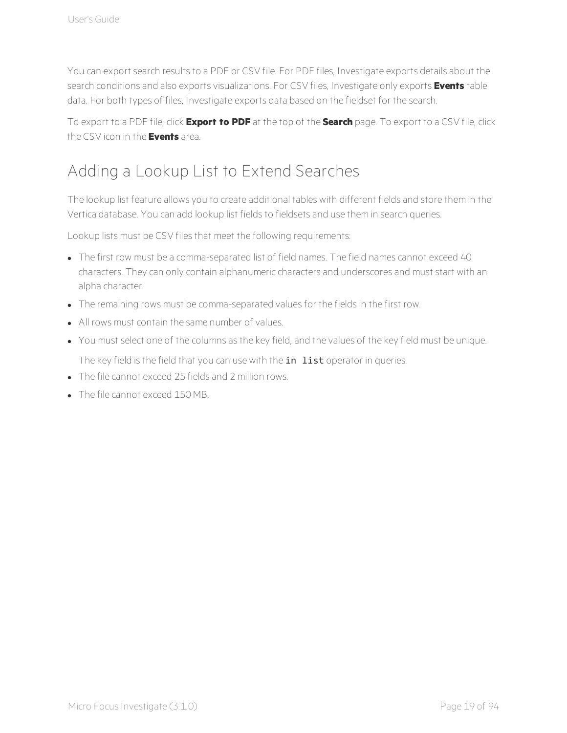You can export search results to a PDF or CSV file. For PDF files, Investigate exports details about the search conditions and also exports visualizations. For CSV files, Investigate only exports **Events** table data. For both types of files, Investigate exports data based on the fieldset for the search.

To export to a PDF file, click **Export to PDF** at the top of the **Search** page. To export to a CSV file, click the CSV icon in the **Events** area.

# Adding a Lookup List to Extend Searches

The lookup list feature allows you to create additional tables with different fields and store them in the Vertica database. You can add lookup list fields to fieldsets and use them in search queries.

Lookup lists must be CSV files that meet the following requirements:

- The first row must be a comma-separated list of field names. The field names cannot exceed 40 characters. They can only contain alphanumeric characters and underscores and must start with an alpha character.
- The remaining rows must be comma-separated values for the fields in the first row.
- All rows must contain the same number of values.
- You must select one of the columns as the key field, and the values of the key field must be unique.

  The key field is the field that you can use with the `in list` operator in queries.
- The file cannot exceed 25 fields and 2 million rows.
- The file cannot exceed 150 MB.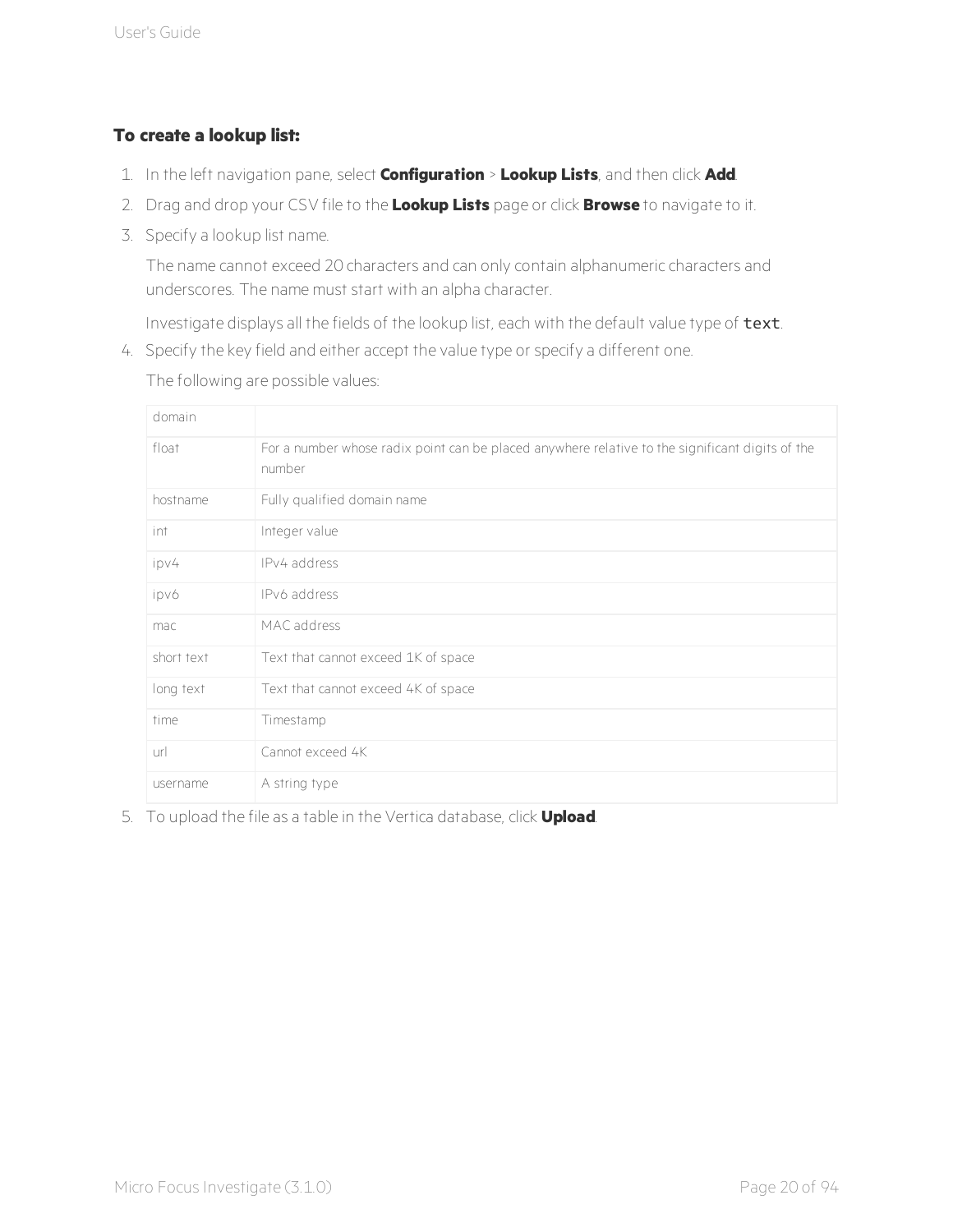**To create a lookup list:**

1. In the left navigation pane, select **Configuration** > **Lookup Lists**, and then click **Add**.
2. Drag and drop your CSV file to the **Lookup Lists** page or click **Browse** to navigate to it.
3. Specify a lookup list name.

   The name cannot exceed 20 characters and can only contain alphanumeric characters and underscores. The name must start with an alpha character.

   Investigate displays all the fields of the lookup list, each with the default value type of `text`.
4. Specify the key field and either accept the value type or specify a different one.

   The following are possible values:

   | | |
   |---|---|
   | domain | |
   | float | For a number whose radix point can be placed anywhere relative to the significant digits of the number |
   | hostname | Fully qualified domain name |
   | int | Integer value |
   | ipv4 | IPv4 address |
   | ipv6 | IPv6 address |
   | mac | MAC address |
   | short text | Text that cannot exceed 1K of space |
   | long text | Text that cannot exceed 4K of space |
   | time | Timestamp |
   | url | Cannot exceed 4K |
   | username | A string type |

5. To upload the file as a table in the Vertica database, click **Upload**.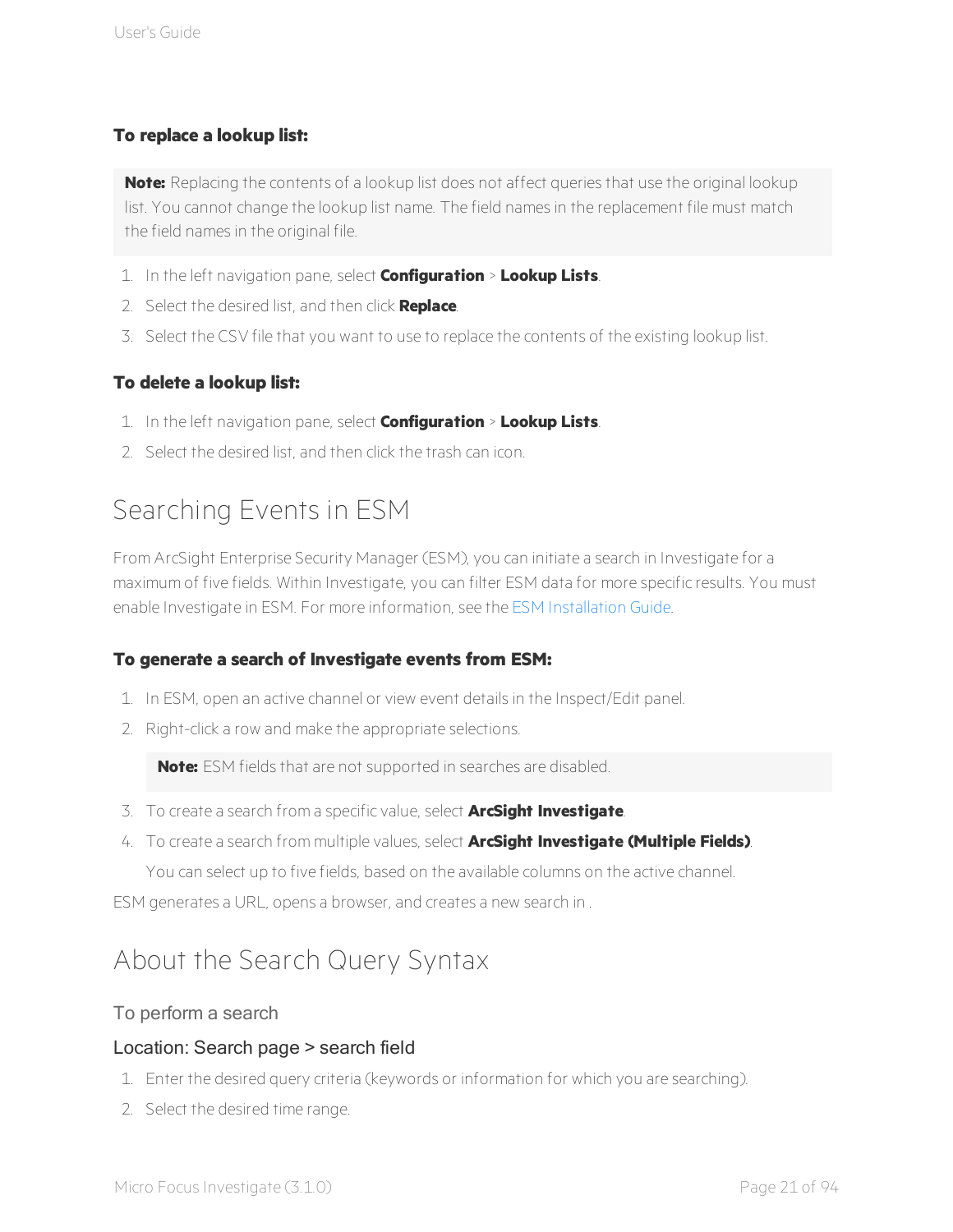#### To replace a lookup list:

> **Note:** Replacing the contents of a lookup list does not affect queries that use the original lookup list. You cannot change the lookup list name. The field names in the replacement file must match the field names in the original file.

1. In the left navigation pane, select **Configuration** > **Lookup Lists**.
2. Select the desired list, and then click **Replace**.
3. Select the CSV file that you want to use to replace the contents of the existing lookup list.

#### To delete a lookup list:

1. In the left navigation pane, select **Configuration** > **Lookup Lists**.
2. Select the desired list, and then click the trash can icon.

## Searching Events in ESM

From ArcSight Enterprise Security Manager (ESM), you can initiate a search in Investigate for a maximum of five fields. Within Investigate, you can filter ESM data for more specific results. You must enable Investigate in ESM. For more information, see the ESM Installation Guide.

#### To generate a search of Investigate events from ESM:

1. In ESM, open an active channel or view event details in the Inspect/Edit panel.
2. Right-click a row and make the appropriate selections.

   > **Note:** ESM fields that are not supported in searches are disabled.

3. To create a search from a specific value, select **ArcSight Investigate**.
4. To create a search from multiple values, select **ArcSight Investigate (Multiple Fields)**.

   You can select up to five fields, based on the available columns on the active channel.

ESM generates a URL, opens a browser, and creates a new search in .

## About the Search Query Syntax

### To perform a search

#### Location: Search page > search field

1. Enter the desired query criteria (keywords or information for which you are searching).
2. Select the desired time range.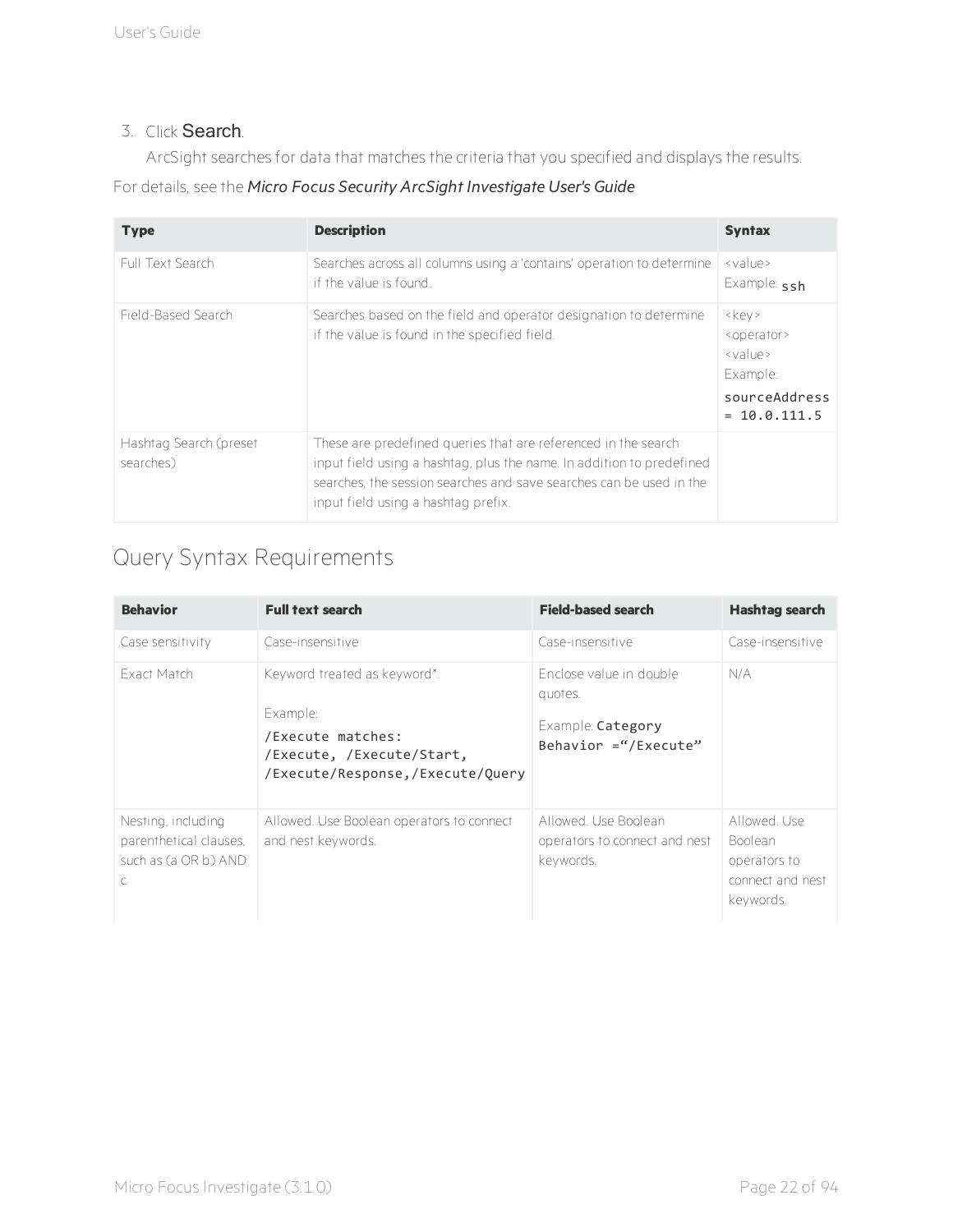3. Click **Search**.

   ArcSight searches for data that matches the criteria that you specified and displays the results.

For details, see the *Micro Focus Security ArcSight Investigate User's Guide*

| Type | Description | Syntax |
| --- | --- | --- |
| Full Text Search | Searches across all columns using a 'contains' operation to determine if the value is found. | <value><br>Example: `ssh` |
| Field-Based Search | Searches based on the field and operator designation to determine if the value is found in the specified field. | <key><br><operator><br><value><br>Example:<br>`sourceAddress = 10.0.111.5` |
| Hashtag Search (preset searches) | These are predefined queries that are referenced in the search input field using a hashtag, plus the name. In addition to predefined searches, the session searches and save searches can be used in the input field using a hashtag prefix. | |

## Query Syntax Requirements

| Behavior | Full text search | Field-based search | Hashtag search |
| --- | --- | --- | --- |
| Case sensitivity | Case-insensitive | Case-insensitive | Case-insensitive |
| Exact Match | Keyword treated as keyword*.<br><br>Example:<br>`/Execute matches: /Execute, /Execute/Start, /Execute/Response,/Execute/Query` | Enclose value in double quotes.<br><br>Example: `Category Behavior =“/Execute”` | N/A |
| Nesting, including parenthetical clauses, such as (a OR b) AND c | Allowed. Use Boolean operators to connect and nest keywords. | Allowed. Use Boolean operators to connect and nest keywords. | Allowed. Use Boolean operators to connect and nest keywords. |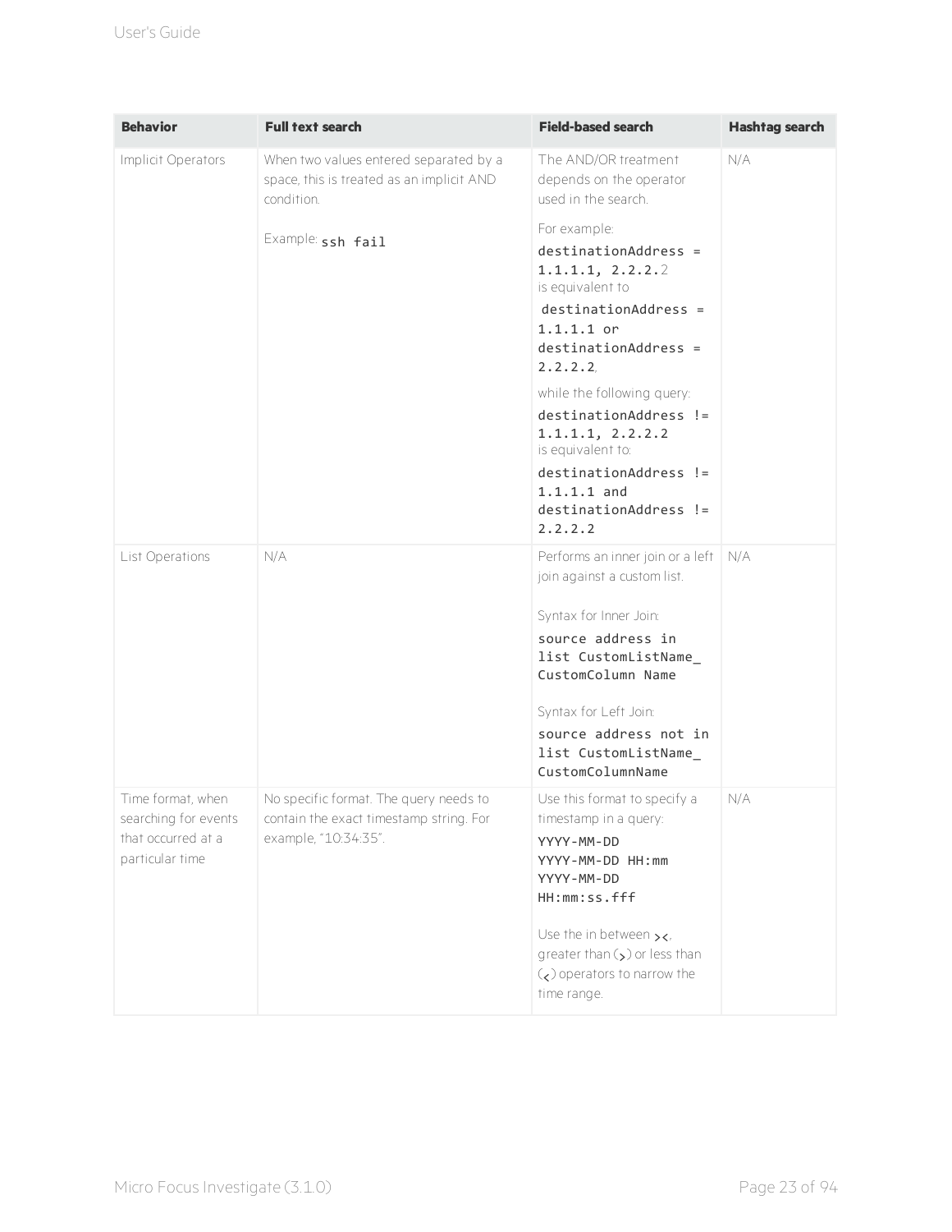| Behavior | Full text search | Field-based search | Hashtag search |
| --- | --- | --- | --- |
| Implicit Operators | When two values entered separated by a space, this is treated as an implicit AND condition.<br><br>Example: `ssh fail` | The AND/OR treatment depends on the operator used in the search.<br><br>For example:<br>`destinationAddress = 1.1.1.1, 2.2.2.2`<br>is equivalent to<br>`destinationAddress = 1.1.1.1 or destinationAddress = 2.2.2.2`,<br><br>while the following query:<br>`destinationAddress != 1.1.1.1, 2.2.2.2`<br>is equivalent to:<br>`destinationAddress != 1.1.1.1 and destinationAddress != 2.2.2.2` | N/A |
| List Operations | N/A | Performs an inner join or a left join against a custom list.<br><br>Syntax for Inner Join:<br>`source address in list CustomListName_ CustomColumn Name`<br><br>Syntax for Left Join:<br>`source address not in list CustomListName_ CustomColumnName` | N/A |
| Time format, when searching for events that occurred at a particular time | No specific format. The query needs to contain the exact timestamp string. For example, "10:34:35". | Use this format to specify a timestamp in a query:<br>`YYYY-MM-DD`<br>`YYYY-MM-DD HH:mm`<br>`YYYY-MM-DD HH:mm:ss.fff`<br><br>Use the in between `><`, greater than (`>`) or less than (`<`) operators to narrow the time range. | N/A |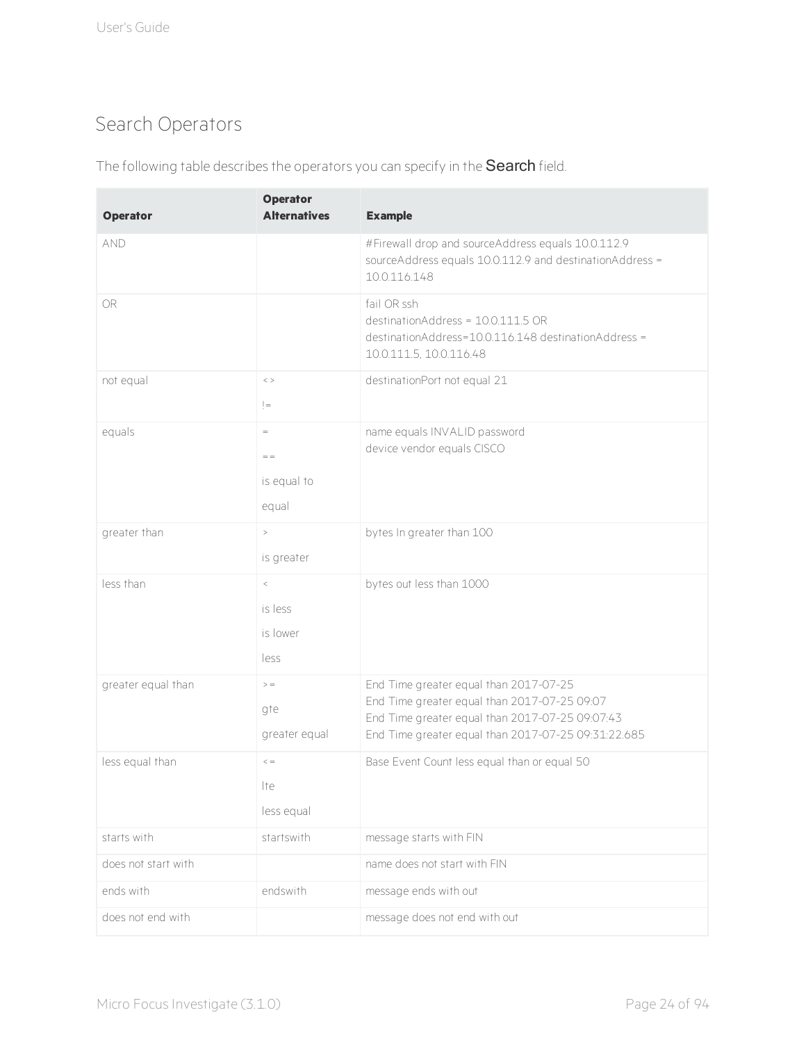## Search Operators

The following table describes the operators you can specify in the **Search** field.

| Operator | Operator Alternatives | Example |
|---|---|---|
| AND | | #Firewall drop and sourceAddress equals 10.0.112.9<br>sourceAddress equals 10.0.112.9 and destinationAddress = 10.0.116.148 |
| OR | | fail OR ssh<br>destinationAddress = 10.0.111.5 OR destinationAddress=10.0.116.148 destinationAddress = 10.0.111.5, 10.0.116.48 |
| not equal | < ><br>!= | destinationPort not equal 21 |
| equals | =<br>= =<br>is equal to<br>equal | name equals INVALID password<br>device vendor equals CISCO |
| greater than | ><br>is greater | bytes In greater than 100 |
| less than | <<br>is less<br>is lower<br>less | bytes out less than 1000 |
| greater equal than | > =<br>gte<br>greater equal | End Time greater equal than 2017-07-25<br>End Time greater equal than 2017-07-25 09:07<br>End Time greater equal than 2017-07-25 09:07:43<br>End Time greater equal than 2017-07-25 09:31:22.685 |
| less equal than | < =<br>lte<br>less equal | Base Event Count less equal than or equal 50 |
| starts with | startswith | message starts with FIN |
| does not start with | | name does not start with FIN |
| ends with | endswith | message ends with out |
| does not end with | | message does not end with out |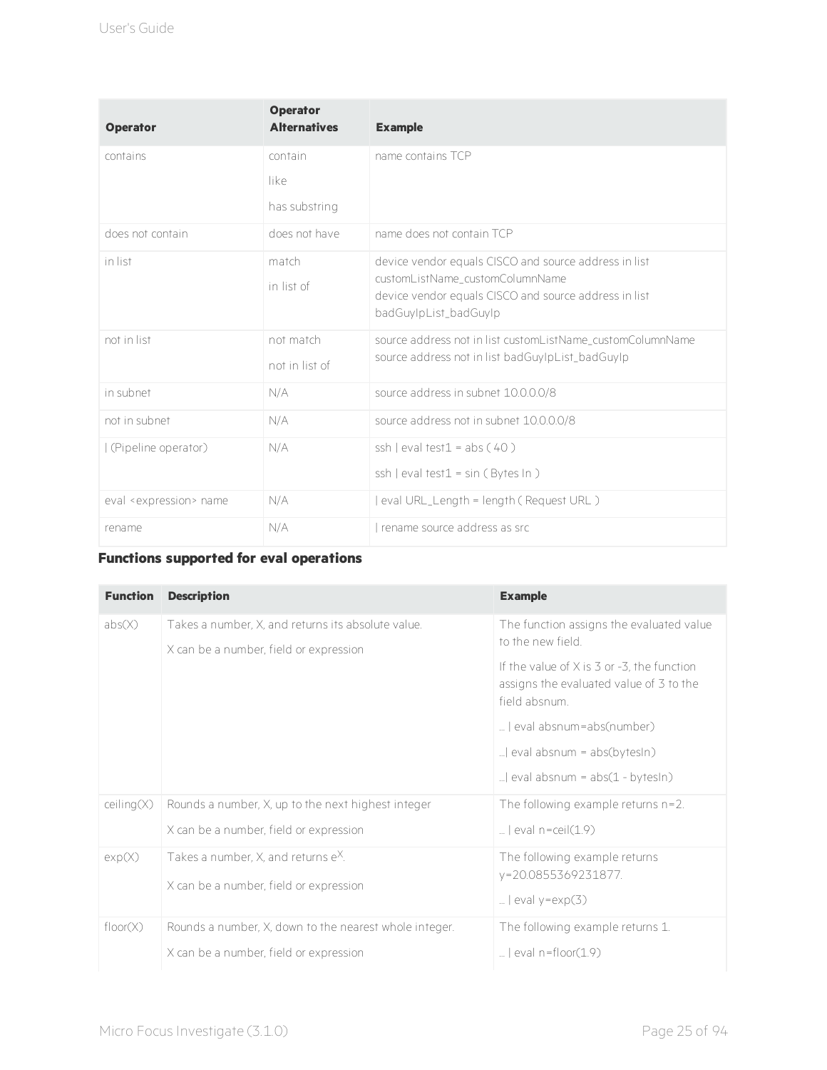| Operator | Operator Alternatives | Example |
|---|---|---|
| contains | contain<br>like<br>has substring | name contains TCP |
| does not contain | does not have | name does not contain TCP |
| in list | match<br>in list of | device vendor equals CISCO and source address in list customListName_customColumnName<br>device vendor equals CISCO and source address in list badGuyIpList_badGuyIp |
| not in list | not match<br>not in list of | source address not in list customListName_customColumnName<br>source address not in list badGuyIpList_badGuyIp |
| in subnet | N/A | source address in subnet 10.0.0.0/8 |
| not in subnet | N/A | source address not in subnet 10.0.0.0/8 |
| \| (Pipeline operator) | N/A | ssh \| eval test1 = abs ( 40 )<br>ssh \| eval test1 = sin ( Bytes In ) |
| eval <expression> name | N/A | \| eval URL_Length = length ( Request URL ) |
| rename | N/A | \| rename source address as src |

### Functions supported for eval operations

| Function | Description | Example |
|---|---|---|
| abs(X) | Takes a number, X, and returns its absolute value.<br>X can be a number, field or expression | The function assigns the evaluated value to the new field.<br>If the value of X is 3 or -3, the function assigns the evaluated value of 3 to the field absnum.<br>… \| eval absnum=abs(number)<br>…\| eval absnum = abs(bytesIn)<br>…\| eval absnum = abs(1 - bytesIn) |
| ceiling(X) | Rounds a number, X, up to the next highest integer<br>X can be a number, field or expression | The following example returns n=2.<br>… \| eval n=ceil(1.9) |
| exp(X) | Takes a number, X, and returns $e^X$.<br>X can be a number, field or expression | The following example returns y=20.0855369231877.<br>… \| eval y=exp(3) |
| floor(X) | Rounds a number, X, down to the nearest whole integer.<br>X can be a number, field or expression | The following example returns 1.<br>… \| eval n=floor(1.9) |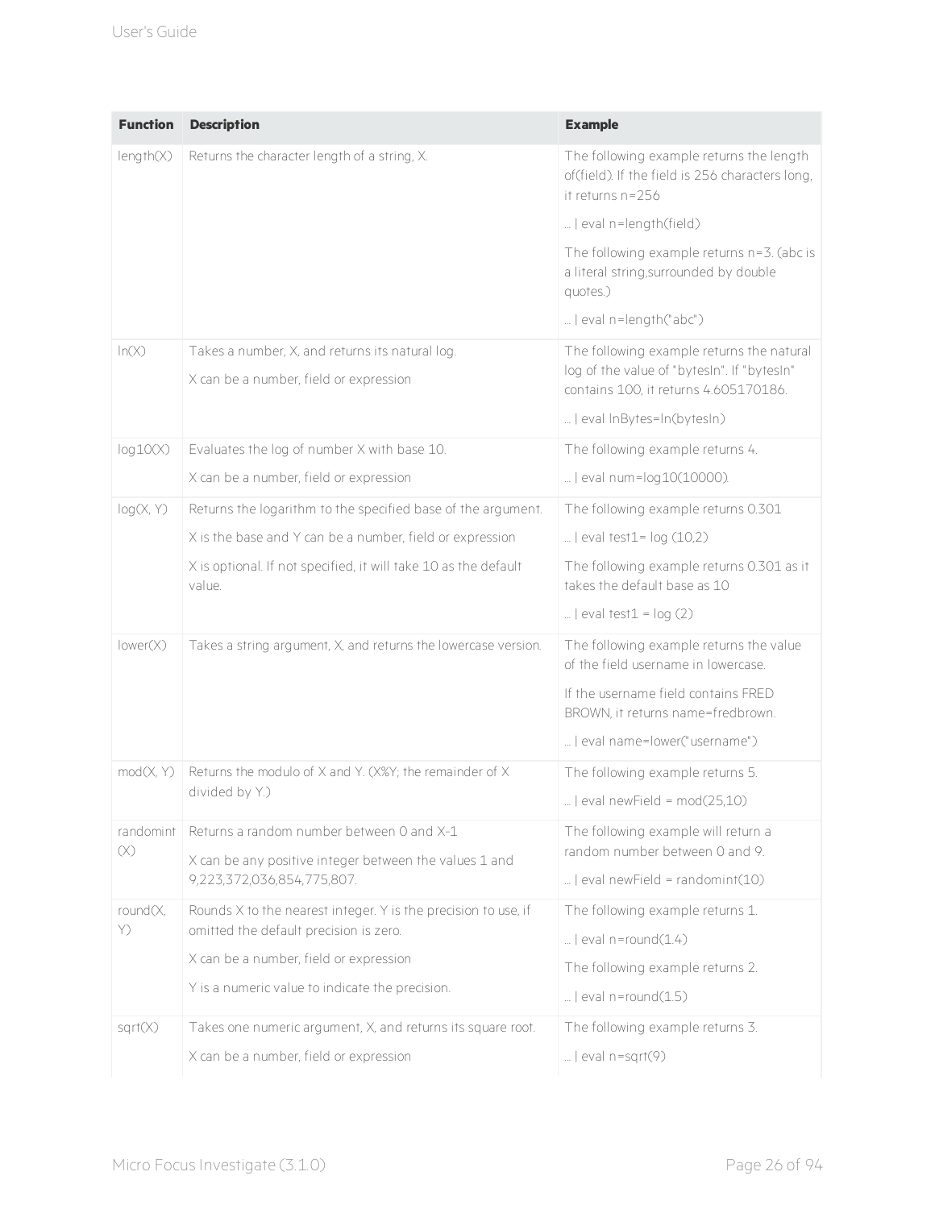| Function | Description | Example |
|---|---|---|
| length(X) | Returns the character length of a string, X. | The following example returns the length of(field). If the field is 256 characters long, it returns n=256<br><br>… \| eval n=length(field)<br><br>The following example returns n=3. (abc is a literal string,surrounded by double quotes.)<br><br>… \| eval n=length("abc") |
| ln(X) | Takes a number, X, and returns its natural log.<br><br>X can be a number, field or expression | The following example returns the natural log of the value of "bytesIn". If "bytesIn" contains 100, it returns 4.605170186.<br><br>… \| eval lnBytes=ln(bytesIn) |
| log10(X) | Evaluates the log of number X with base 10.<br><br>X can be a number, field or expression | The following example returns 4.<br><br>… \| eval num=log10(10000). |
| log(X, Y) | Returns the logarithm to the specified base of the argument.<br><br>X is the base and Y can be a number, field or expression<br><br>X is optional. If not specified, it will take 10 as the default value. | The following example returns 0.301<br><br>… \| eval test1= log (10,2)<br><br>The following example returns 0.301 as it takes the default base as 10<br><br>… \| eval test1 = log (2) |
| lower(X) | Takes a string argument, X, and returns the lowercase version. | The following example returns the value of the field username in lowercase.<br><br>If the username field contains FRED BROWN, it returns name=fredbrown.<br><br>… \| eval name=lower("username") |
| mod(X, Y) | Returns the modulo of X and Y. (X%Y; the remainder of X divided by Y.) | The following example returns 5.<br><br>… \| eval newField = mod(25,10) |
| randomint (X) | Returns a random number between 0 and X-1<br><br>X can be any positive integer between the values 1 and 9,223,372,036,854,775,807. | The following example will return a random number between 0 and 9.<br><br>… \| eval newField = randomint(10) |
| round(X, Y) | Rounds X to the nearest integer. Y is the precision to use, if omitted the default precision is zero.<br><br>X can be a number, field or expression<br><br>Y is a numeric value to indicate the precision. | The following example returns 1.<br><br>… \| eval n=round(1.4)<br><br>The following example returns 2.<br><br>… \| eval n=round(1.5) |
| sqrt(X) | Takes one numeric argument, X, and returns its square root.<br><br>X can be a number, field or expression | The following example returns 3.<br><br>… \| eval n=sqrt(9) |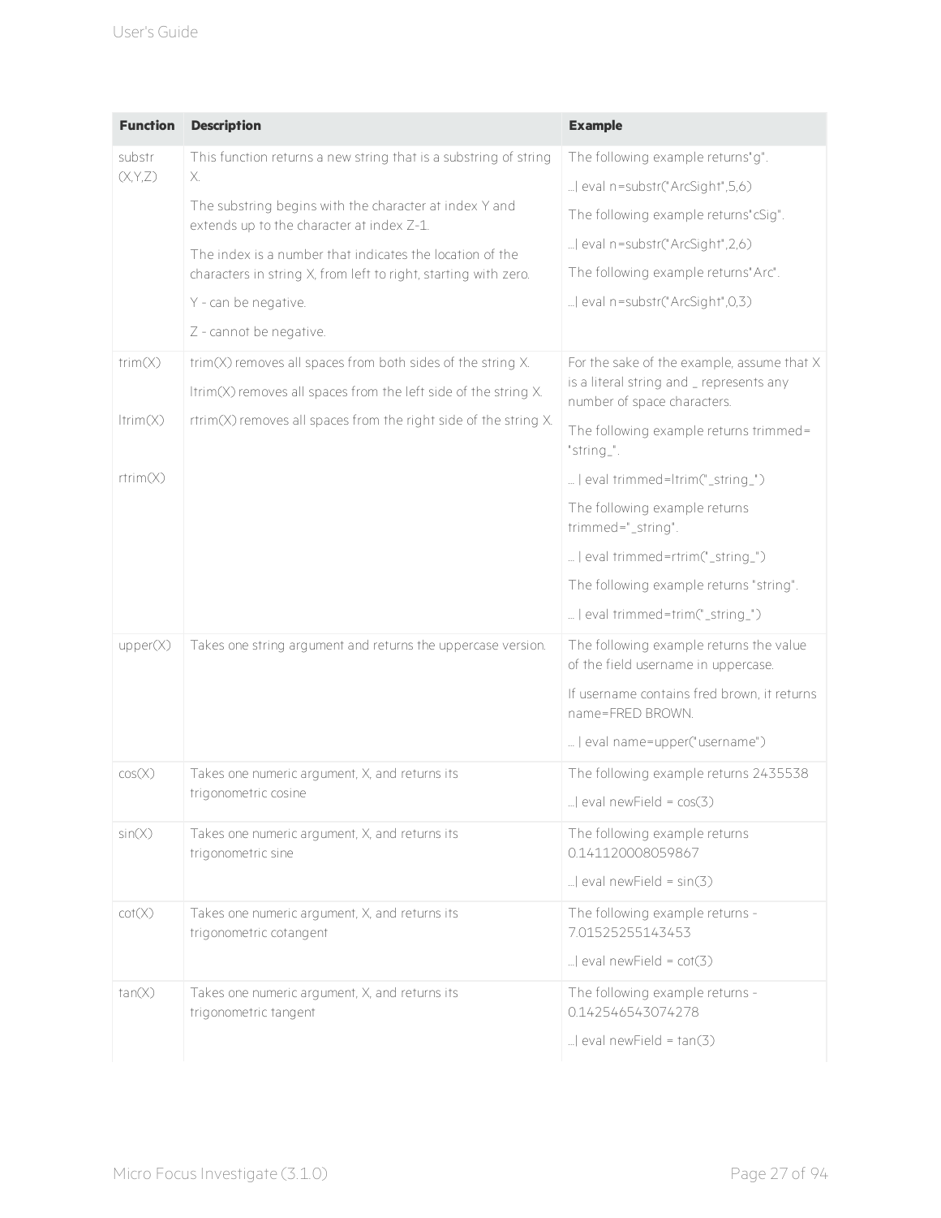| Function | Description | Example |
| --- | --- | --- |
| substr (X,Y,Z) | This function returns a new string that is a substring of string X.<br><br>The substring begins with the character at index Y and extends up to the character at index Z-1.<br><br>The index is a number that indicates the location of the characters in string X, from left to right, starting with zero.<br><br>Y - can be negative.<br><br>Z - cannot be negative. | The following example returns"g".<br><br>...\| eval n=substr("ArcSight",5,6)<br><br>The following example returns"cSig".<br><br>...\| eval n=substr("ArcSight",2,6)<br><br>The following example returns"Arc".<br><br>...\| eval n=substr("ArcSight",0,3) |
| trim(X)<br><br>ltrim(X)<br><br>rtrim(X) | trim(X) removes all spaces from both sides of the string X.<br><br>ltrim(X) removes all spaces from the left side of the string X.<br><br>rtrim(X) removes all spaces from the right side of the string X. | For the sake of the example, assume that X is a literal string and _ represents any number of space characters.<br><br>The following example returns trimmed= "string_".<br><br>... \| eval trimmed=ltrim("_string_")<br><br>The following example returns trimmed="_string".<br><br>... \| eval trimmed=rtrim("_string_")<br><br>The following example returns "string".<br><br>... \| eval trimmed=trim("_string_") |
| upper(X) | Takes one string argument and returns the uppercase version. | The following example returns the value of the field username in uppercase.<br><br>If username contains fred brown, it returns name=FRED BROWN.<br><br>... \| eval name=upper("username") |
| cos(X) | Takes one numeric argument, X, and returns its trigonometric cosine | The following example returns 2435538<br><br>...\| eval newField = cos(3) |
| sin(X) | Takes one numeric argument, X, and returns its trigonometric sine | The following example returns 0.141120008059867<br><br>...\| eval newField = sin(3) |
| cot(X) | Takes one numeric argument, X, and returns its trigonometric cotangent | The following example returns - 7.01525255143453<br><br>...\| eval newField = cot(3) |
| tan(X) | Takes one numeric argument, X, and returns its trigonometric tangent | The following example returns - 0.142546543074278<br><br>...\| eval newField = tan(3) |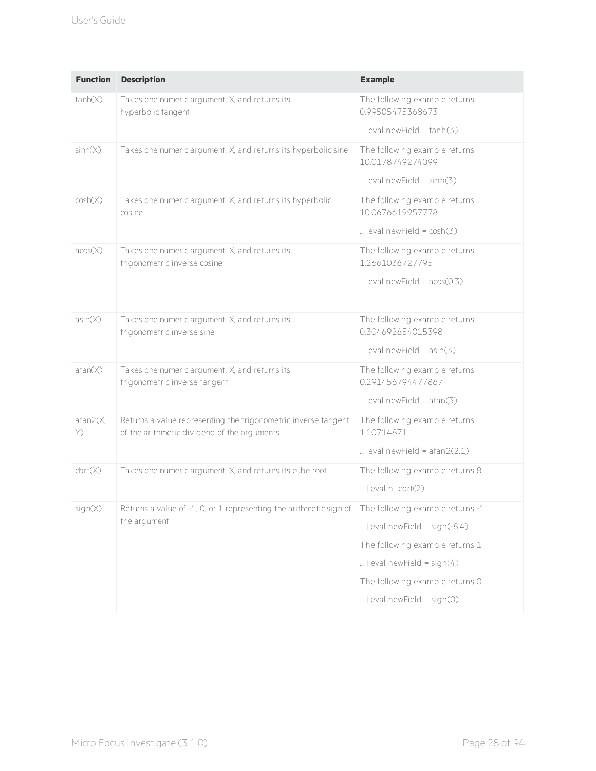| Function | Description | Example |
| --- | --- | --- |
| tanh(X) | Takes one numeric argument, X, and returns its hyperbolic tangent | The following example returns 0.99505475368673<br><br>...\| eval newField = tanh(3) |
| sinh(X) | Takes one numeric argument, X, and returns its hyperbolic sine | The following example returns 10.0178749274099<br><br>...\| eval newField = sinh(3) |
| cosh(X) | Takes one numeric argument, X, and returns its hyperbolic cosine | The following example returns 10.0676619957778<br><br>...\| eval newField = cosh(3) |
| acos(X) | Takes one numeric argument, X, and returns its trigonometric inverse cosine | The following example returns 1.2661036727795<br><br>...\| eval newField = acos(0.3) |
| asin(X) | Takes one numeric argument, X, and returns its trigonometric inverse sine | The following example returns 0.304692654015398<br><br>...\| eval newField = asin(3) |
| atan(X) | Takes one numeric argument, X, and returns its trigonometric inverse tangent | The following example returns 0.291456794477867<br><br>...\| eval newField = atan(3) |
| atan2(X, Y) | Returns a value representing the trigonometric inverse tangent of the arithmetic dividend of the arguments. | The following example returns 1.10714871<br><br>...\| eval newField = atan2(2,1) |
| cbrt(X) | Takes one numeric argument, X, and returns its cube root | The following example returns 8<br><br>... \| eval n=cbrt(2) |
| sign(X) | Returns a value of -1, 0, or 1 representing the arithmetic sign of the argument. | The following example returns -1<br><br>... \| eval newField = sign(-8.4)<br><br>The following example returns 1<br><br>... \| eval newField = sign(4)<br><br>The following example returns 0<br><br>... \| eval newField = sign(0) |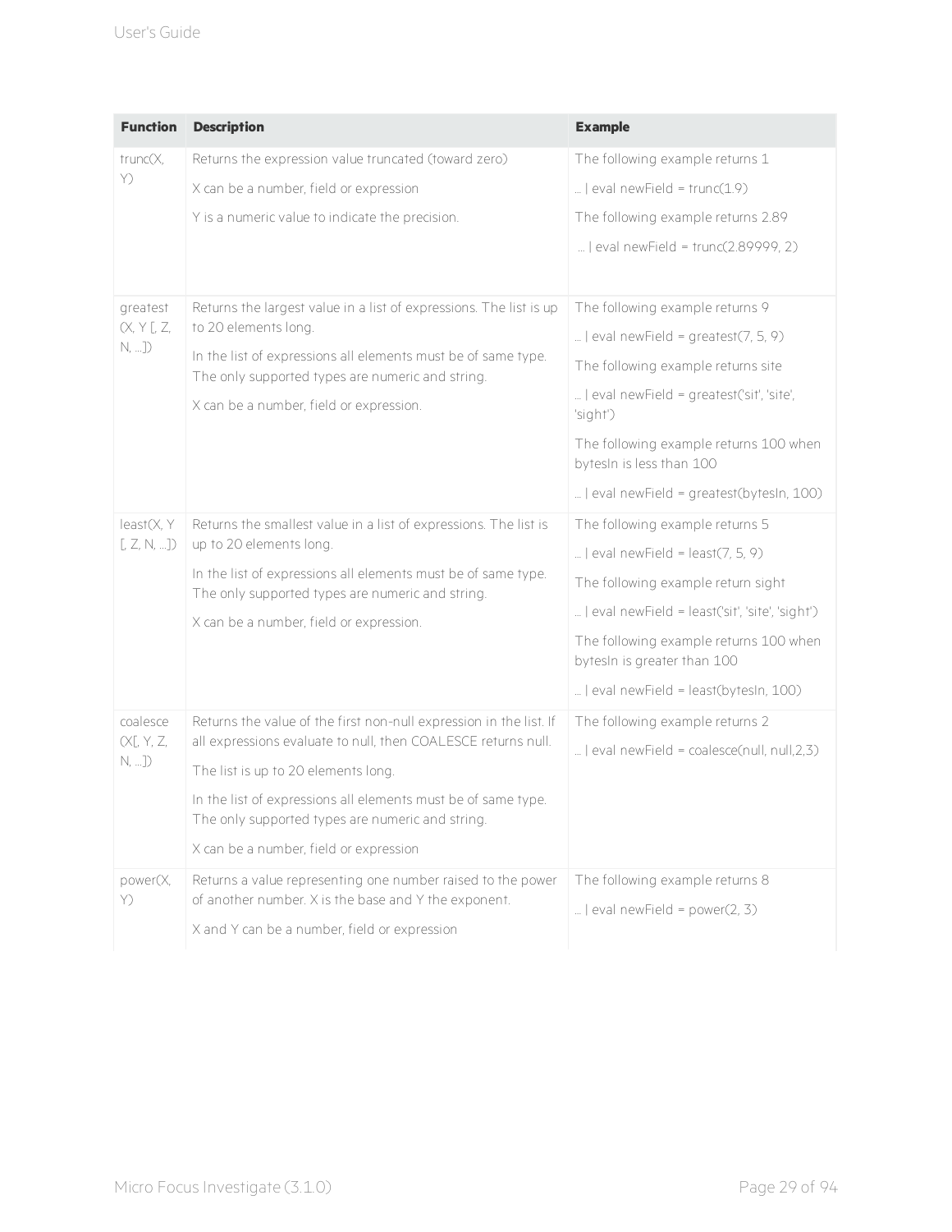| Function | Description | Example |
|---|---|---|
| trunc(X, Y) | Returns the expression value truncated (toward zero)<br><br>X can be a number, field or expression<br><br>Y is a numeric value to indicate the precision. | The following example returns 1<br><br>… \| eval newField = trunc(1.9)<br><br>The following example returns 2.89<br><br>… \| eval newField = trunc(2.89999, 2) |
| greatest (X, Y [, Z, N, …]) | Returns the largest value in a list of expressions. The list is up to 20 elements long.<br><br>In the list of expressions all elements must be of same type. The only supported types are numeric and string.<br><br>X can be a number, field or expression. | The following example returns 9<br><br>… \| eval newField = greatest(7, 5, 9)<br><br>The following example returns site<br><br>… \| eval newField = greatest('sit', 'site', 'sight')<br><br>The following example returns 100 when bytesIn is less than 100<br><br>… \| eval newField = greatest(bytesIn, 100) |
| least(X, Y [, Z, N, …]) | Returns the smallest value in a list of expressions. The list is up to 20 elements long.<br><br>In the list of expressions all elements must be of same type. The only supported types are numeric and string.<br><br>X can be a number, field or expression. | The following example returns 5<br><br>… \| eval newField = least(7, 5, 9)<br><br>The following example return sight<br><br>… \| eval newField = least('sit', 'site', 'sight')<br><br>The following example returns 100 when bytesIn is greater than 100<br><br>… \| eval newField = least(bytesIn, 100) |
| coalesce (X[, Y, Z, N, …]) | Returns the value of the first non-null expression in the list. If all expressions evaluate to null, then COALESCE returns null.<br><br>The list is up to 20 elements long.<br><br>In the list of expressions all elements must be of same type. The only supported types are numeric and string.<br><br>X can be a number, field or expression | The following example returns 2<br><br>… \| eval newField = coalesce(null, null,2,3) |
| power(X, Y) | Returns a value representing one number raised to the power of another number. X is the base and Y the exponent.<br><br>X and Y can be a number, field or expression | The following example returns 8<br><br>… \| eval newField = power(2, 3) |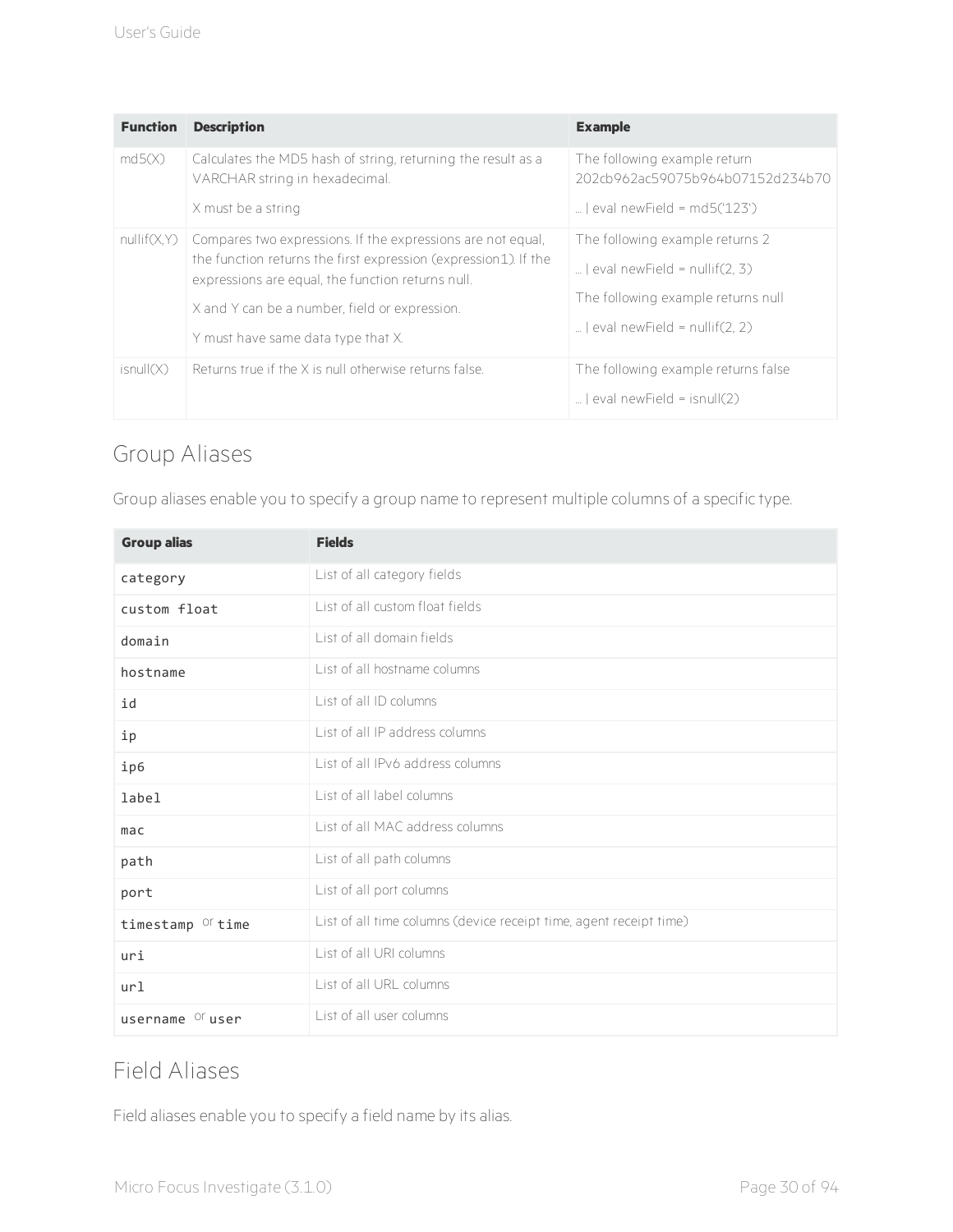| Function | Description | Example |
| --- | --- | --- |
| md5(X) | Calculates the MD5 hash of string, returning the result as a VARCHAR string in hexadecimal.<br><br>X must be a string | The following example return 202cb962ac59075b964b07152d234b70<br><br>… \| eval newField = md5('123') |
| nullif(X,Y) | Compares two expressions. If the expressions are not equal, the function returns the first expression (expression1). If the expressions are equal, the function returns null.<br><br>X and Y can be a number, field or expression.<br><br>Y must have same data type that X. | The following example returns 2<br><br>… \| eval newField = nullif(2, 3)<br><br>The following example returns null<br><br>… \| eval newField = nullif(2, 2) |
| isnull(X) | Returns true if the X is null otherwise returns false. | The following example returns false<br><br>… \| eval newField = isnull(2) |

## Group Aliases

Group aliases enable you to specify a group name to represent multiple columns of a specific type.

| Group alias | Fields |
| --- | --- |
| `category` | List of all category fields |
| `custom float` | List of all custom float fields |
| `domain` | List of all domain fields |
| `hostname` | List of all hostname columns |
| `id` | List of all ID columns |
| `ip` | List of all IP address columns |
| `ip6` | List of all IPv6 address columns |
| `label` | List of all label columns |
| `mac` | List of all MAC address columns |
| `path` | List of all path columns |
| `port` | List of all port columns |
| `timestamp` or `time` | List of all time columns (device receipt time, agent receipt time) |
| `uri` | List of all URI columns |
| `url` | List of all URL columns |
| `username` or `user` | List of all user columns |

## Field Aliases

Field aliases enable you to specify a field name by its alias.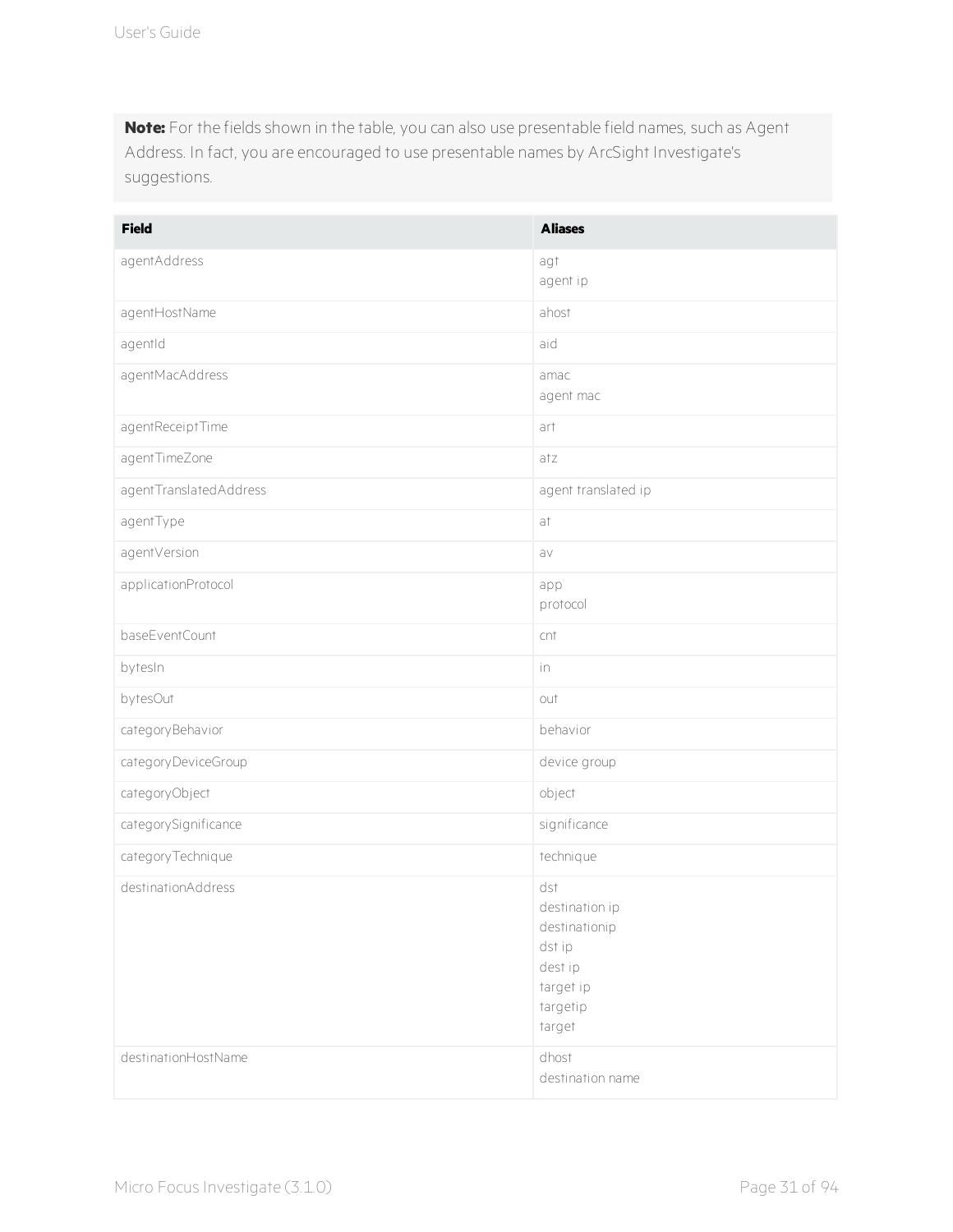**Note:** For the fields shown in the table, you can also use presentable field names, such as Agent Address. In fact, you are encouraged to use presentable names by ArcSight Investigate's suggestions.

| Field | Aliases |
|---|---|
| agentAddress | agt<br>agent ip |
| agentHostName | ahost |
| agentId | aid |
| agentMacAddress | amac<br>agent mac |
| agentReceiptTime | art |
| agentTimeZone | atz |
| agentTranslatedAddress | agent translated ip |
| agentType | at |
| agentVersion | av |
| applicationProtocol | app<br>protocol |
| baseEventCount | cnt |
| bytesIn | in |
| bytesOut | out |
| categoryBehavior | behavior |
| categoryDeviceGroup | device group |
| categoryObject | object |
| categorySignificance | significance |
| categoryTechnique | technique |
| destinationAddress | dst<br>destination ip<br>destinationip<br>dst ip<br>dest ip<br>target ip<br>targetip<br>target |
| destinationHostName | dhost<br>destination name |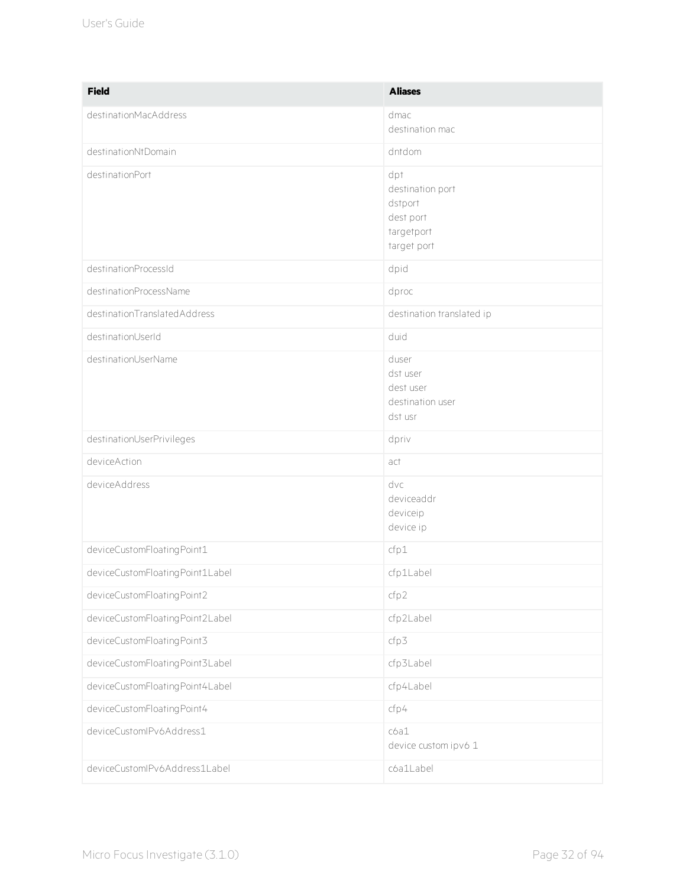| Field | Aliases |
| --- | --- |
| destinationMacAddress | dmac<br>destination mac |
| destinationNtDomain | dntdom |
| destinationPort | dpt<br>destination port<br>dstport<br>dest port<br>targetport<br>target port |
| destinationProcessId | dpid |
| destinationProcessName | dproc |
| destinationTranslatedAddress | destination translated ip |
| destinationUserId | duid |
| destinationUserName | duser<br>dst user<br>dest user<br>destination user<br>dst usr |
| destinationUserPrivileges | dpriv |
| deviceAction | act |
| deviceAddress | dvc<br>deviceaddr<br>deviceip<br>device ip |
| deviceCustomFloatingPoint1 | cfp1 |
| deviceCustomFloatingPoint1Label | cfp1Label |
| deviceCustomFloatingPoint2 | cfp2 |
| deviceCustomFloatingPoint2Label | cfp2Label |
| deviceCustomFloatingPoint3 | cfp3 |
| deviceCustomFloatingPoint3Label | cfp3Label |
| deviceCustomFloatingPoint4Label | cfp4Label |
| deviceCustomFloatingPoint4 | cfp4 |
| deviceCustomIPv6Address1 | c6a1<br>device custom ipv6 1 |
| deviceCustomIPv6Address1Label | c6a1Label |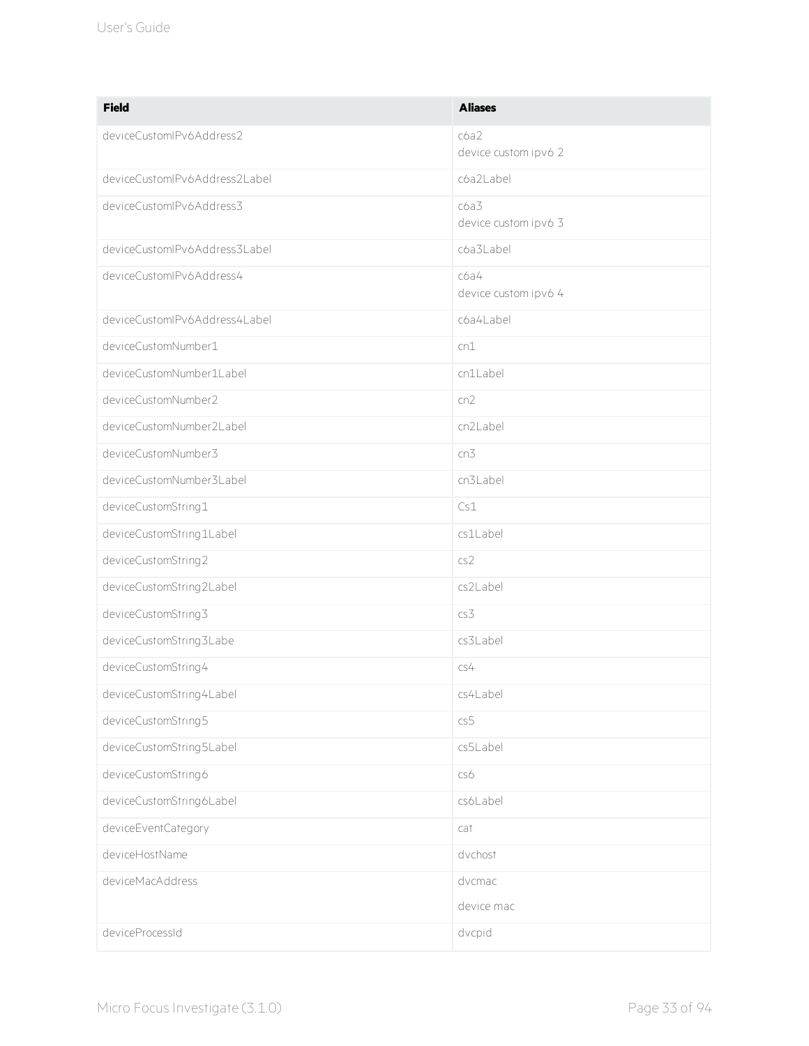| Field | Aliases |
|---|---|
| deviceCustomIPv6Address2 | c6a2<br>device custom ipv6 2 |
| deviceCustomIPv6Address2Label | c6a2Label |
| deviceCustomIPv6Address3 | c6a3<br>device custom ipv6 3 |
| deviceCustomIPv6Address3Label | c6a3Label |
| deviceCustomIPv6Address4 | c6a4<br>device custom ipv6 4 |
| deviceCustomIPv6Address4Label | c6a4Label |
| deviceCustomNumber1 | cn1 |
| deviceCustomNumber1Label | cn1Label |
| deviceCustomNumber2 | cn2 |
| deviceCustomNumber2Label | cn2Label |
| deviceCustomNumber3 | cn3 |
| deviceCustomNumber3Label | cn3Label |
| deviceCustomString1 | Cs1 |
| deviceCustomString1Label | cs1Label |
| deviceCustomString2 | cs2 |
| deviceCustomString2Label | cs2Label |
| deviceCustomString3 | cs3 |
| deviceCustomString3Labe | cs3Label |
| deviceCustomString4 | cs4 |
| deviceCustomString4Label | cs4Label |
| deviceCustomString5 | cs5 |
| deviceCustomString5Label | cs5Label |
| deviceCustomString6 | cs6 |
| deviceCustomString6Label | cs6Label |
| deviceEventCategory | cat |
| deviceHostName | dvchost |
| deviceMacAddress | dvcmac<br>device mac |
| deviceProcessId | dvcpid |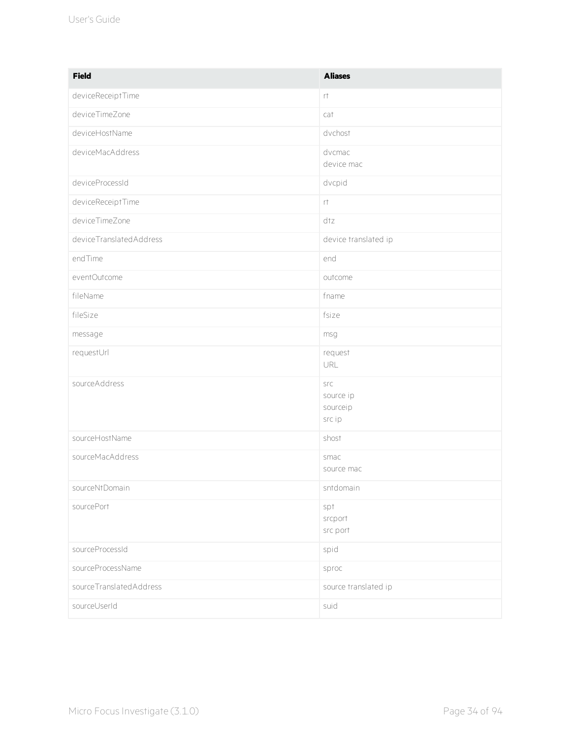| Field | Aliases |
| --- | --- |
| deviceReceiptTime | rt |
| deviceTimeZone | cat |
| deviceHostName | dvchost |
| deviceMacAddress | dvcmac<br>device mac |
| deviceProcessId | dvcpid |
| deviceReceiptTime | rt |
| deviceTimeZone | dtz |
| deviceTranslatedAddress | device translated ip |
| endTime | end |
| eventOutcome | outcome |
| fileName | fname |
| fileSize | fsize |
| message | msg |
| requestUrl | request<br>URL |
| sourceAddress | src<br>source ip<br>sourceip<br>src ip |
| sourceHostName | shost |
| sourceMacAddress | smac<br>source mac |
| sourceNtDomain | sntdomain |
| sourcePort | spt<br>srcport<br>src port |
| sourceProcessId | spid |
| sourceProcessName | sproc |
| sourceTranslatedAddress | source translated ip |
| sourceUserId | suid |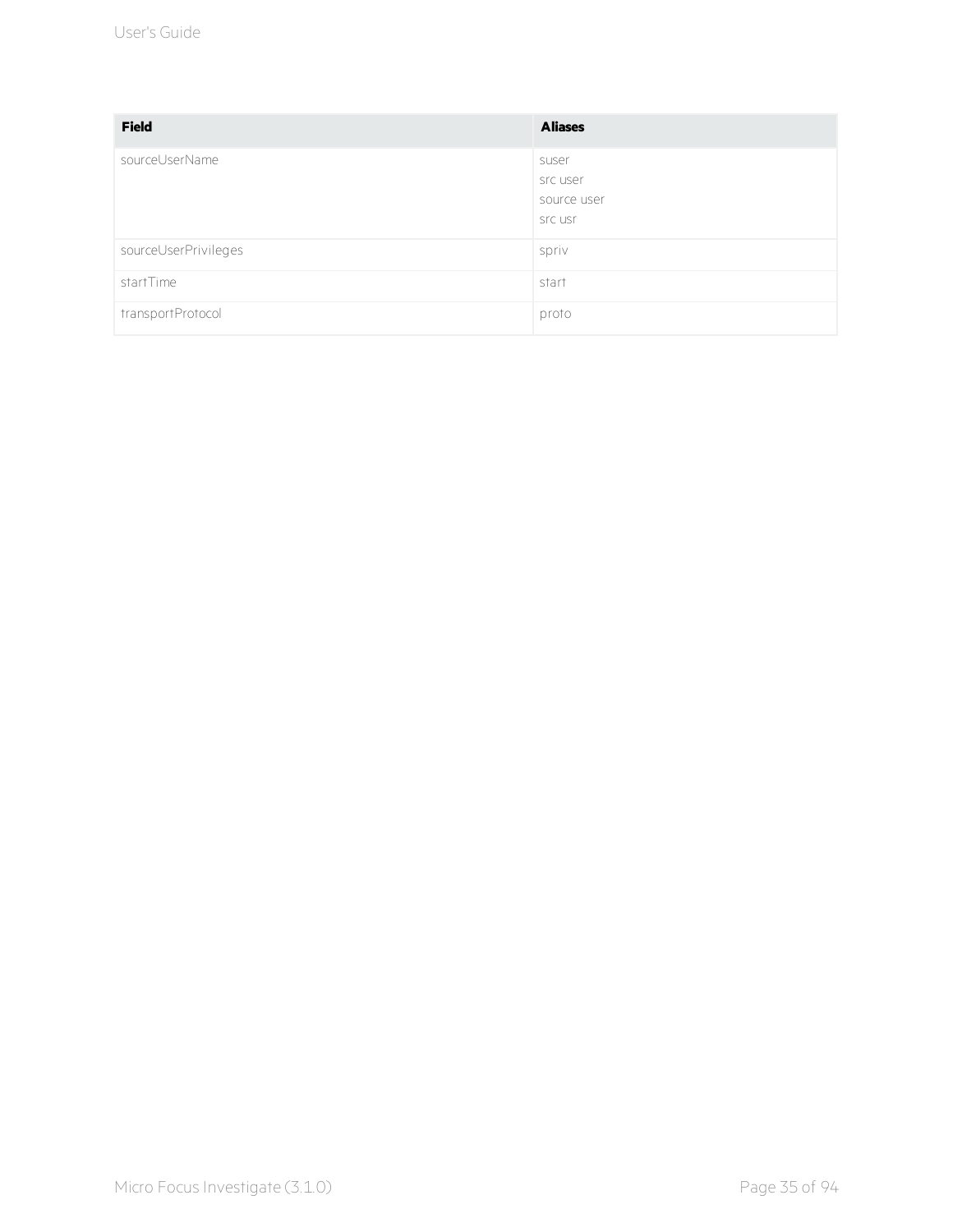| Field | Aliases |
| --- | --- |
| sourceUserName | suser<br>src user<br>source user<br>src usr |
| sourceUserPrivileges | spriv |
| startTime | start |
| transportProtocol | proto |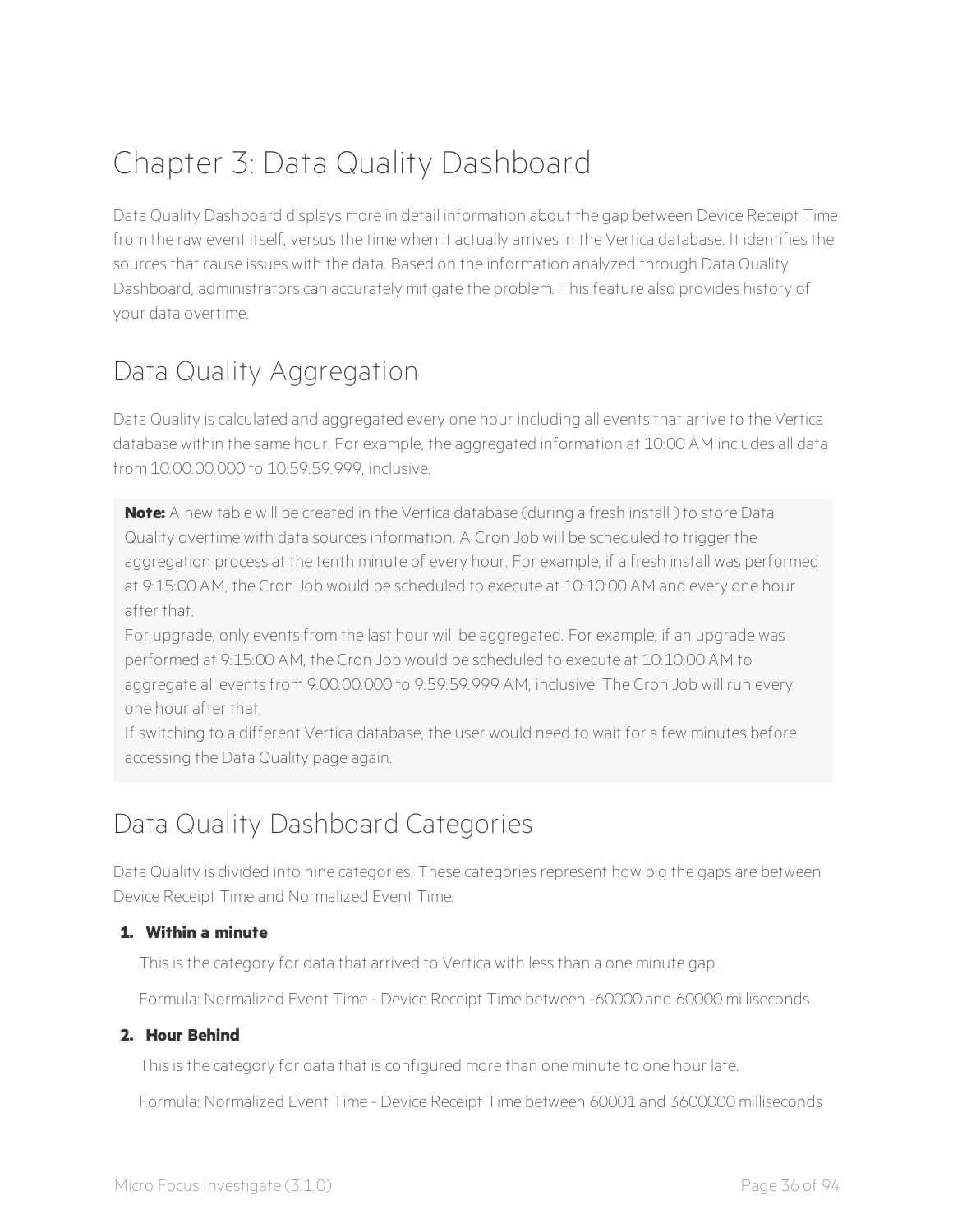# Chapter 3: Data Quality Dashboard

Data Quality Dashboard displays more in detail information about the gap between Device Receipt Time from the raw event itself, versus the time when it actually arrives in the Vertica database. It identifies the sources that cause issues with the data. Based on the information analyzed through Data Quality Dashboard, administrators can accurately mitigate the problem. This feature also provides history of your data overtime.

## Data Quality Aggregation

Data Quality is calculated and aggregated every one hour including all events that arrive to the Vertica database within the same hour. For example, the aggregated information at 10:00 AM includes all data from 10:00:00.000 to 10:59:59.999, inclusive.

> **Note:** A new table will be created in the Vertica database (during a fresh install ) to store Data Quality overtime with data sources information. A Cron Job will be scheduled to trigger the aggregation process at the tenth minute of every hour. For example, if a fresh install was performed at 9:15:00 AM, the Cron Job would be scheduled to execute at 10:10:00 AM and every one hour after that.
>
> For upgrade, only events from the last hour will be aggregated. For example, if an upgrade was performed at 9:15:00 AM, the Cron Job would be scheduled to execute at 10:10:00 AM to aggregate all events from 9:00:00.000 to 9:59:59.999 AM, inclusive. The Cron Job will run every one hour after that.
>
> If switching to a different Vertica database, the user would need to wait for a few minutes before accessing the Data Quality page again.

## Data Quality Dashboard Categories

Data Quality is divided into nine categories. These categories represent how big the gaps are between Device Receipt Time and Normalized Event Time.

1. **Within a minute**

   This is the category for data that arrived to Vertica with less than a one minute gap.

   Formula: Normalized Event Time - Device Receipt Time between -60000 and 60000 milliseconds

2. **Hour Behind**

   This is the category for data that is configured more than one minute to one hour late.

   Formula: Normalized Event Time - Device Receipt Time between 60001 and 3600000 milliseconds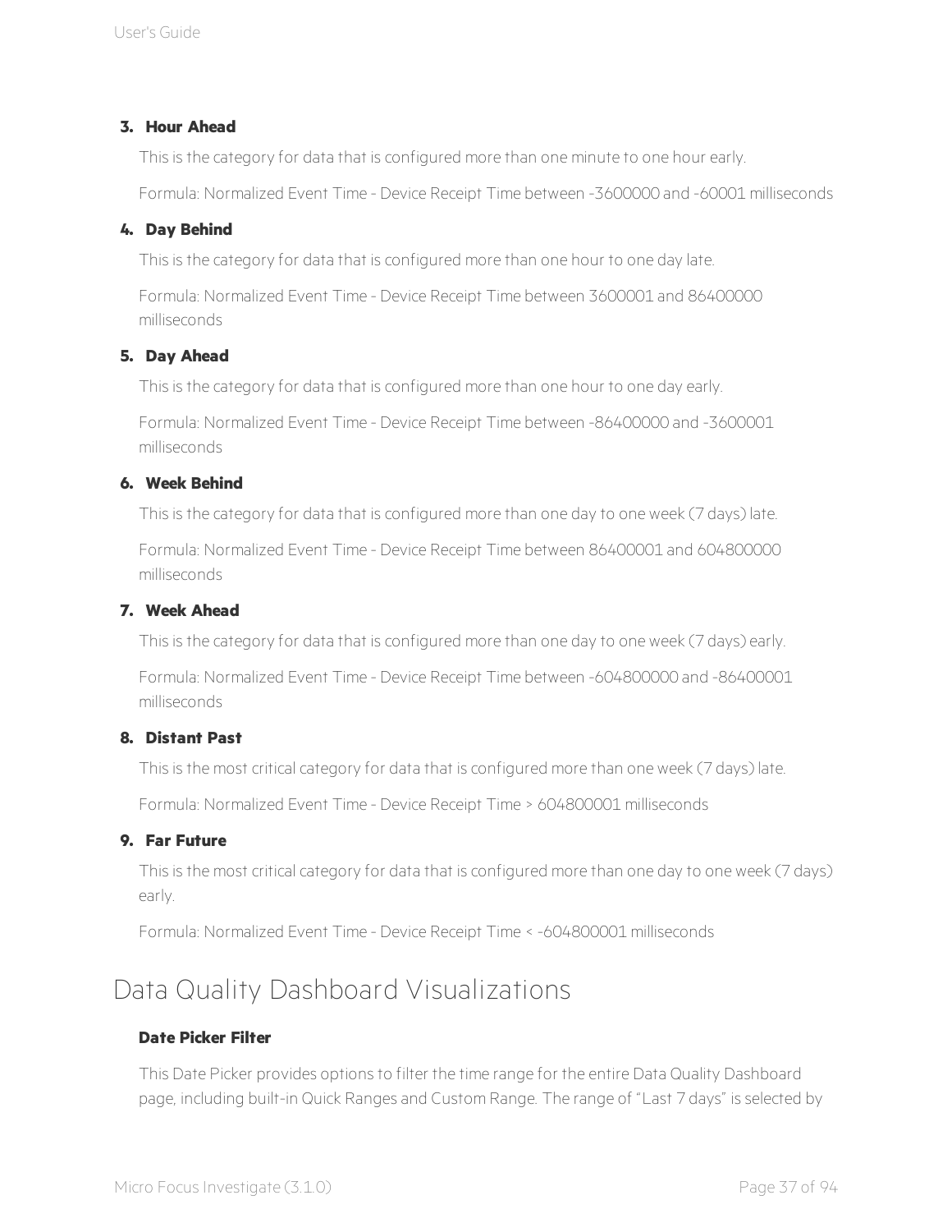3. **Hour Ahead**

   This is the category for data that is configured more than one minute to one hour early.

   Formula: Normalized Event Time - Device Receipt Time between -3600000 and -60001 milliseconds

4. **Day Behind**

   This is the category for data that is configured more than one hour to one day late.

   Formula: Normalized Event Time - Device Receipt Time between 3600001 and 86400000 milliseconds

5. **Day Ahead**

   This is the category for data that is configured more than one hour to one day early.

   Formula: Normalized Event Time - Device Receipt Time between -86400000 and -3600001 milliseconds

6. **Week Behind**

   This is the category for data that is configured more than one day to one week (7 days) late.

   Formula: Normalized Event Time - Device Receipt Time between 86400001 and 604800000 milliseconds

7. **Week Ahead**

   This is the category for data that is configured more than one day to one week (7 days) early.

   Formula: Normalized Event Time - Device Receipt Time between -604800000 and -86400001 milliseconds

8. **Distant Past**

   This is the most critical category for data that is configured more than one week (7 days) late.

   Formula: Normalized Event Time - Device Receipt Time > 604800001 milliseconds

9. **Far Future**

   This is the most critical category for data that is configured more than one day to one week (7 days) early.

   Formula: Normalized Event Time - Device Receipt Time < -604800001 milliseconds

## Data Quality Dashboard Visualizations

**Date Picker Filter**

This Date Picker provides options to filter the time range for the entire Data Quality Dashboard page, including built-in Quick Ranges and Custom Range. The range of “Last 7 days” is selected by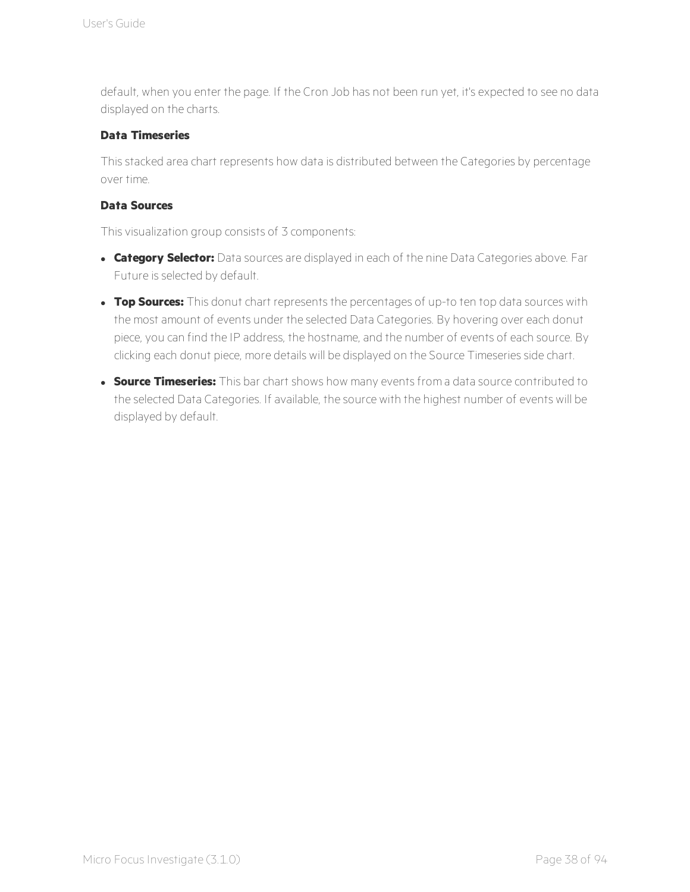default, when you enter the page. If the Cron Job has not been run yet, it's expected to see no data displayed on the charts.

#### Data Timeseries

This stacked area chart represents how data is distributed between the Categories by percentage over time.

#### Data Sources

This visualization group consists of 3 components:

- **Category Selector:** Data sources are displayed in each of the nine Data Categories above. Far Future is selected by default.
- **Top Sources:** This donut chart represents the percentages of up-to ten top data sources with the most amount of events under the selected Data Categories. By hovering over each donut piece, you can find the IP address, the hostname, and the number of events of each source. By clicking each donut piece, more details will be displayed on the Source Timeseries side chart.
- **Source Timeseries:** This bar chart shows how many events from a data source contributed to the selected Data Categories. If available, the source with the highest number of events will be displayed by default.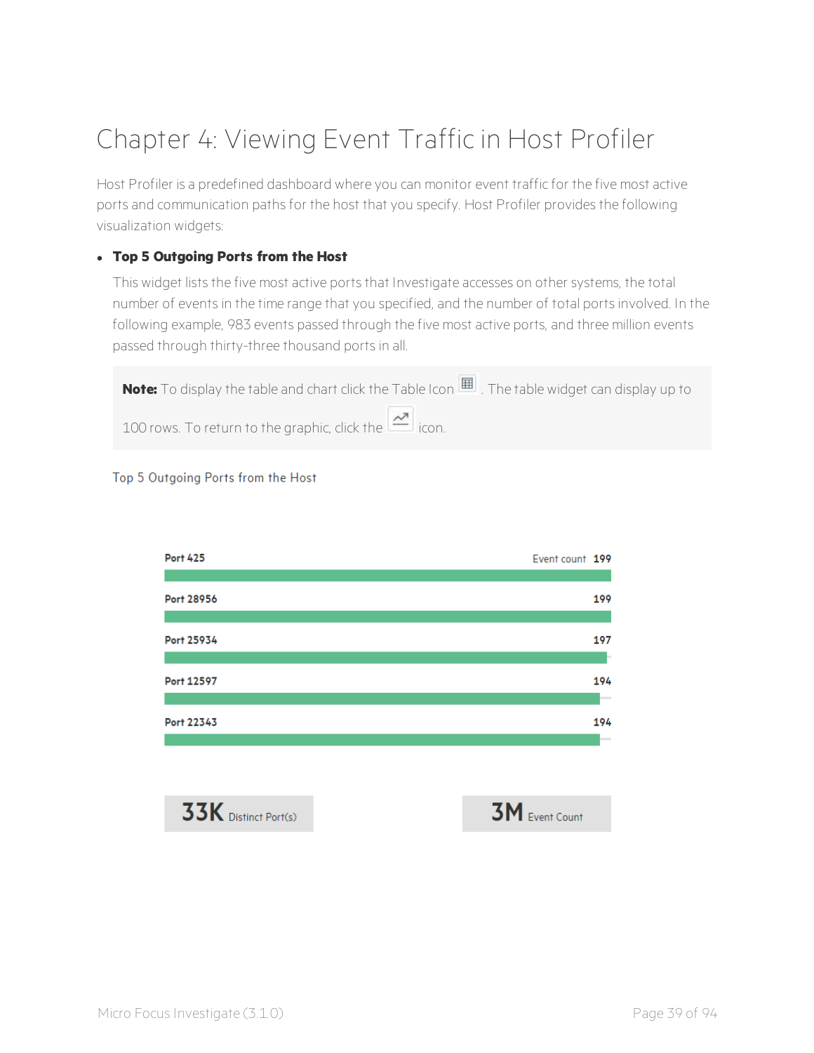# Chapter 4: Viewing Event Traffic in Host Profiler

Host Profiler is a predefined dashboard where you can monitor event traffic for the five most active ports and communication paths for the host that you specify. Host Profiler provides the following visualization widgets:

- **Top 5 Outgoing Ports from the Host**

  This widget lists the five most active ports that Investigate accesses on other systems, the total number of events in the time range that you specified, and the number of total ports involved. In the following example, 983 events passed through the five most active ports, and three million events passed through thirty-three thousand ports in all.

  > **Note:** To display the table and chart click the Table Icon . The table widget can display up to 100 rows. To return to the graphic, click the icon.

  Top 5 Outgoing Ports from the Host

  | Port | Event count |
  | --- | --- |
  | Port 425 | 199 |
  | Port 28956 | 199 |
  | Port 25934 | 197 |
  | Port 12597 | 194 |
  | Port 22343 | 194 |

  **33K** Distinct Port(s)

  **3M** Event Count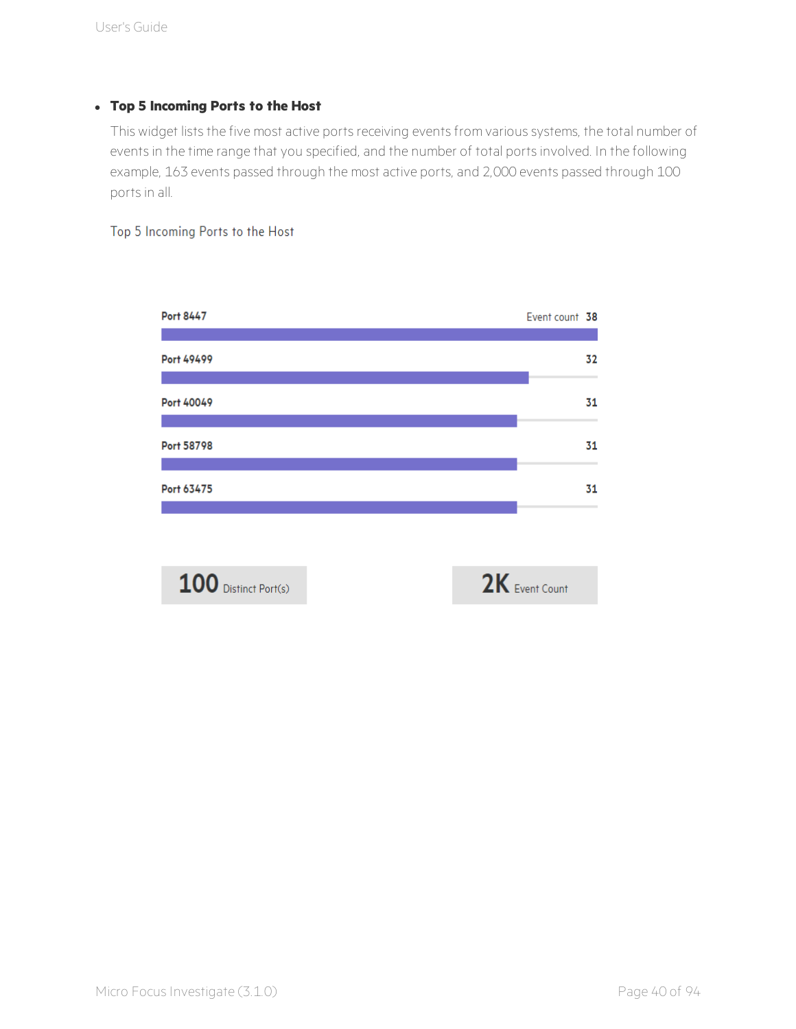- **Top 5 Incoming Ports to the Host**

  This widget lists the five most active ports receiving events from various systems, the total number of events in the time range that you specified, and the number of total ports involved. In the following example, 163 events passed through the most active ports, and 2,000 events passed through 100 ports in all.

  Top 5 Incoming Ports to the Host

  | Port | Event count |
  |---|---|
  | Port 8447 | 38 |
  | Port 49499 | 32 |
  | Port 40049 | 31 |
  | Port 58798 | 31 |
  | Port 63475 | 31 |

  **100** Distinct Port(s)

  **2K** Event Count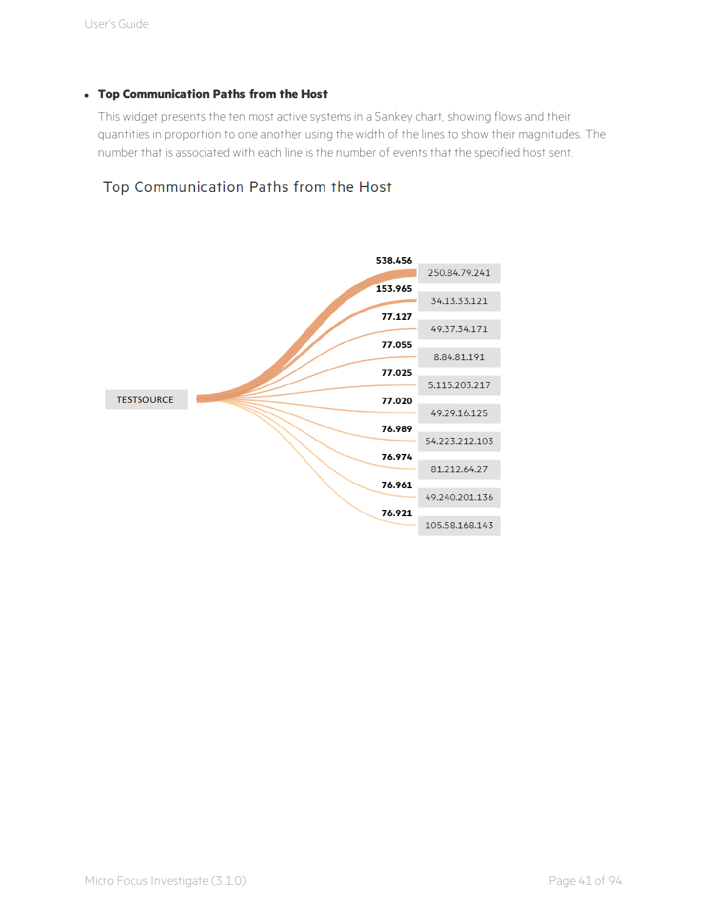- **Top Communication Paths from the Host**

  This widget presents the ten most active systems in a Sankey chart, showing flows and their quantities in proportion to one another using the width of the lines to show their magnitudes. The number that is associated with each line is the number of events that the specified host sent.

Top Communication Paths from the Host

| Source | Events | Destination |
| --- | --- | --- |
| TESTSOURCE | 538.456 | 250.84.79.241 |
| TESTSOURCE | 153.965 | 34.13.33.121 |
| TESTSOURCE | 77.127 | 49.37.34.171 |
| TESTSOURCE | 77.055 | 8.84.81.191 |
| TESTSOURCE | 77.025 | 5.115.203.217 |
| TESTSOURCE | 77.020 | 49.29.16.125 |
| TESTSOURCE | 76.989 | 54.223.212.103 |
| TESTSOURCE | 76.974 | 81.212.64.27 |
| TESTSOURCE | 76.961 | 49.240.201.136 |
| TESTSOURCE | 76.921 | 105.58.168.143 |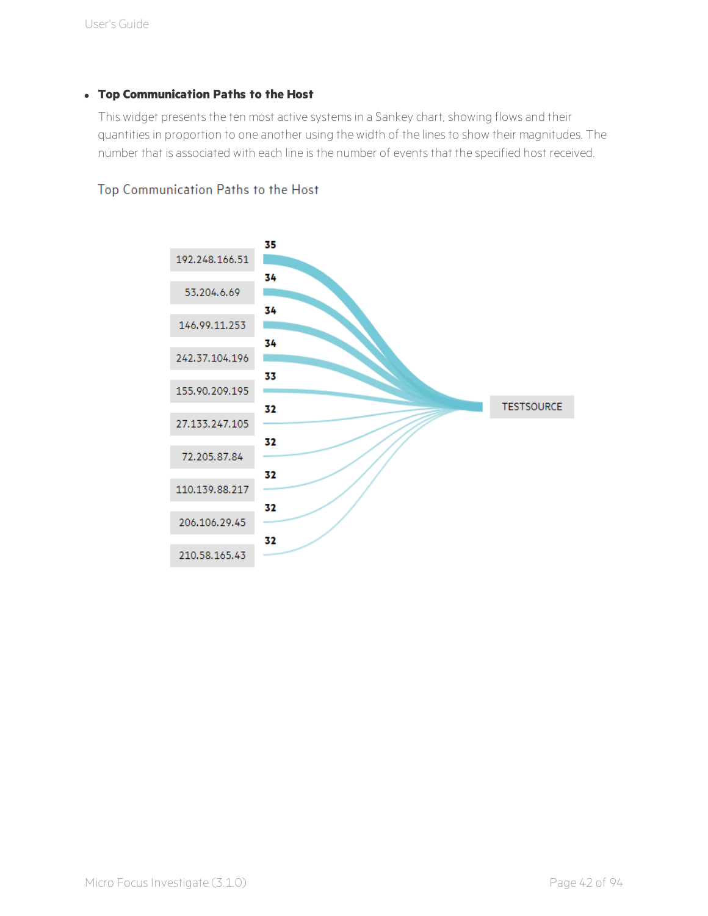- **Top Communication Paths to the Host**

  This widget presents the ten most active systems in a Sankey chart, showing flows and their quantities in proportion to one another using the width of the lines to show their magnitudes. The number that is associated with each line is the number of events that the specified host received.

Top Communication Paths to the Host

| Source | Events | Destination |
| --- | --- | --- |
| 192.248.166.51 | 35 | TESTSOURCE |
| 53.204.6.69 | 34 | TESTSOURCE |
| 146.99.11.253 | 34 | TESTSOURCE |
| 242.37.104.196 | 34 | TESTSOURCE |
| 155.90.209.195 | 33 | TESTSOURCE |
| 27.133.247.105 | 32 | TESTSOURCE |
| 72.205.87.84 | 32 | TESTSOURCE |
| 110.139.88.217 | 32 | TESTSOURCE |
| 206.106.29.45 | 32 | TESTSOURCE |
| 210.58.165.43 | 32 | TESTSOURCE |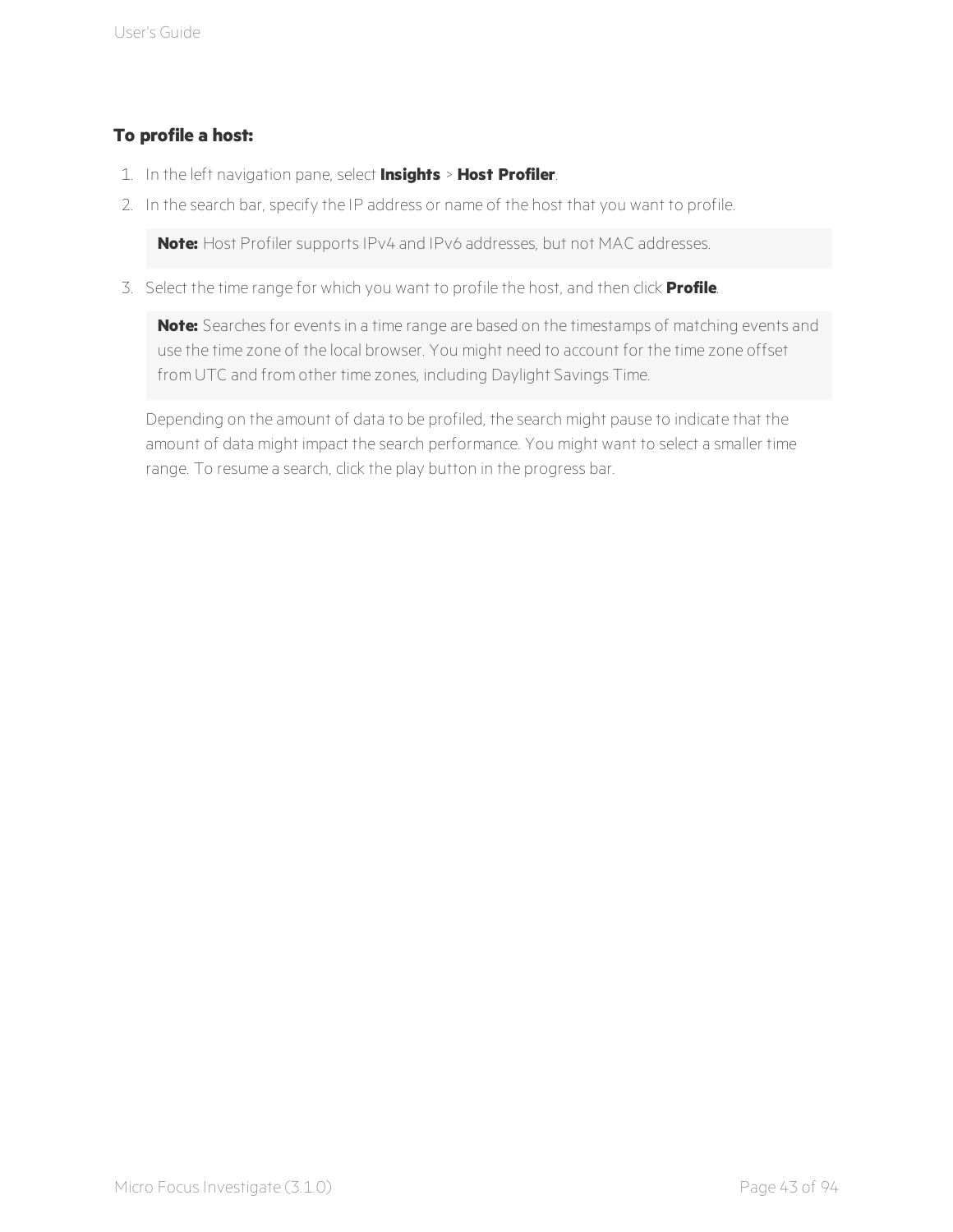**To profile a host:**

1. In the left navigation pane, select **Insights** > **Host Profiler**.
2. In the search bar, specify the IP address or name of the host that you want to profile.

   **Note:** Host Profiler supports IPv4 and IPv6 addresses, but not MAC addresses.

3. Select the time range for which you want to profile the host, and then click **Profile**.

   **Note:** Searches for events in a time range are based on the timestamps of matching events and use the time zone of the local browser. You might need to account for the time zone offset from UTC and from other time zones, including Daylight Savings Time.

   Depending on the amount of data to be profiled, the search might pause to indicate that the amount of data might impact the search performance. You might want to select a smaller time range. To resume a search, click the play button in the progress bar.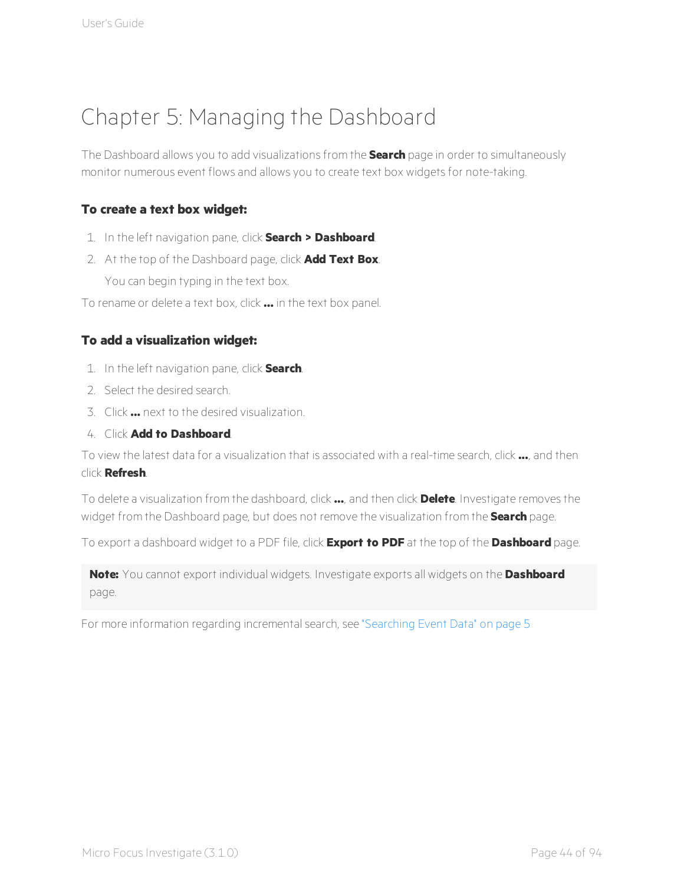# Chapter 5: Managing the Dashboard

The Dashboard allows you to add visualizations from the **Search** page in order to simultaneously monitor numerous event flows and allows you to create text box widgets for note-taking.

### To create a text box widget:

1. In the left navigation pane, click **Search > Dashboard**.
2. At the top of the Dashboard page, click **Add Text Box**.

   You can begin typing in the text box.

To rename or delete a text box, click **...** in the text box panel.

### To add a visualization widget:

1. In the left navigation pane, click **Search**.
2. Select the desired search.
3. Click **...** next to the desired visualization.
4. Click **Add to Dashboard**.

To view the latest data for a visualization that is associated with a real-time search, click **...**, and then click **Refresh**.

To delete a visualization from the dashboard, click **...**, and then click **Delete**. Investigate removes the widget from the Dashboard page, but does not remove the visualization from the **Search** page.

To export a dashboard widget to a PDF file, click **Export to PDF** at the top of the **Dashboard** page.

> **Note:** You cannot export individual widgets. Investigate exports all widgets on the **Dashboard** page.

For more information regarding incremental search, see "Searching Event Data" on page 5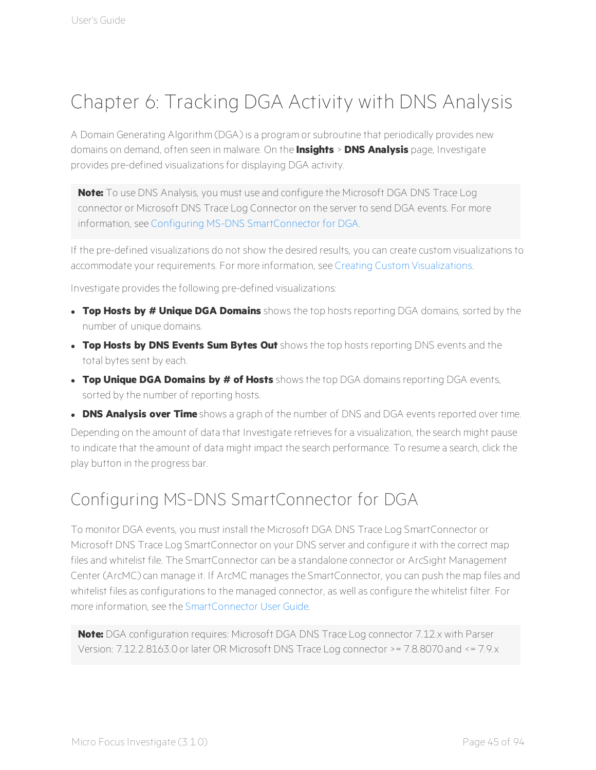# Chapter 6: Tracking DGA Activity with DNS Analysis

A Domain Generating Algorithm (DGA) is a program or subroutine that periodically provides new domains on demand, often seen in malware. On the **Insights** > **DNS Analysis** page, Investigate provides pre-defined visualizations for displaying DGA activity.

> **Note:** To use DNS Analysis, you must use and configure the Microsoft DGA DNS Trace Log connector or Microsoft DNS Trace Log Connector on the server to send DGA events. For more information, see Configuring MS-DNS SmartConnector for DGA.

If the pre-defined visualizations do not show the desired results, you can create custom visualizations to accommodate your requirements. For more information, see Creating Custom Visualizations.

Investigate provides the following pre-defined visualizations:

- **Top Hosts by # Unique DGA Domains** shows the top hosts reporting DGA domains, sorted by the number of unique domains.
- **Top Hosts by DNS Events Sum Bytes Out** shows the top hosts reporting DNS events and the total bytes sent by each.
- **Top Unique DGA Domains by # of Hosts** shows the top DGA domains reporting DGA events, sorted by the number of reporting hosts.
- **DNS Analysis over Time** shows a graph of the number of DNS and DGA events reported over time.

Depending on the amount of data that Investigate retrieves for a visualization, the search might pause to indicate that the amount of data might impact the search performance. To resume a search, click the play button in the progress bar.

## Configuring MS-DNS SmartConnector for DGA

To monitor DGA events, you must install the Microsoft DGA DNS Trace Log SmartConnector or Microsoft DNS Trace Log SmartConnector on your DNS server and configure it with the correct map files and whitelist file. The SmartConnector can be a standalone connector or ArcSight Management Center (ArcMC) can manage it. If ArcMC manages the SmartConnector, you can push the map files and whitelist files as configurations to the managed connector, as well as configure the whitelist filter. For more information, see the SmartConnector User Guide.

> **Note:** DGA configuration requires: Microsoft DGA DNS Trace Log connector 7.12.x with Parser Version: 7.12.2.8163.0 or later OR Microsoft DNS Trace Log connector >= 7.8.8070 and <= 7.9.x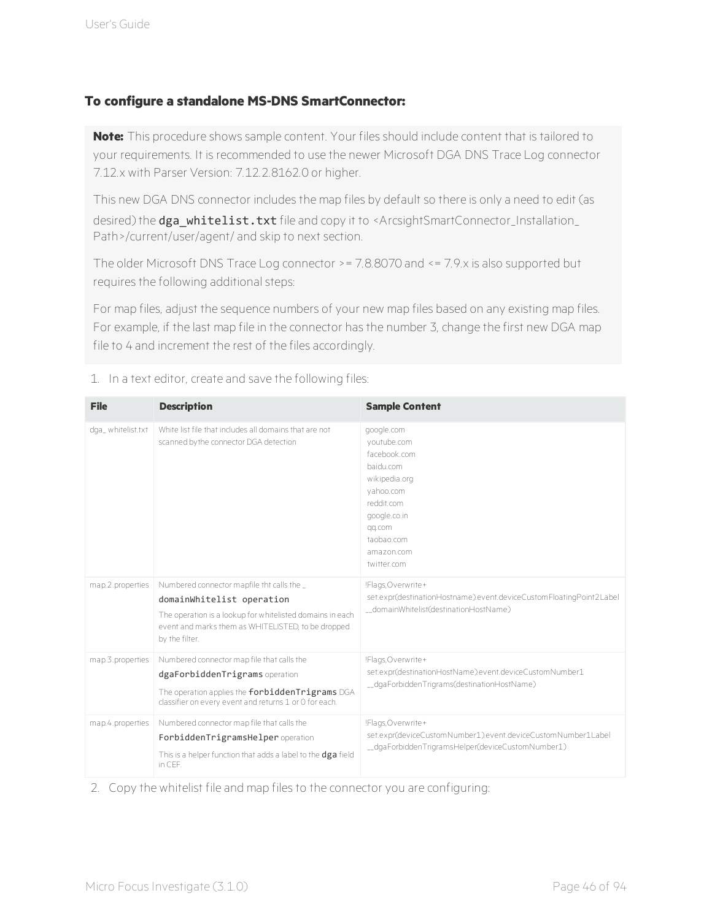**To configure a standalone MS-DNS SmartConnector:**

> **Note:** This procedure shows sample content. Your files should include content that is tailored to your requirements. It is recommended to use the newer Microsoft DGA DNS Trace Log connector 7.12.x with Parser Version: 7.12.2.8162.0 or higher.
>
> This new DGA DNS connector includes the map files by default so there is only a need to edit (as desired) the `dga_whitelist.txt` file and copy it to <ArcsightSmartConnector_Installation_Path>/current/user/agent/ and skip to next section.
>
> The older Microsoft DNS Trace Log connector >= 7.8.8070 and <= 7.9.x is also supported but requires the following additional steps:
>
> For map files, adjust the sequence numbers of your new map files based on any existing map files. For example, if the last map file in the connector has the number 3, change the first new DGA map file to 4 and increment the rest of the files accordingly.

1. In a text editor, create and save the following files:

| File | Description | Sample Content |
|---|---|---|
| dga_ whitelist.txt | White list file that includes all domains that are not scanned by the connector DGA detection | google.com<br>youtube.com<br>facebook.com<br>baidu.com<br>wikipedia.org<br>yahoo.com<br>reddit.com<br>google.co.in<br>qq.com<br>taobao.com<br>amazon.com<br>twitter.com |
| map.2.properties | Numbered connector mapfile tht calls the `_domainWhitelist operation`<br>The operation is a lookup for whitelisted domains in each event and marks them as WHITELISTED, to be dropped by the filter. | !Flags,Overwrite+<br>set.expr(destinationHostname).event.deviceCustomFloatingPoint2Label<br>__domainWhitelist(destinationHostName) |
| map.3.properties | Numbered connector map file that calls the `dgaForbiddenTrigrams` operation<br>The operation applies the `forbiddenTrigrams` DGA classifier on every event and returns 1 or 0 for each. | !Flags,Overwrite+<br>set.expr(destinationHostName).event.deviceCustomNumber1<br>__dgaForbiddenTrigrams(destinationHostName) |
| map.4.properties | Numbered connector map file that calls the `ForbiddenTrigramsHelper` operation<br>This is a helper function that adds a label to the `dga` field in CEF. | !Flags,Overwrite+<br>set.expr(deviceCustomNumber1).event.deviceCustomNumber1Label<br>__dgaForbiddenTrigramsHelper(deviceCustomNumber1) |

2. Copy the whitelist file and map files to the connector you are configuring: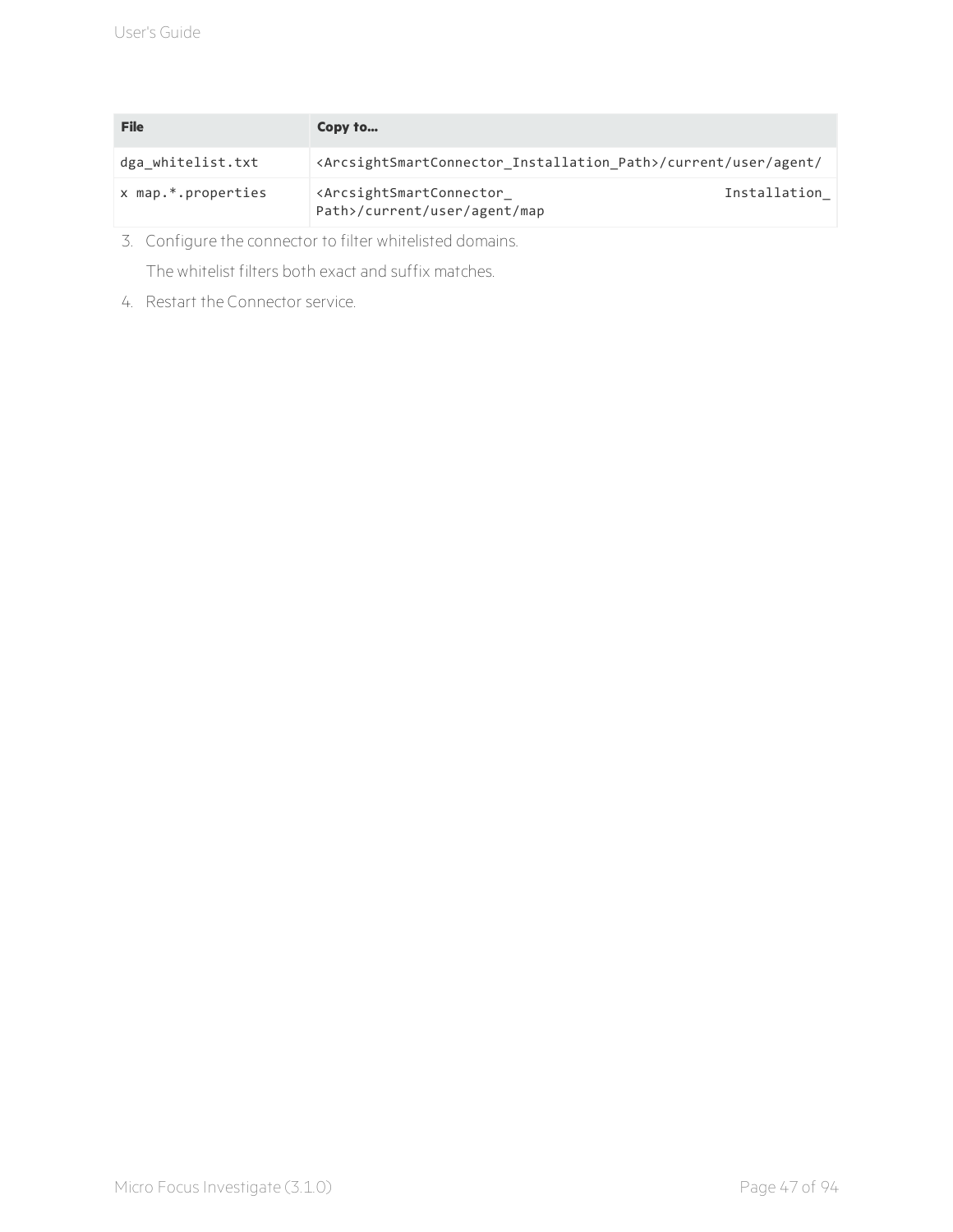| File | Copy to... |
| --- | --- |
| dga_whitelist.txt | <ArcsightSmartConnector_Installation_Path>/current/user/agent/ |
| x map.*.properties | <ArcsightSmartConnector_ Installation_ Path>/current/user/agent/map |

3. Configure the connector to filter whitelisted domains.

   The whitelist filters both exact and suffix matches.

4. Restart the Connector service.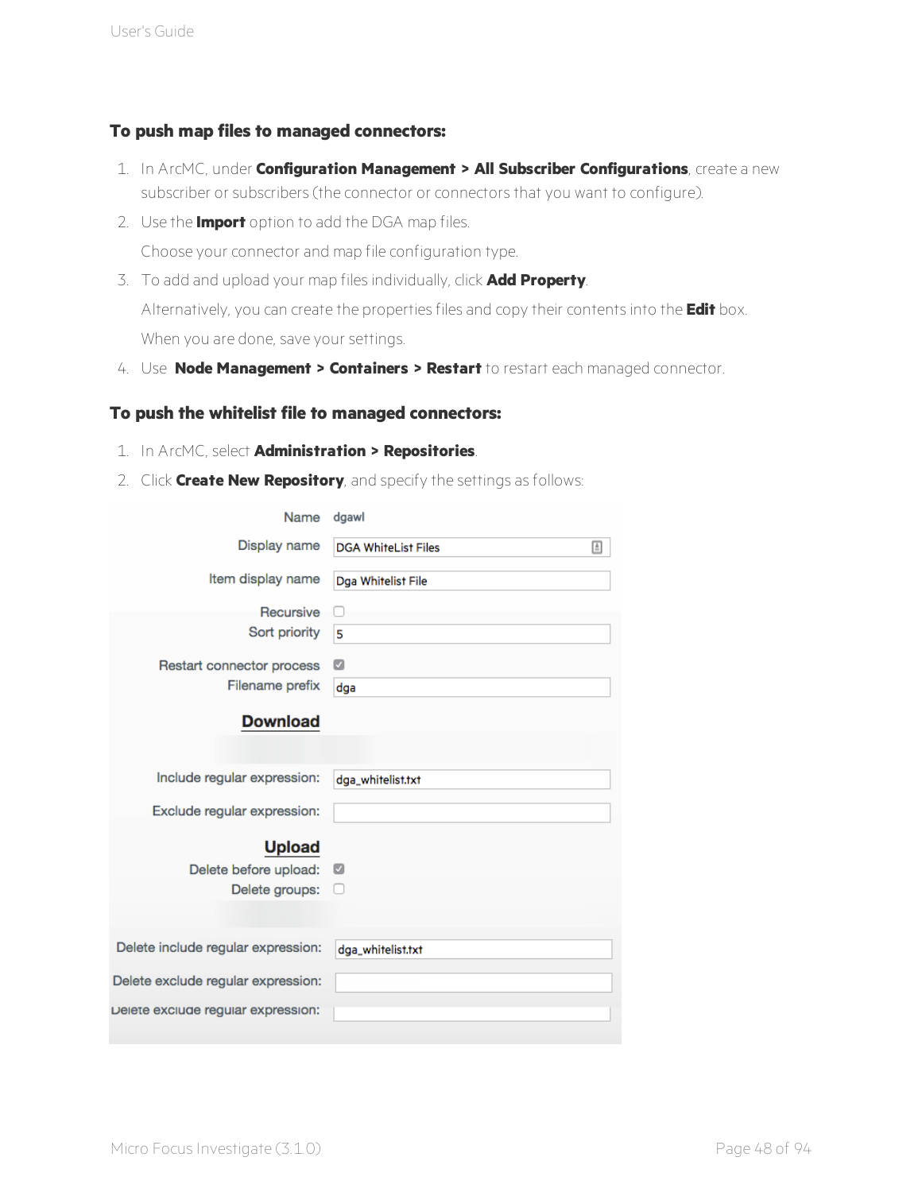### To push map files to managed connectors:

1. In ArcMC, under **Configuration Management > All Subscriber Configurations**, create a new subscriber or subscribers (the connector or connectors that you want to configure).
2. Use the **Import** option to add the DGA map files.

   Choose your connector and map file configuration type.
3. To add and upload your map files individually, click **Add Property**.

   Alternatively, you can create the properties files and copy their contents into the **Edit** box.

   When you are done, save your settings.
4. Use **Node Management > Containers > Restart** to restart each managed connector.

### To push the whitelist file to managed connectors:

1. In ArcMC, select **Administration > Repositories**.
2. Click **Create New Repository**, and specify the settings as follows:

| Setting | Value |
|---|---|
| Name | dgawl |
| Display name | DGA WhiteList Files |
| Item display name | Dga Whitelist File |
| Recursive | ☐ |
| Sort priority | 5 |
| Restart connector process | ☑ |
| Filename prefix | dga |
| **Download** | |
| Include regular expression: | dga_whitelist.txt |
| Exclude regular expression: | |
| **Upload** | |
| Delete before upload: | ☑ |
| Delete groups: | ☐ |
| Delete include regular expression: | dga_whitelist.txt |
| Delete exclude regular expression: | |
| Delete exclude regular expression: | |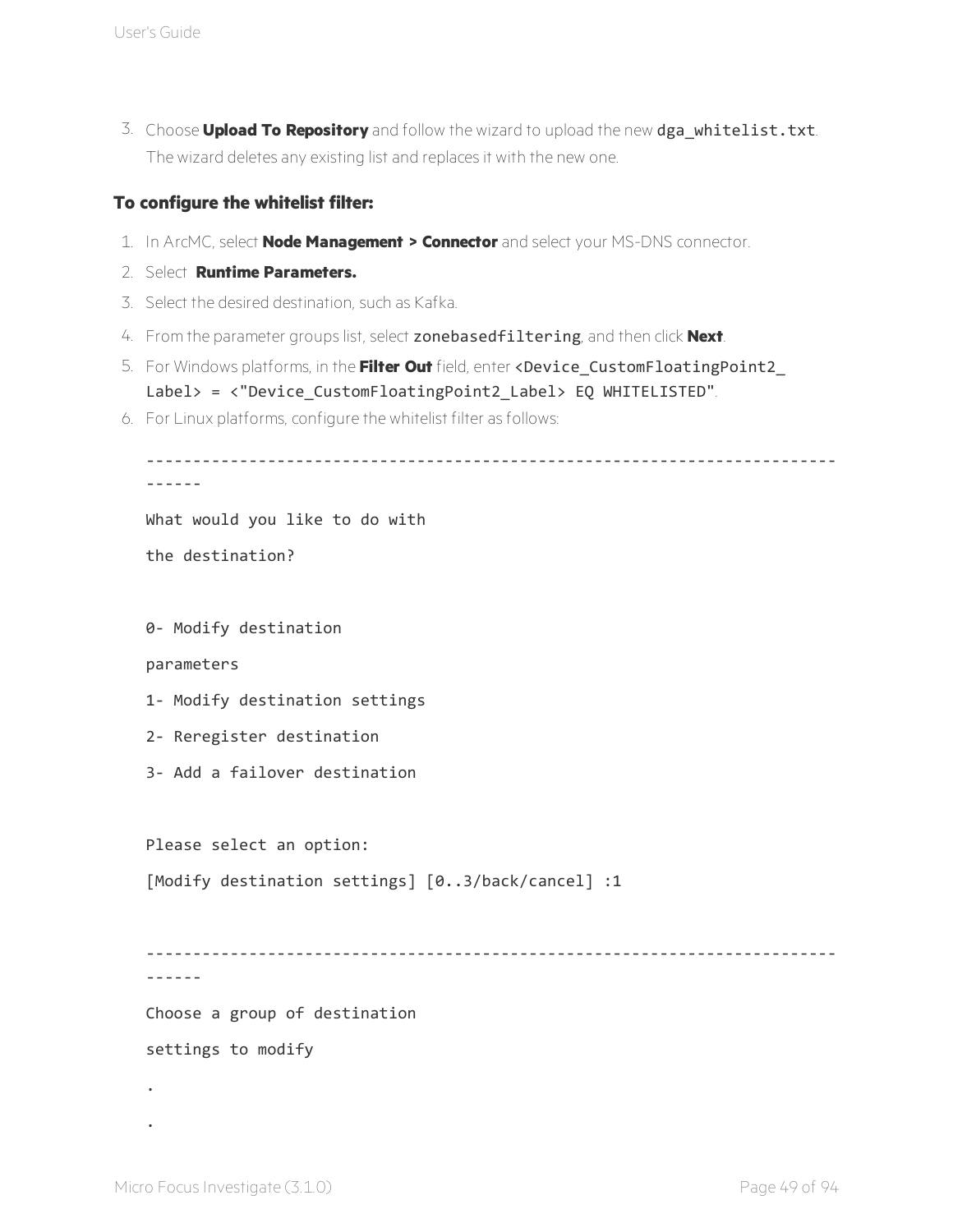3. Choose **Upload To Repository** and follow the wizard to upload the new `dga_whitelist.txt`. The wizard deletes any existing list and replaces it with the new one.

**To configure the whitelist filter:**

1. In ArcMC, select **Node Management > Connector** and select your MS-DNS connector.
2. Select **Runtime Parameters.**
3. Select the desired destination, such as Kafka.
4. From the parameter groups list, select `zonebasedfiltering`, and then click **Next**.
5. For Windows platforms, in the **Filter Out** field, enter `<Device_CustomFloatingPoint2_Label> = <"Device_CustomFloatingPoint2_Label> EQ WHITELISTED"`.
6. For Linux platforms, configure the whitelist filter as follows:

```
-------------------------------------------------------------------------------
What would you like to do with
the destination?

0- Modify destination
parameters
1- Modify destination settings
2- Reregister destination
3- Add a failover destination

Please select an option:
[Modify destination settings] [0..3/back/cancel] :1

-------------------------------------------------------------------------------
Choose a group of destination
settings to modify
.
.
```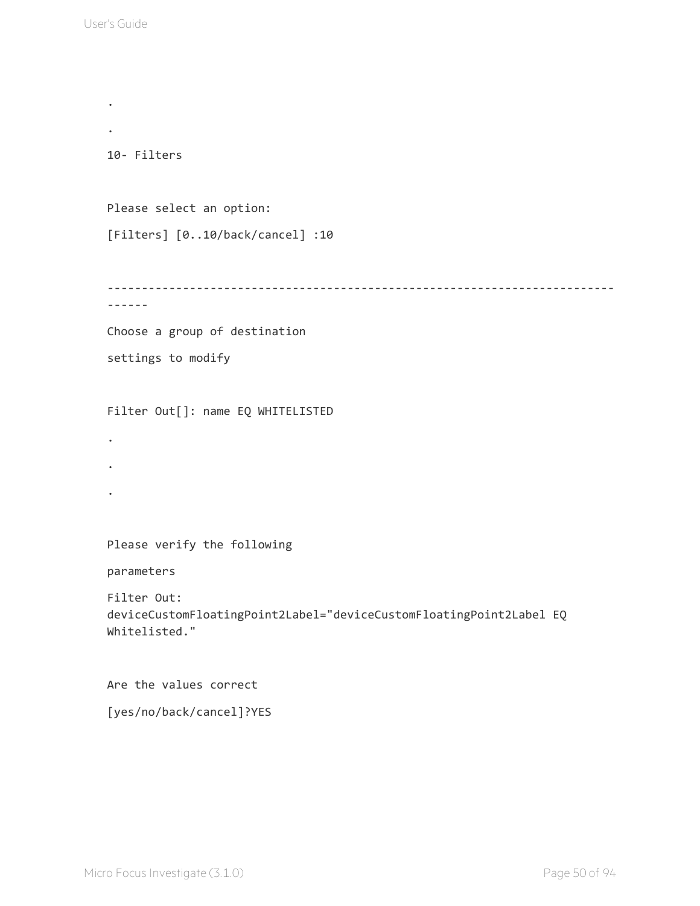```
.

.

10- Filters


Please select an option:

[Filters] [0..10/back/cancel] :10


--------------------------------------------------------------------------
------

Choose a group of destination

settings to modify


Filter Out[]: name EQ WHITELISTED

.

.

.


Please verify the following

parameters

Filter Out:
deviceCustomFloatingPoint2Label="deviceCustomFloatingPoint2Label EQ
Whitelisted."


Are the values correct

[yes/no/back/cancel]?YES
```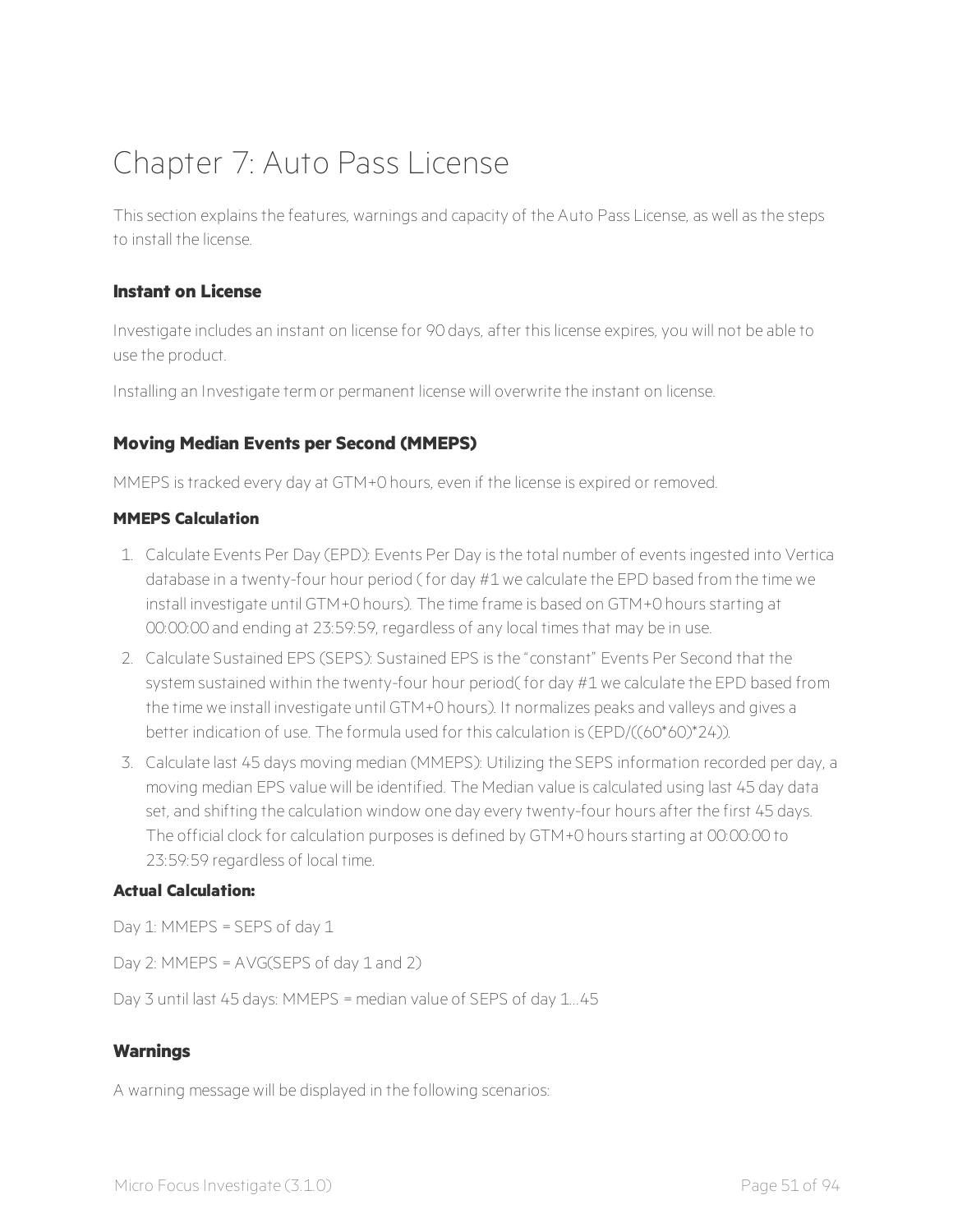# Chapter 7: Auto Pass License

This section explains the features, warnings and capacity of the Auto Pass License, as well as the steps to install the license.

### Instant on License

Investigate includes an instant on license for 90 days, after this license expires, you will not be able to use the product.

Installing an Investigate term or permanent license will overwrite the instant on license.

### Moving Median Events per Second (MMEPS)

MMEPS is tracked every day at GTM+0 hours, even if the license is expired or removed.

#### MMEPS Calculation

1. Calculate Events Per Day (EPD): Events Per Day is the total number of events ingested into Vertica database in a twenty-four hour period ( for day #1 we calculate the EPD based from the time we install investigate until GTM+0 hours). The time frame is based on GTM+0 hours starting at 00:00:00 and ending at 23:59:59, regardless of any local times that may be in use.
2. Calculate Sustained EPS (SEPS): Sustained EPS is the “constant” Events Per Second that the system sustained within the twenty-four hour period( for day #1 we calculate the EPD based from the time we install investigate until GTM+0 hours). It normalizes peaks and valleys and gives a better indication of use. The formula used for this calculation is (EPD/((60*60)*24)).
3. Calculate last 45 days moving median (MMEPS): Utilizing the SEPS information recorded per day, a moving median EPS value will be identified. The Median value is calculated using last 45 day data set, and shifting the calculation window one day every twenty-four hours after the first 45 days. The official clock for calculation purposes is defined by GTM+0 hours starting at 00:00:00 to 23:59:59 regardless of local time.

#### Actual Calculation:

Day 1: MMEPS = SEPS of day 1

Day 2: MMEPS = AVG(SEPS of day 1 and 2)

Day 3 until last 45 days: MMEPS = median value of SEPS of day 1...45

### Warnings

A warning message will be displayed in the following scenarios: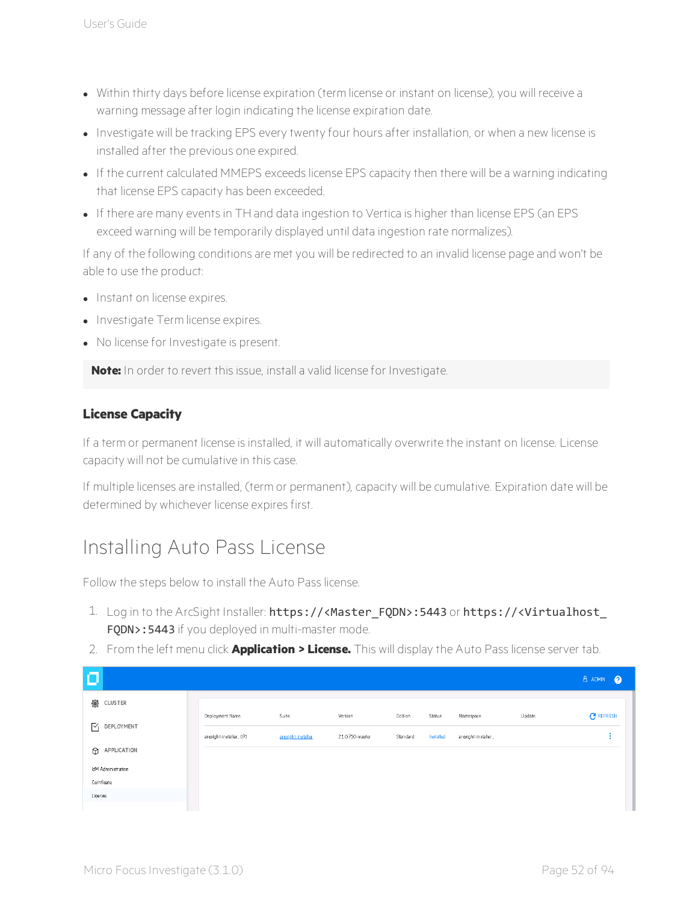- Within thirty days before license expiration (term license or instant on license), you will receive a warning message after login indicating the license expiration date.
- Investigate will be tracking EPS every twenty four hours after installation, or when a new license is installed after the previous one expired.
- If the current calculated MMEPS exceeds license EPS capacity then there will be a warning indicating that license EPS capacity has been exceeded.
- If there are many events in TH and data ingestion to Vertica is higher than license EPS (an EPS exceed warning will be temporarily displayed until data ingestion rate normalizes).

If any of the following conditions are met you will be redirected to an invalid license page and won't be able to use the product:

- Instant on license expires.
- Investigate Term license expires.
- No license for Investigate is present.

> **Note:** In order to revert this issue, install a valid license for Investigate.

### License Capacity

If a term or permanent license is installed, it will automatically overwrite the instant on license. License capacity will not be cumulative in this case.

If multiple licenses are installed, (term or permanent), capacity will be cumulative. Expiration date will be determined by whichever license expires first.

## Installing Auto Pass License

Follow the steps below to install the Auto Pass license.

1. Log in to the ArcSight Installer: `https://<Master_FQDN>:5443` or `https://<Virtualhost_FQDN>:5443` if you deployed in multi-master mode.
2. From the left menu click **Application > License.** This will display the Auto Pass license server tab.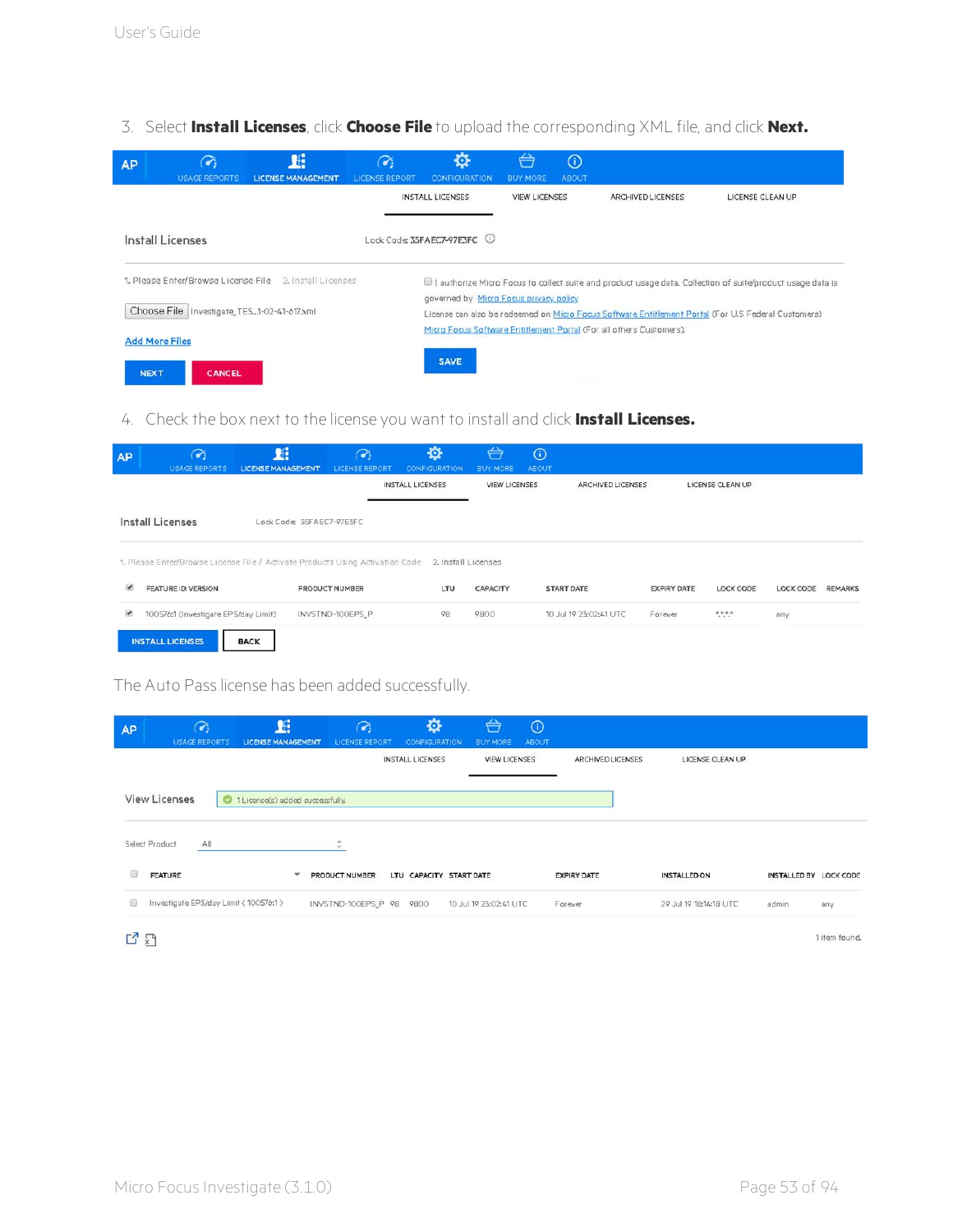3. Select **Install Licenses**, click **Choose File** to upload the corresponding XML file, and click **Next.**

AP | USAGE REPORTS | LICENSE MANAGEMENT | LICENSE REPORT | CONFIGURATION | BUY MORE | ABOUT

INSTALL LICENSES | VIEW LICENSES | ARCHIVED LICENSES | LICENSE CLEAN UP

Install Licenses    Lock Code: 35FAEC7-97E3FC

1. Please Enter/Browse License File    2. Install Licenses

Choose File  Investigate_TES...1-02-41-617.xml

Add More Files

NEXT  CANCEL

I authorize Micro Focus to collect suite and product usage data. Collection of suite/product usage data is governed by Micro Focus privacy policy

License can also be redeemed on Micro Focus Software Entitlement Portal (For US Federal Customers) Micro Focus Software Entitlement Portal (For all others Customers).

SAVE

4. Check the box next to the license you want to install and click **Install Licenses.**

AP | USAGE REPORTS | LICENSE MANAGEMENT | LICENSE REPORT | CONFIGURATION | BUY MORE | ABOUT

INSTALL LICENSES | VIEW LICENSES | ARCHIVED LICENSES | LICENSE CLEAN UP

Install Licenses    Lock Code: 35FAEC7-97E3FC

1. Please Enter/Browse License File / Activate Products Using Activation Code    2. Install Licenses

| FEATURE ID: VERSION | PRODUCT NUMBER | LTU | CAPACITY | START DATE | EXPIRY DATE | LOCK CODE | LOCK CODE | REMARKS |
|---|---|---|---|---|---|---|---|---|
| 100576:1 (Investigate EPS/day Limit) | INVSTND-100EPS_P | 98 | 9800 | 10 Jul 19 23:02:41 UTC | Forever | *.*.*.* | any | |

INSTALL LICENSES  BACK

The Auto Pass license has been added successfully.

AP | USAGE REPORTS | LICENSE MANAGEMENT | LICENSE REPORT | CONFIGURATION | BUY MORE | ABOUT

INSTALL LICENSES | VIEW LICENSES | ARCHIVED LICENSES | LICENSE CLEAN UP

View Licenses    1 License(s) added successfully.

Select Product: All

| FEATURE | PRODUCT NUMBER | LTU | CAPACITY | START DATE | EXPIRY DATE | INSTALLED ON | INSTALLED BY | LOCK CODE |
|---|---|---|---|---|---|---|---|---|
| Investigate EPS/day Limit ( 100576:1 ) | INVSTND-100EPS_P | 98 | 9800 | 10 Jul 19 23:02:41 UTC | Forever | 29 Jul 19 18:14:18 UTC | admin | any |

1 item found.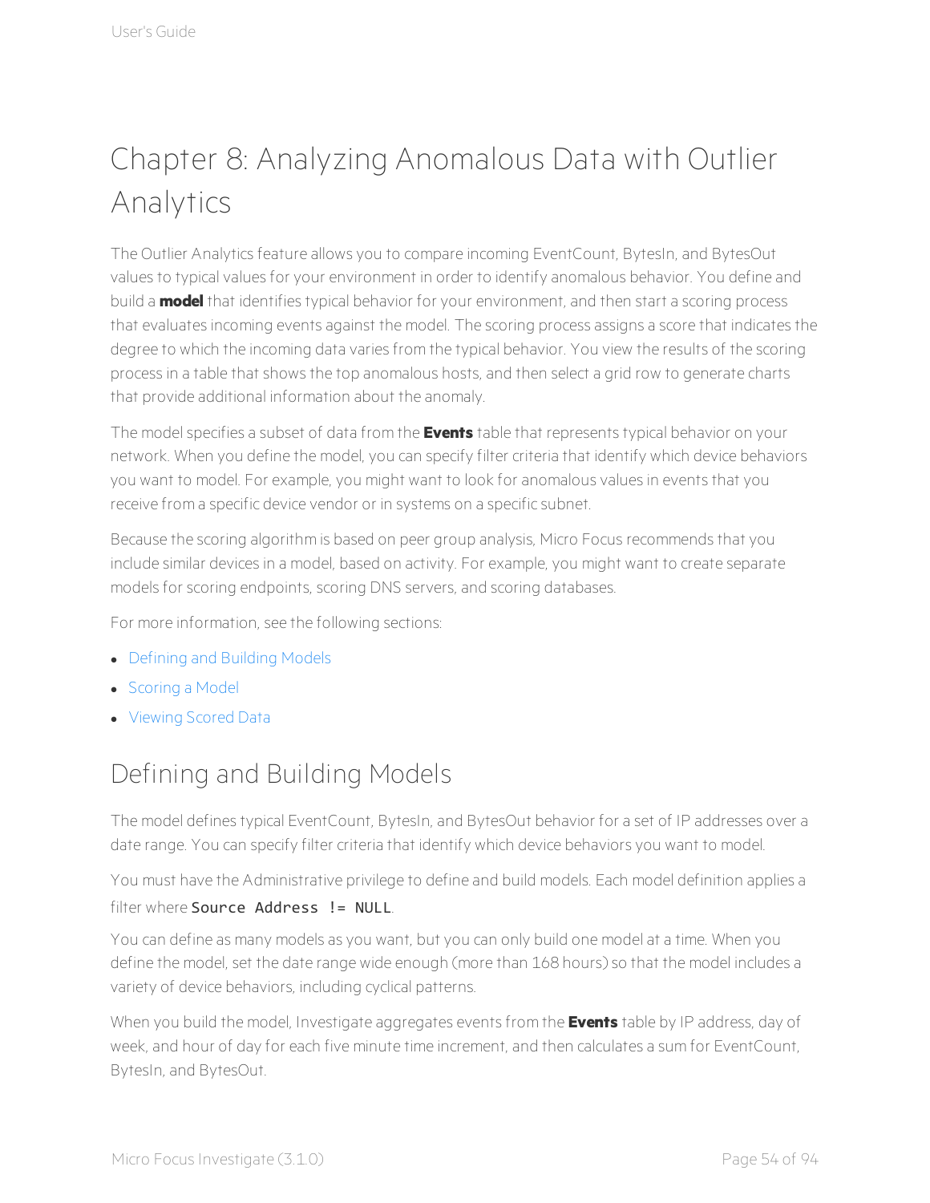# Chapter 8: Analyzing Anomalous Data with Outlier Analytics

The Outlier Analytics feature allows you to compare incoming EventCount, BytesIn, and BytesOut values to typical values for your environment in order to identify anomalous behavior. You define and build a **model** that identifies typical behavior for your environment, and then start a scoring process that evaluates incoming events against the model. The scoring process assigns a score that indicates the degree to which the incoming data varies from the typical behavior. You view the results of the scoring process in a table that shows the top anomalous hosts, and then select a grid row to generate charts that provide additional information about the anomaly.

The model specifies a subset of data from the **Events** table that represents typical behavior on your network. When you define the model, you can specify filter criteria that identify which device behaviors you want to model. For example, you might want to look for anomalous values in events that you receive from a specific device vendor or in systems on a specific subnet.

Because the scoring algorithm is based on peer group analysis, Micro Focus recommends that you include similar devices in a model, based on activity. For example, you might want to create separate models for scoring endpoints, scoring DNS servers, and scoring databases.

For more information, see the following sections:

- Defining and Building Models
- Scoring a Model
- Viewing Scored Data

## Defining and Building Models

The model defines typical EventCount, BytesIn, and BytesOut behavior for a set of IP addresses over a date range. You can specify filter criteria that identify which device behaviors you want to model.

You must have the Administrative privilege to define and build models. Each model definition applies a filter where `Source Address != NULL`.

You can define as many models as you want, but you can only build one model at a time. When you define the model, set the date range wide enough (more than 168 hours) so that the model includes a variety of device behaviors, including cyclical patterns.

When you build the model, Investigate aggregates events from the **Events** table by IP address, day of week, and hour of day for each five minute time increment, and then calculates a sum for EventCount, BytesIn, and BytesOut.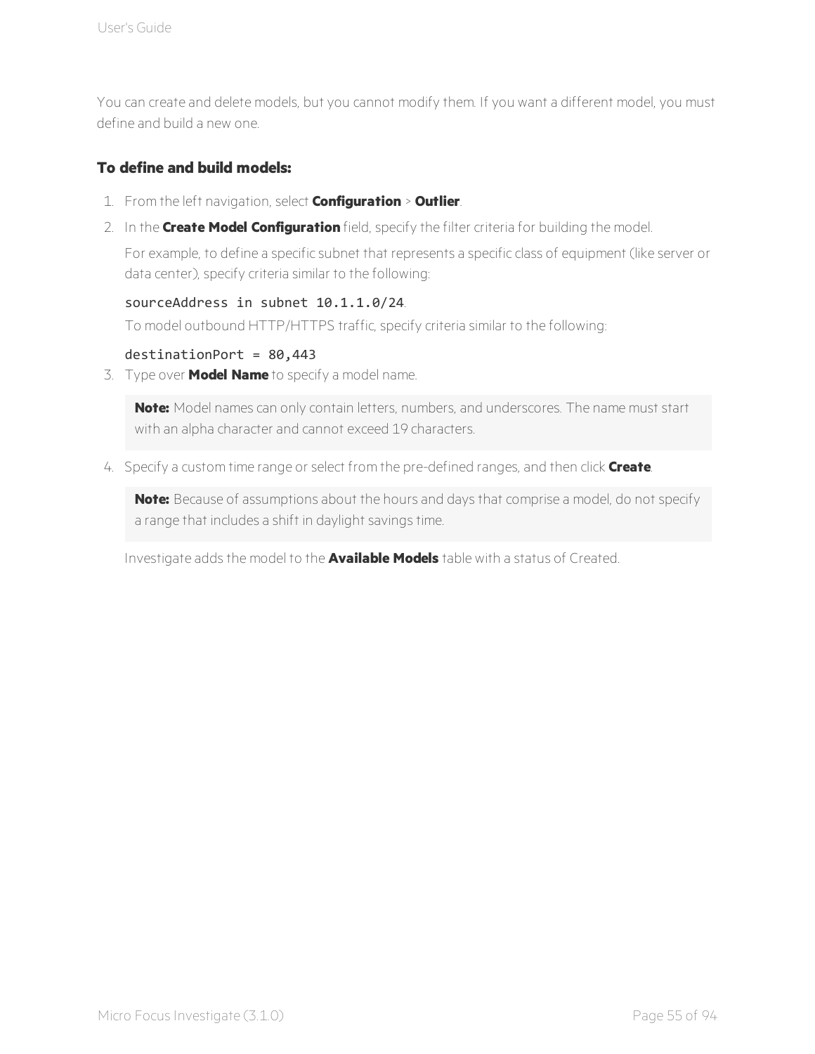You can create and delete models, but you cannot modify them. If you want a different model, you must define and build a new one.

**To define and build models:**

1. From the left navigation, select **Configuration** > **Outlier**.
2. In the **Create Model Configuration** field, specify the filter criteria for building the model.

   For example, to define a specific subnet that represents a specific class of equipment (like server or data center), specify criteria similar to the following:

   `sourceAddress in subnet 10.1.1.0/24`.

   To model outbound HTTP/HTTPS traffic, specify criteria similar to the following:

   `destinationPort = 80,443`
3. Type over **Model Name** to specify a model name.

   > **Note:** Model names can only contain letters, numbers, and underscores. The name must start with an alpha character and cannot exceed 19 characters.

4. Specify a custom time range or select from the pre-defined ranges, and then click **Create**.

   > **Note:** Because of assumptions about the hours and days that comprise a model, do not specify a range that includes a shift in daylight savings time.

   Investigate adds the model to the **Available Models** table with a status of Created.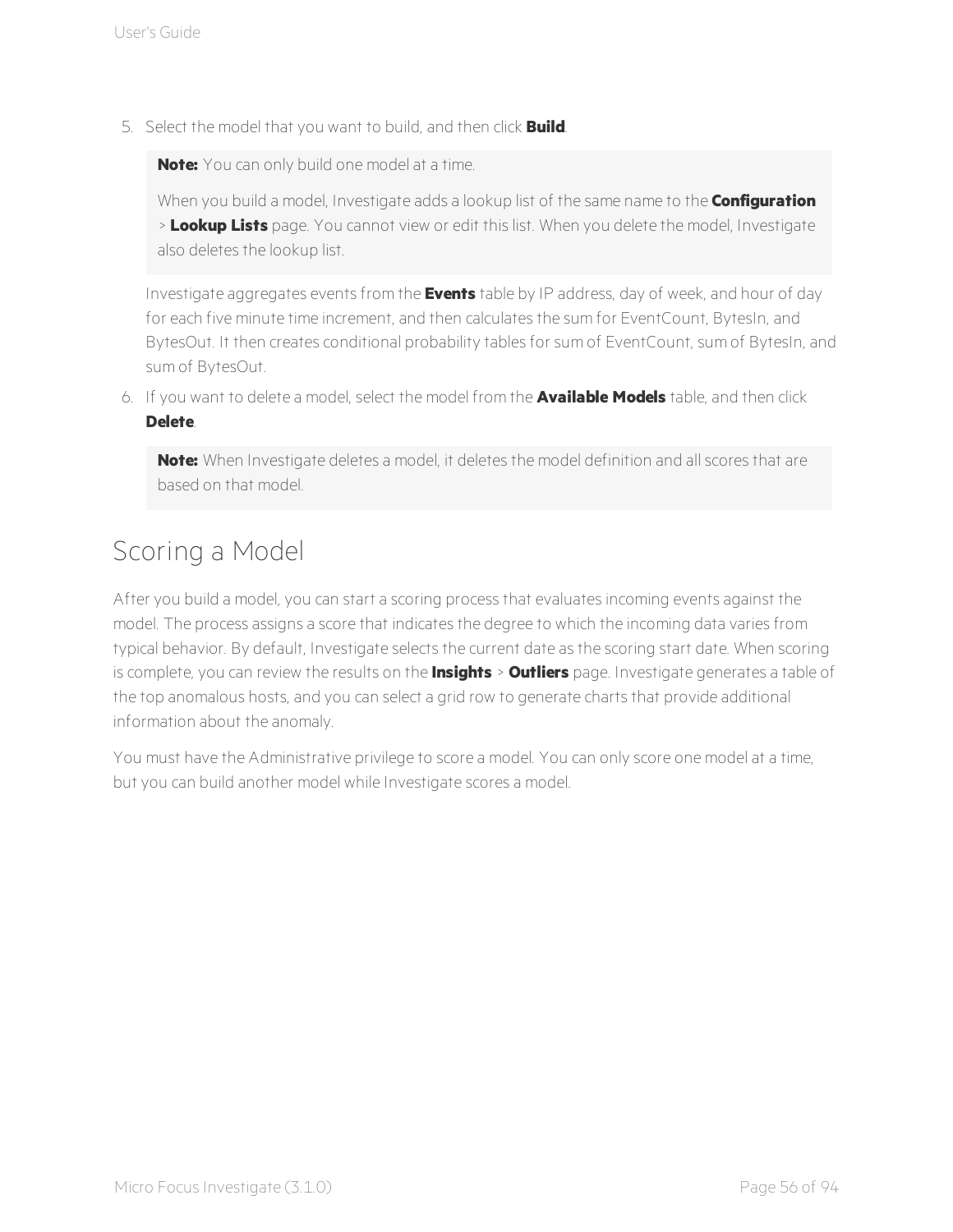5. Select the model that you want to build, and then click **Build**.

   > **Note:** You can only build one model at a time.
   >
   > When you build a model, Investigate adds a lookup list of the same name to the **Configuration** > **Lookup Lists** page. You cannot view or edit this list. When you delete the model, Investigate also deletes the lookup list.

   Investigate aggregates events from the **Events** table by IP address, day of week, and hour of day for each five minute time increment, and then calculates the sum for EventCount, BytesIn, and BytesOut. It then creates conditional probability tables for sum of EventCount, sum of BytesIn, and sum of BytesOut.

6. If you want to delete a model, select the model from the **Available Models** table, and then click **Delete**.

   > **Note:** When Investigate deletes a model, it deletes the model definition and all scores that are based on that model.

## Scoring a Model

After you build a model, you can start a scoring process that evaluates incoming events against the model. The process assigns a score that indicates the degree to which the incoming data varies from typical behavior. By default, Investigate selects the current date as the scoring start date. When scoring is complete, you can review the results on the **Insights** > **Outliers** page. Investigate generates a table of the top anomalous hosts, and you can select a grid row to generate charts that provide additional information about the anomaly.

You must have the Administrative privilege to score a model. You can only score one model at a time, but you can build another model while Investigate scores a model.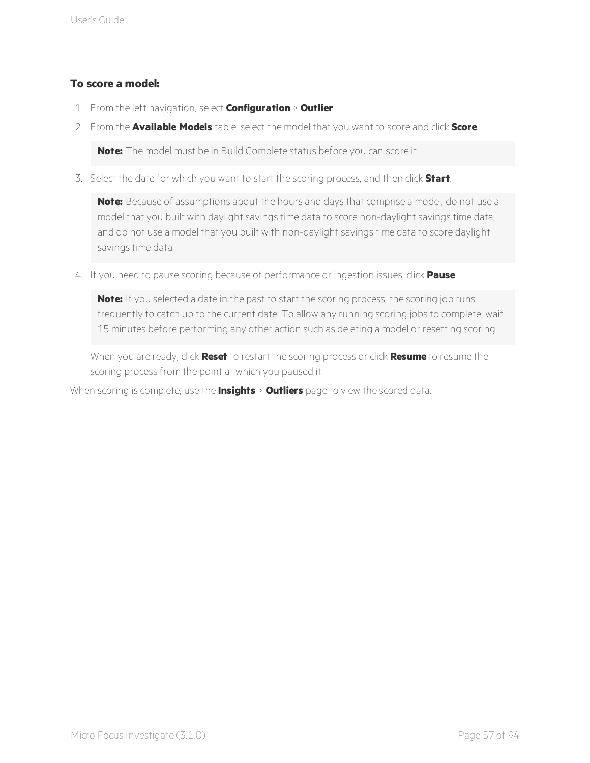**To score a model:**

1. From the left navigation, select **Configuration** > **Outlier**.
2. From the **Available Models** table, select the model that you want to score and click **Score**.

   **Note:** The model must be in Build Complete status before you can score it.

3. Select the date for which you want to start the scoring process, and then click **Start**.

   **Note:** Because of assumptions about the hours and days that comprise a model, do not use a model that you built with daylight savings time data to score non-daylight savings time data, and do not use a model that you built with non-daylight savings time data to score daylight savings time data.

4. If you need to pause scoring because of performance or ingestion issues, click **Pause**.

   **Note:** If you selected a date in the past to start the scoring process, the scoring job runs frequently to catch up to the current date. To allow any running scoring jobs to complete, wait 15 minutes before performing any other action such as deleting a model or resetting scoring.

   When you are ready, click **Reset** to restart the scoring process or click **Resume** to resume the scoring process from the point at which you paused it.

When scoring is complete, use the **Insights** > **Outliers** page to view the scored data.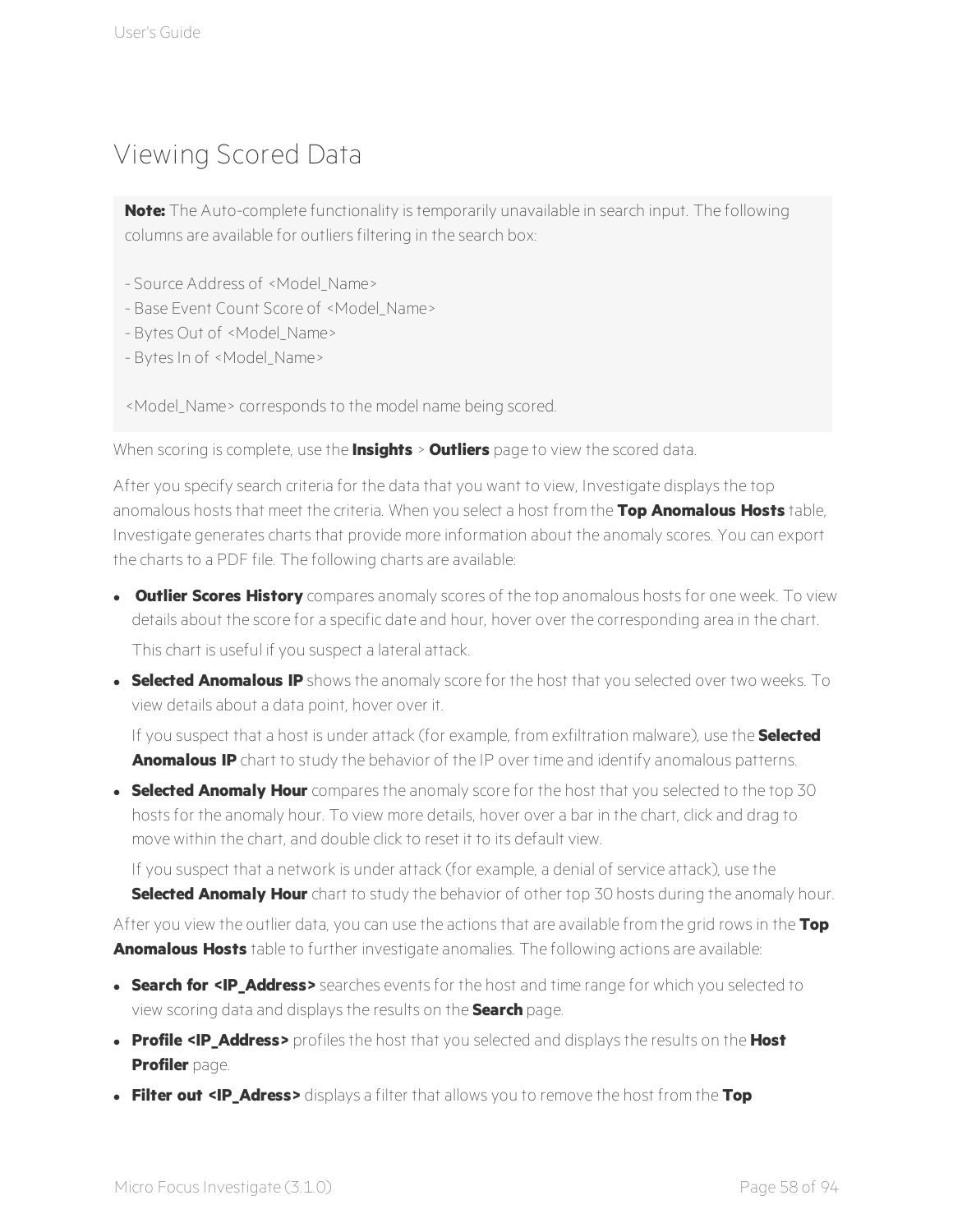# Viewing Scored Data

> **Note:** The Auto-complete functionality is temporarily unavailable in search input. The following columns are available for outliers filtering in the search box:
>
> - Source Address of <Model_Name>
> - Base Event Count Score of <Model_Name>
> - Bytes Out of <Model_Name>
> - Bytes In of <Model_Name>
>
> <Model_Name> corresponds to the model name being scored.

When scoring is complete, use the **Insights** > **Outliers** page to view the scored data.

After you specify search criteria for the data that you want to view, Investigate displays the top anomalous hosts that meet the criteria. When you select a host from the **Top Anomalous Hosts** table, Investigate generates charts that provide more information about the anomaly scores. You can export the charts to a PDF file. The following charts are available:

- **Outlier Scores History** compares anomaly scores of the top anomalous hosts for one week. To view details about the score for a specific date and hour, hover over the corresponding area in the chart.

  This chart is useful if you suspect a lateral attack.

- **Selected Anomalous IP** shows the anomaly score for the host that you selected over two weeks. To view details about a data point, hover over it.

  If you suspect that a host is under attack (for example, from exfiltration malware), use the **Selected Anomalous IP** chart to study the behavior of the IP over time and identify anomalous patterns.

- **Selected Anomaly Hour** compares the anomaly score for the host that you selected to the top 30 hosts for the anomaly hour. To view more details, hover over a bar in the chart, click and drag to move within the chart, and double click to reset it to its default view.

  If you suspect that a network is under attack (for example, a denial of service attack), use the **Selected Anomaly Hour** chart to study the behavior of other top 30 hosts during the anomaly hour.

After you view the outlier data, you can use the actions that are available from the grid rows in the **Top Anomalous Hosts** table to further investigate anomalies. The following actions are available:

- **Search for <IP_Address>** searches events for the host and time range for which you selected to view scoring data and displays the results on the **Search** page.
- **Profile <IP_Address>** profiles the host that you selected and displays the results on the **Host Profiler** page.
- **Filter out <IP_Adress>** displays a filter that allows you to remove the host from the **Top**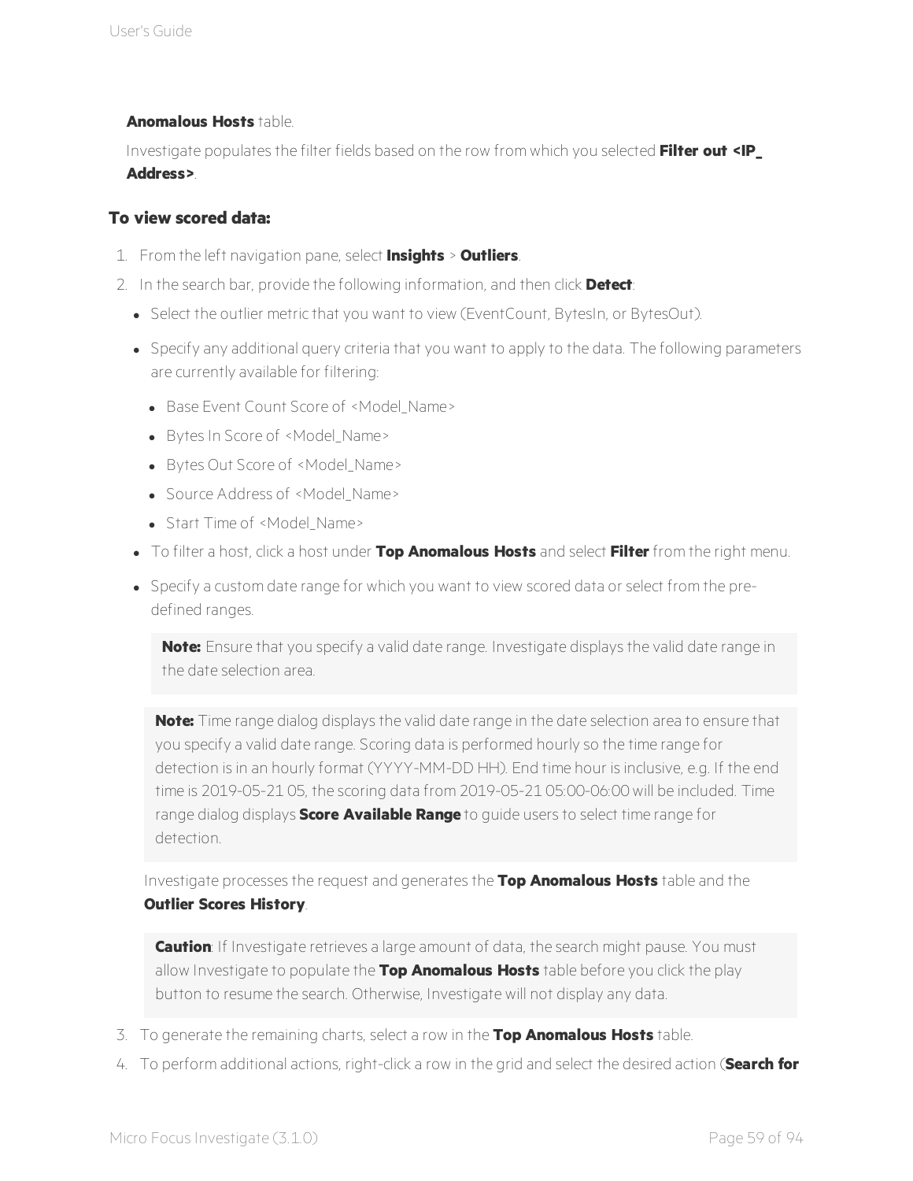**Anomalous Hosts** table.

Investigate populates the filter fields based on the row from which you selected **Filter out <IP_Address>**.

### To view scored data:

1. From the left navigation pane, select **Insights** > **Outliers**.
2. In the search bar, provide the following information, and then click **Detect**:
   - Select the outlier metric that you want to view (EventCount, BytesIn, or BytesOut).
   - Specify any additional query criteria that you want to apply to the data. The following parameters are currently available for filtering:
     - Base Event Count Score of <Model_Name>
     - Bytes In Score of <Model_Name>
     - Bytes Out Score of <Model_Name>
     - Source Address of <Model_Name>
     - Start Time of <Model_Name>
   - To filter a host, click a host under **Top Anomalous Hosts** and select **Filter** from the right menu.
   - Specify a custom date range for which you want to view scored data or select from the pre-defined ranges.

     > **Note:** Ensure that you specify a valid date range. Investigate displays the valid date range in the date selection area.

   > **Note:** Time range dialog displays the valid date range in the date selection area to ensure that you specify a valid date range. Scoring data is performed hourly so the time range for detection is in an hourly format (YYYY-MM-DD HH). End time hour is inclusive, e.g. If the end time is 2019-05-21 05, the scoring data from 2019-05-21 05:00-06:00 will be included. Time range dialog displays **Score Available Range** to guide users to select time range for detection.

   Investigate processes the request and generates the **Top Anomalous Hosts** table and the **Outlier Scores History**.

   > **Caution**: If Investigate retrieves a large amount of data, the search might pause. You must allow Investigate to populate the **Top Anomalous Hosts** table before you click the play button to resume the search. Otherwise, Investigate will not display any data.

3. To generate the remaining charts, select a row in the **Top Anomalous Hosts** table.
4. To perform additional actions, right-click a row in the grid and select the desired action (**Search for**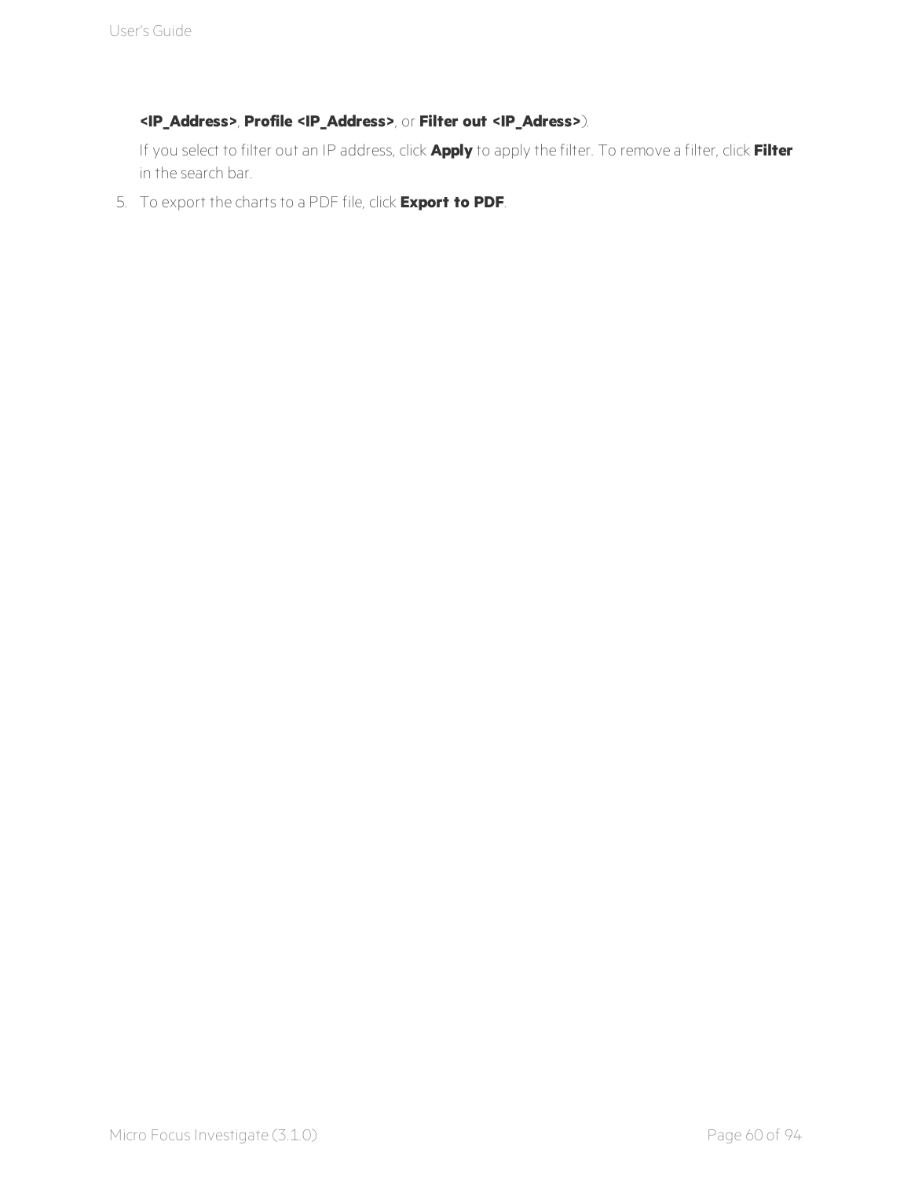**<IP_Address>**, **Profile <IP_Address>**, or **Filter out <IP_Adress>**).

   If you select to filter out an IP address, click **Apply** to apply the filter. To remove a filter, click **Filter** in the search bar.

5. To export the charts to a PDF file, click **Export to PDF**.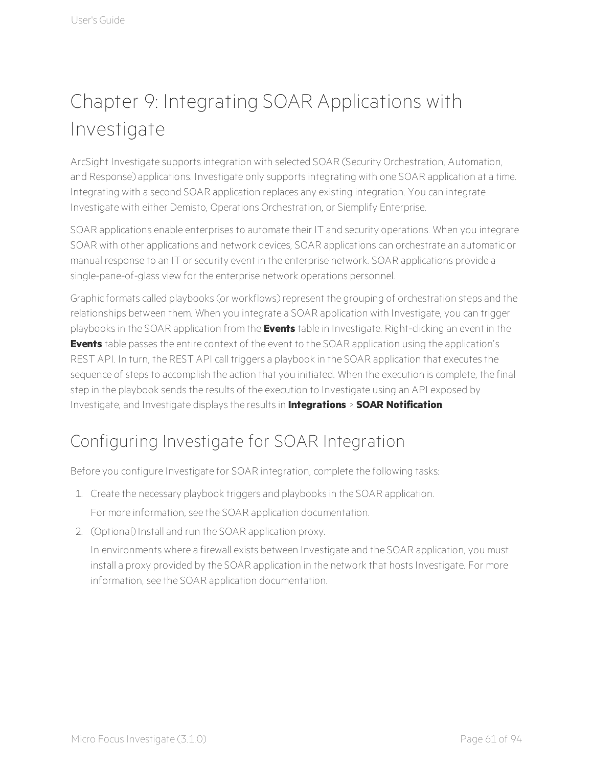# Chapter 9: Integrating SOAR Applications with Investigate

ArcSight Investigate supports integration with selected SOAR (Security Orchestration, Automation, and Response) applications. Investigate only supports integrating with one SOAR application at a time. Integrating with a second SOAR application replaces any existing integration. You can integrate Investigate with either Demisto, Operations Orchestration, or Siemplify Enterprise.

SOAR applications enable enterprises to automate their IT and security operations. When you integrate SOAR with other applications and network devices, SOAR applications can orchestrate an automatic or manual response to an IT or security event in the enterprise network. SOAR applications provide a single-pane-of-glass view for the enterprise network operations personnel.

Graphic formats called playbooks (or workflows) represent the grouping of orchestration steps and the relationships between them. When you integrate a SOAR application with Investigate, you can trigger playbooks in the SOAR application from the **Events** table in Investigate. Right-clicking an event in the **Events** table passes the entire context of the event to the SOAR application using the application's REST API. In turn, the REST API call triggers a playbook in the SOAR application that executes the sequence of steps to accomplish the action that you initiated. When the execution is complete, the final step in the playbook sends the results of the execution to Investigate using an API exposed by Investigate, and Investigate displays the results in **Integrations** > **SOAR Notification**.

## Configuring Investigate for SOAR Integration

Before you configure Investigate for SOAR integration, complete the following tasks:

1. Create the necessary playbook triggers and playbooks in the SOAR application.

   For more information, see the SOAR application documentation.

2. (Optional) Install and run the SOAR application proxy.

   In environments where a firewall exists between Investigate and the SOAR application, you must install a proxy provided by the SOAR application in the network that hosts Investigate. For more information, see the SOAR application documentation.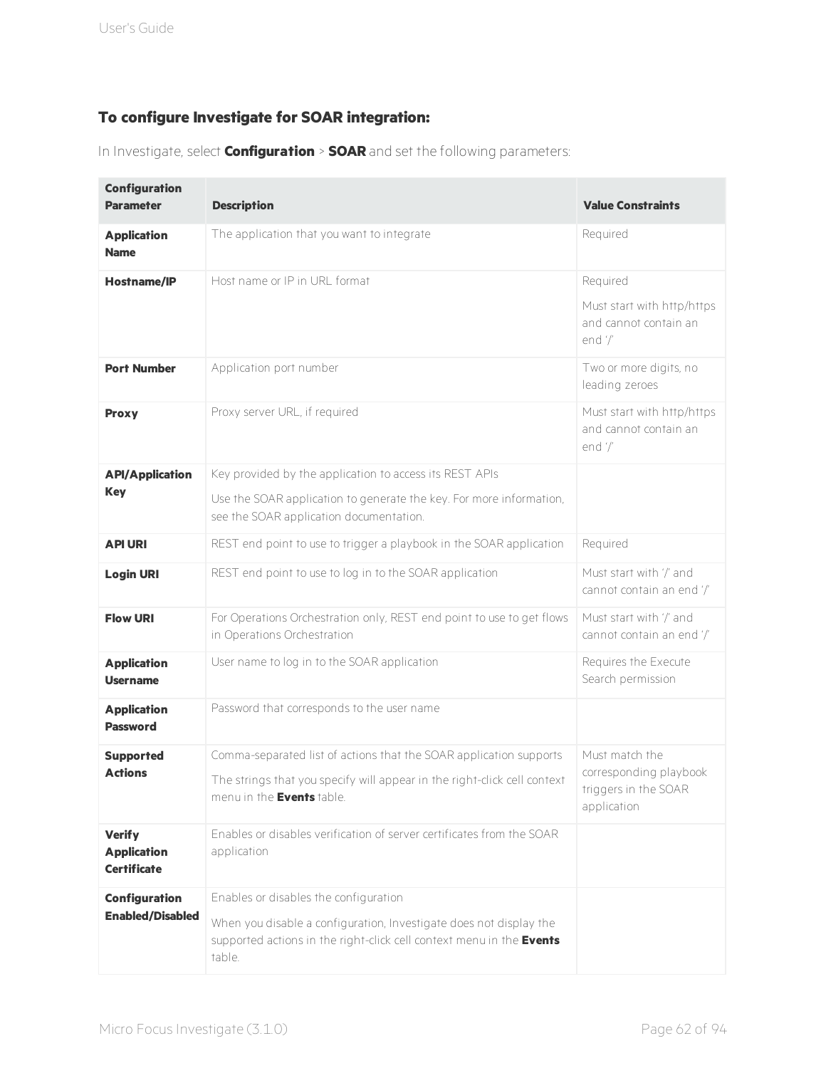#### To configure Investigate for SOAR integration:

In Investigate, select **Configuration** > **SOAR** and set the following parameters:

| Configuration Parameter | Description | Value Constraints |
|---|---|---|
| **Application Name** | The application that you want to integrate | Required |
| **Hostname/IP** | Host name or IP in URL format | Required<br>Must start with http/https and cannot contain an end '/' |
| **Port Number** | Application port number | Two or more digits, no leading zeroes |
| **Proxy** | Proxy server URL, if required | Must start with http/https and cannot contain an end '/' |
| **API/Application Key** | Key provided by the application to access its REST APIs<br>Use the SOAR application to generate the key. For more information, see the SOAR application documentation. | |
| **API URI** | REST end point to use to trigger a playbook in the SOAR application | Required |
| **Login URI** | REST end point to use to log in to the SOAR application | Must start with '/' and cannot contain an end '/' |
| **Flow URI** | For Operations Orchestration only, REST end point to use to get flows in Operations Orchestration | Must start with '/' and cannot contain an end '/' |
| **Application Username** | User name to log in to the SOAR application | Requires the Execute Search permission |
| **Application Password** | Password that corresponds to the user name | |
| **Supported Actions** | Comma-separated list of actions that the SOAR application supports<br>The strings that you specify will appear in the right-click cell context menu in the **Events** table. | Must match the corresponding playbook triggers in the SOAR application |
| **Verify Application Certificate** | Enables or disables verification of server certificates from the SOAR application | |
| **Configuration Enabled/Disabled** | Enables or disables the configuration<br>When you disable a configuration, Investigate does not display the supported actions in the right-click cell context menu in the **Events** table. | |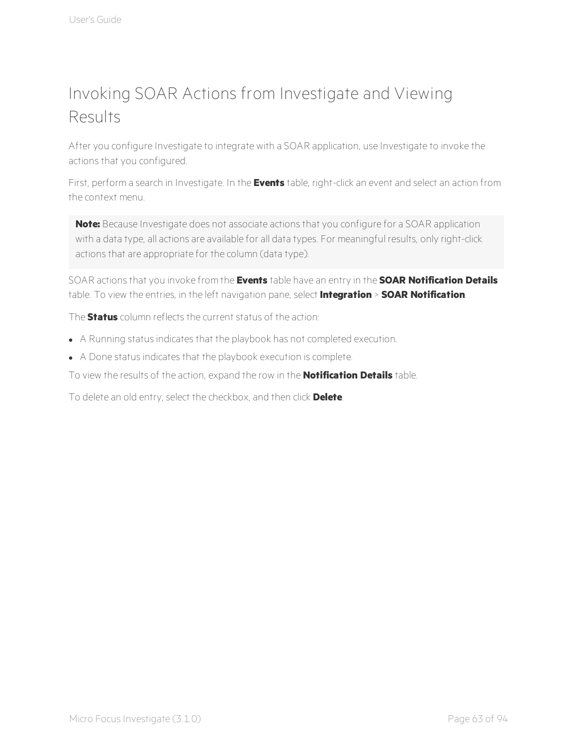# Invoking SOAR Actions from Investigate and Viewing Results

After you configure Investigate to integrate with a SOAR application, use Investigate to invoke the actions that you configured.

First, perform a search in Investigate. In the **Events** table, right-click an event and select an action from the context menu.

> **Note:** Because Investigate does not associate actions that you configure for a SOAR application with a data type, all actions are available for all data types. For meaningful results, only right-click actions that are appropriate for the column (data type).

SOAR actions that you invoke from the **Events** table have an entry in the **SOAR Notification Details** table. To view the entries, in the left navigation pane, select **Integration** > **SOAR Notification**.

The **Status** column reflects the current status of the action:

- A Running status indicates that the playbook has not completed execution.
- A Done status indicates that the playbook execution is complete.

To view the results of the action, expand the row in the **Notification Details** table.

To delete an old entry, select the checkbox, and then click **Delete**.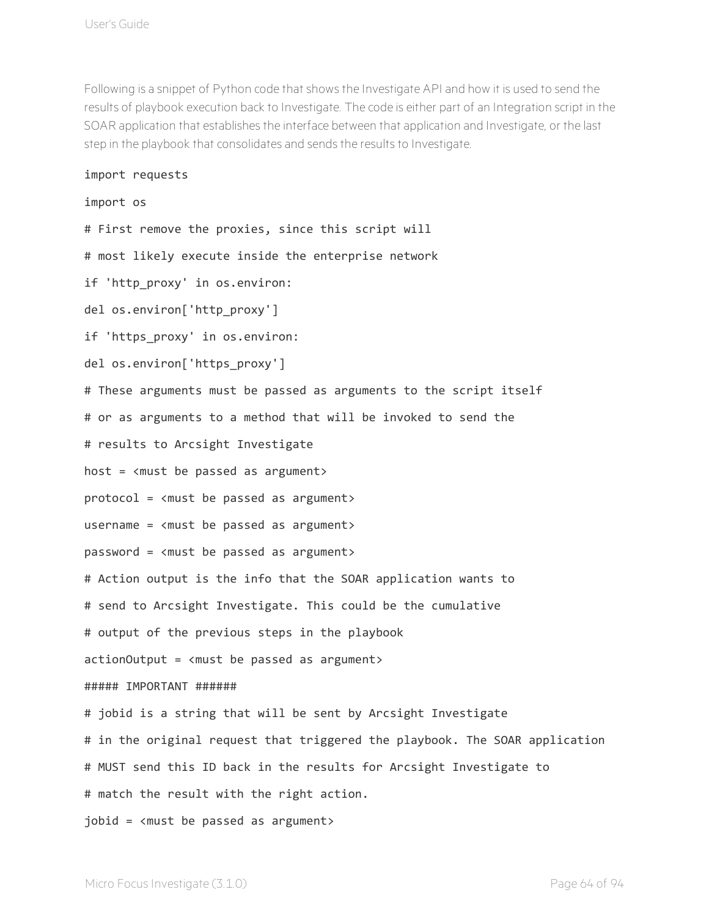Following is a snippet of Python code that shows the Investigate API and how it is used to send the results of playbook execution back to Investigate. The code is either part of an Integration script in the SOAR application that establishes the interface between that application and Investigate, or the last step in the playbook that consolidates and sends the results to Investigate.

```
import requests

import os

# First remove the proxies, since this script will

# most likely execute inside the enterprise network

if 'http_proxy' in os.environ:

del os.environ['http_proxy']

if 'https_proxy' in os.environ:

del os.environ['https_proxy']

# These arguments must be passed as arguments to the script itself

# or as arguments to a method that will be invoked to send the

# results to Arcsight Investigate

host = <must be passed as argument>

protocol = <must be passed as argument>

username = <must be passed as argument>

password = <must be passed as argument>

# Action output is the info that the SOAR application wants to

# send to Arcsight Investigate. This could be the cumulative

# output of the previous steps in the playbook

actionOutput = <must be passed as argument>

##### IMPORTANT ######

# jobid is a string that will be sent by Arcsight Investigate

# in the original request that triggered the playbook. The SOAR application

# MUST send this ID back in the results for Arcsight Investigate to

# match the result with the right action.

jobid = <must be passed as argument>
```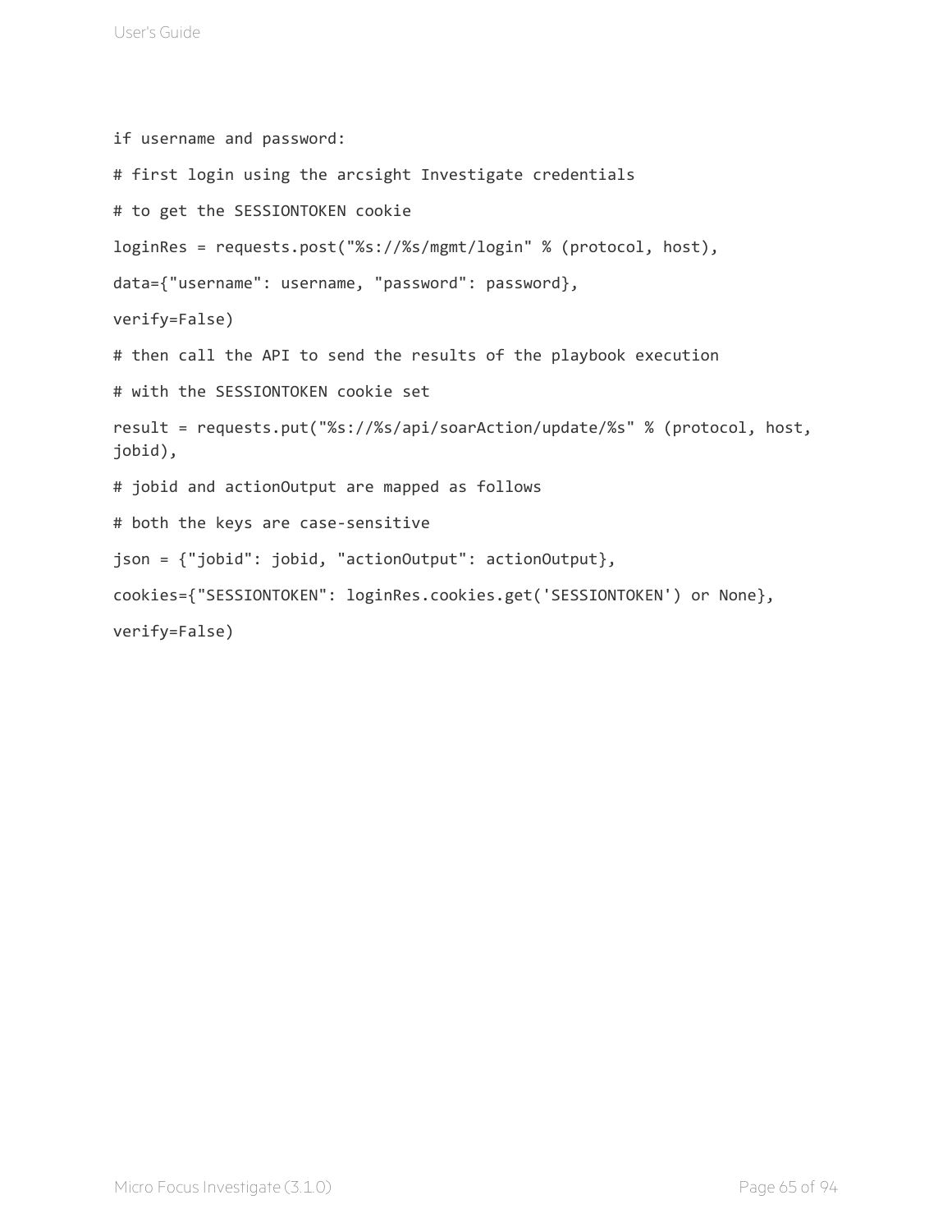```
if username and password:

# first login using the arcsight Investigate credentials

# to get the SESSIONTOKEN cookie

loginRes = requests.post("%s://%s/mgmt/login" % (protocol, host),

data={"username": username, "password": password},

verify=False)

# then call the API to send the results of the playbook execution

# with the SESSIONTOKEN cookie set

result = requests.put("%s://%s/api/soarAction/update/%s" % (protocol, host,
jobid),

# jobid and actionOutput are mapped as follows

# both the keys are case-sensitive

json = {"jobid": jobid, "actionOutput": actionOutput},

cookies={"SESSIONTOKEN": loginRes.cookies.get('SESSIONTOKEN') or None},

verify=False)
```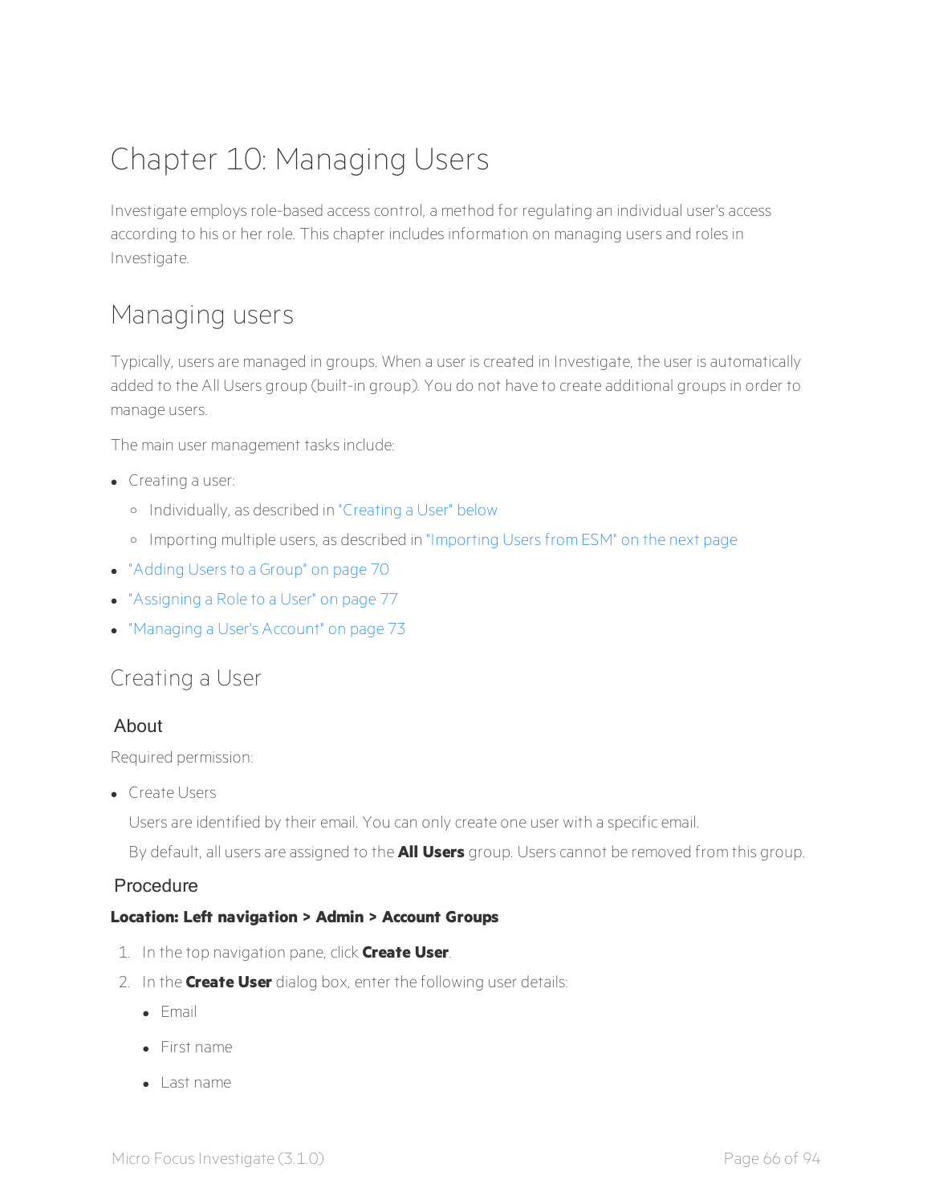# Chapter 10: Managing Users

Investigate employs role-based access control, a method for regulating an individual user's access according to his or her role. This chapter includes information on managing users and roles in Investigate.

## Managing users

Typically, users are managed in groups. When a user is created in Investigate, the user is automatically added to the All Users group (built-in group). You do not have to create additional groups in order to manage users.

The main user management tasks include:

- Creating a user:
  - Individually, as described in "Creating a User" below
  - Importing multiple users, as described in "Importing Users from ESM" on the next page
- "Adding Users to a Group" on page 70
- "Assigning a Role to a User" on page 77
- "Managing a User's Account" on page 73

## Creating a User

### About

Required permission:

- Create Users

  Users are identified by their email. You can only create one user with a specific email.

  By default, all users are assigned to the **All Users** group. Users cannot be removed from this group.

### Procedure

**Location: Left navigation > Admin > Account Groups**

1. In the top navigation pane, click **Create User**.
2. In the **Create User** dialog box, enter the following user details:
   - Email
   - First name
   - Last name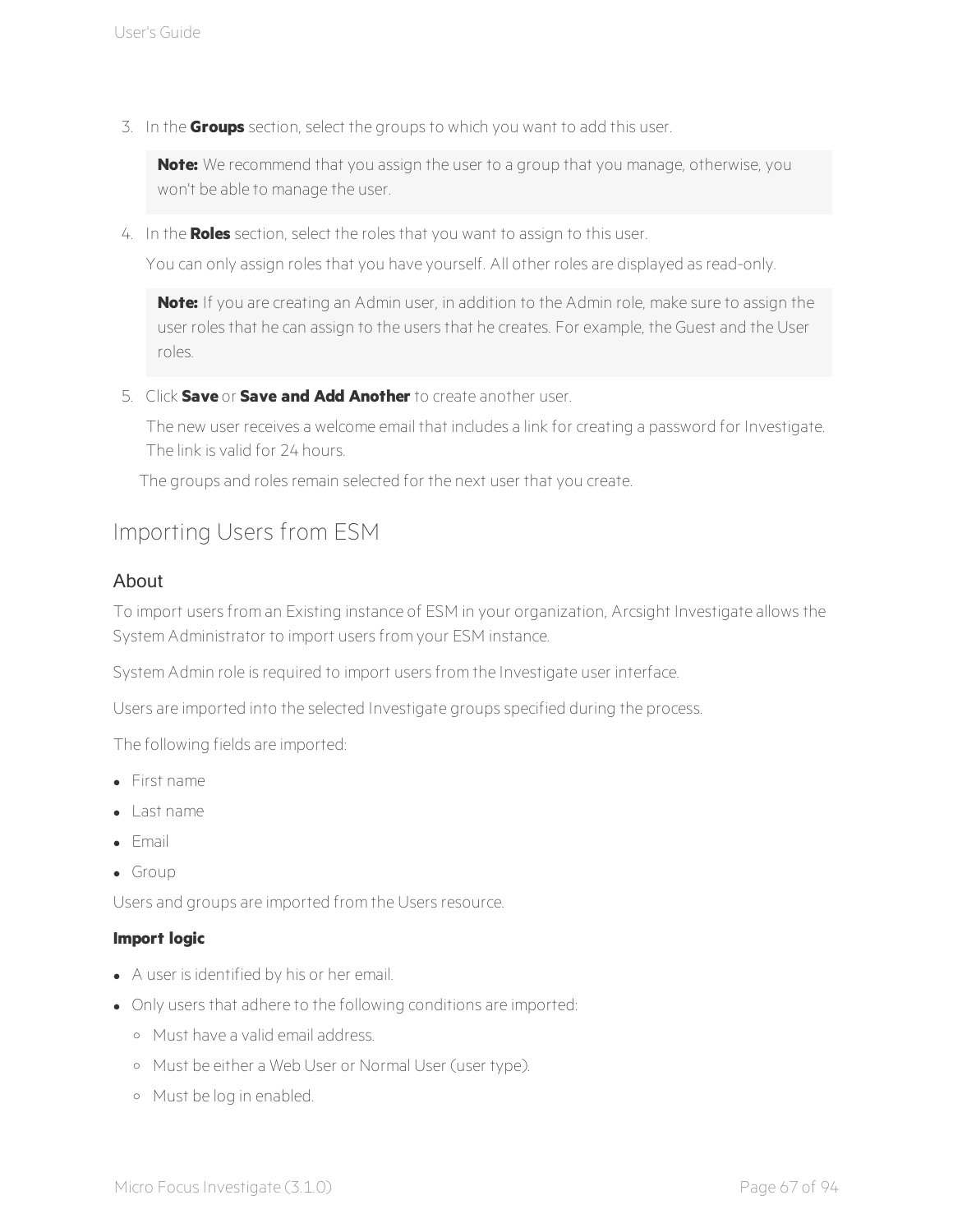3. In the **Groups** section, select the groups to which you want to add this user.

   > **Note:** We recommend that you assign the user to a group that you manage, otherwise, you won't be able to manage the user.

4. In the **Roles** section, select the roles that you want to assign to this user.

   You can only assign roles that you have yourself. All other roles are displayed as read-only.

   > **Note:** If you are creating an Admin user, in addition to the Admin role, make sure to assign the user roles that he can assign to the users that he creates. For example, the Guest and the User roles.

5. Click **Save** or **Save and Add Another** to create another user.

   The new user receives a welcome email that includes a link for creating a password for Investigate. The link is valid for 24 hours.

The groups and roles remain selected for the next user that you create.

## Importing Users from ESM

### About

To import users from an Existing instance of ESM in your organization, Arcsight Investigate allows the System Administrator to import users from your ESM instance.

System Admin role is required to import users from the Investigate user interface.

Users are imported into the selected Investigate groups specified during the process.

The following fields are imported:

- First name
- Last name
- Email
- Group

Users and groups are imported from the Users resource.

**Import logic**

- A user is identified by his or her email.
- Only users that adhere to the following conditions are imported:
  - Must have a valid email address.
  - Must be either a Web User or Normal User (user type).
  - Must be log in enabled.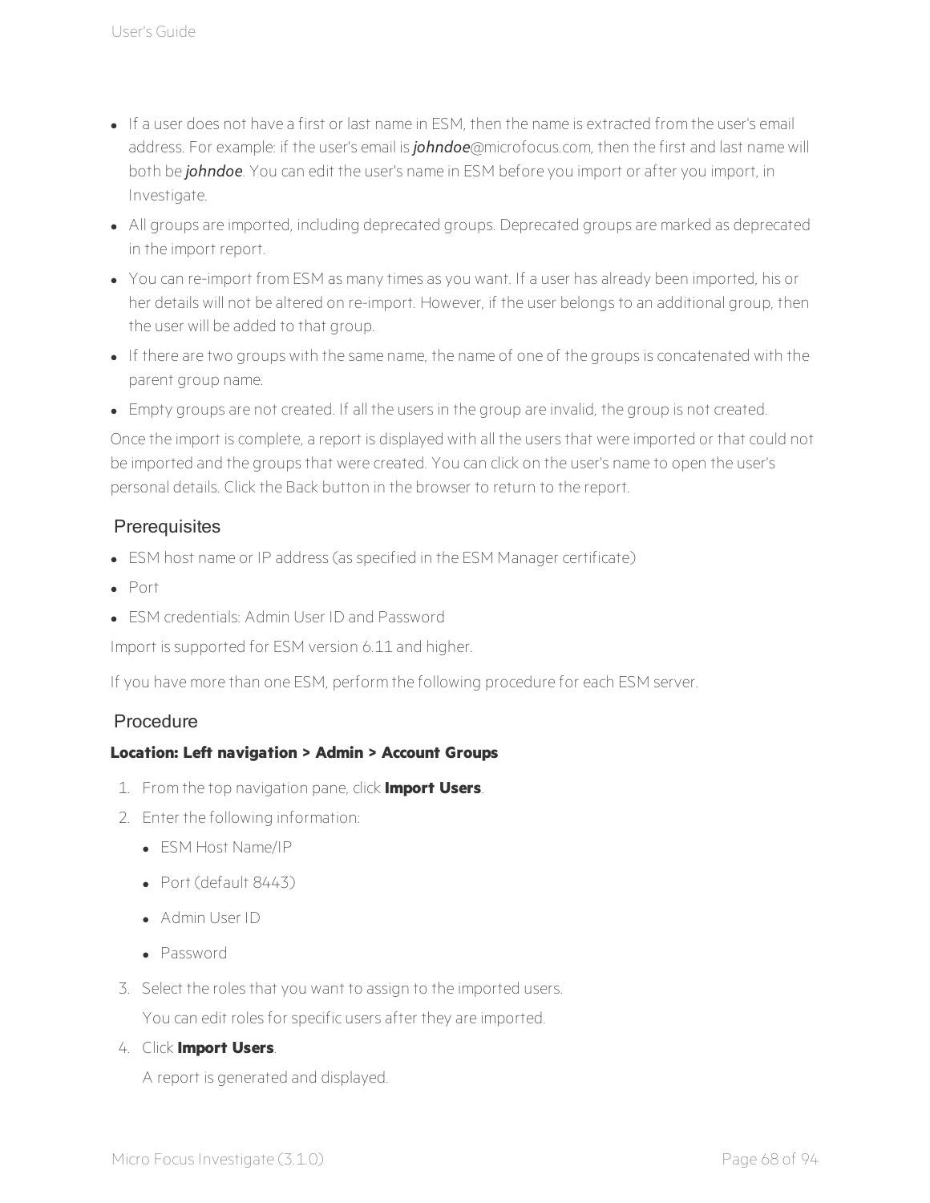- If a user does not have a first or last name in ESM, then the name is extracted from the user's email address. For example: if the user's email is ***johndoe***@microfocus.com, then the first and last name will both be ***johndoe***. You can edit the user's name in ESM before you import or after you import, in Investigate.
- All groups are imported, including deprecated groups. Deprecated groups are marked as deprecated in the import report.
- You can re-import from ESM as many times as you want. If a user has already been imported, his or her details will not be altered on re-import. However, if the user belongs to an additional group, then the user will be added to that group.
- If there are two groups with the same name, the name of one of the groups is concatenated with the parent group name.
- Empty groups are not created. If all the users in the group are invalid, the group is not created.

Once the import is complete, a report is displayed with all the users that were imported or that could not be imported and the groups that were created. You can click on the user's name to open the user's personal details. Click the Back button in the browser to return to the report.

## Prerequisites

- ESM host name or IP address (as specified in the ESM Manager certificate)
- Port
- ESM credentials: Admin User ID and Password

Import is supported for ESM version 6.11 and higher.

If you have more than one ESM, perform the following procedure for each ESM server.

## Procedure

**Location: Left navigation > Admin > Account Groups**

1. From the top navigation pane, click **Import Users**.
2. Enter the following information:
   - ESM Host Name/IP
   - Port (default 8443)
   - Admin User ID
   - Password
3. Select the roles that you want to assign to the imported users.

   You can edit roles for specific users after they are imported.
4. Click **Import Users**.

   A report is generated and displayed.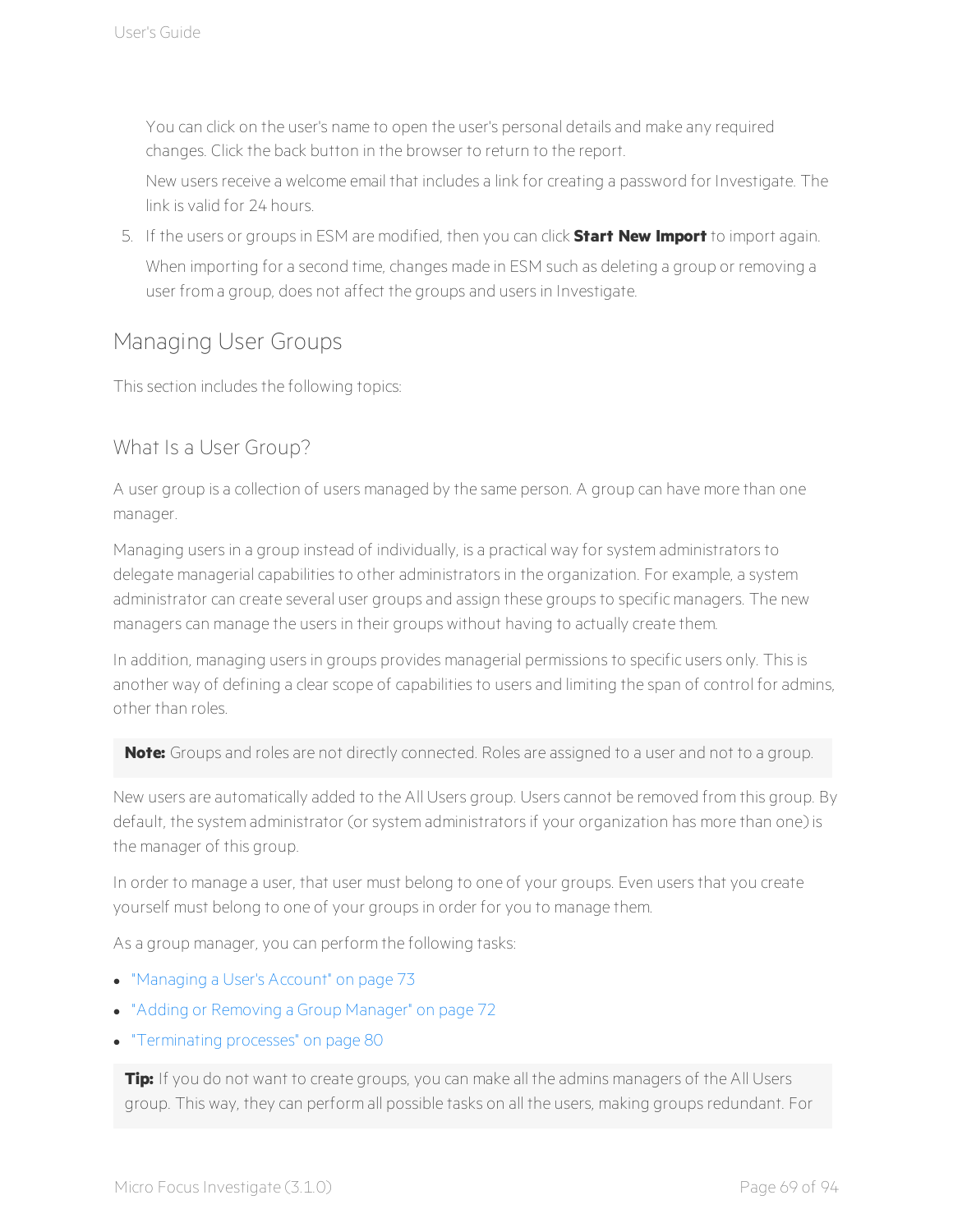You can click on the user's name to open the user's personal details and make any required changes. Click the back button in the browser to return to the report.

New users receive a welcome email that includes a link for creating a password for Investigate. The link is valid for 24 hours.

5. If the users or groups in ESM are modified, then you can click **Start New Import** to import again.

   When importing for a second time, changes made in ESM such as deleting a group or removing a user from a group, does not affect the groups and users in Investigate.

## Managing User Groups

This section includes the following topics:

### What Is a User Group?

A user group is a collection of users managed by the same person. A group can have more than one manager.

Managing users in a group instead of individually, is a practical way for system administrators to delegate managerial capabilities to other administrators in the organization. For example, a system administrator can create several user groups and assign these groups to specific managers. The new managers can manage the users in their groups without having to actually create them.

In addition, managing users in groups provides managerial permissions to specific users only. This is another way of defining a clear scope of capabilities to users and limiting the span of control for admins, other than roles.

**Note:** Groups and roles are not directly connected. Roles are assigned to a user and not to a group.

New users are automatically added to the All Users group. Users cannot be removed from this group. By default, the system administrator (or system administrators if your organization has more than one) is the manager of this group.

In order to manage a user, that user must belong to one of your groups. Even users that you create yourself must belong to one of your groups in order for you to manage them.

As a group manager, you can perform the following tasks:

- "Managing a User's Account" on page 73
- "Adding or Removing a Group Manager" on page 72
- "Terminating processes" on page 80

**Tip:** If you do not want to create groups, you can make all the admins managers of the All Users group. This way, they can perform all possible tasks on all the users, making groups redundant. For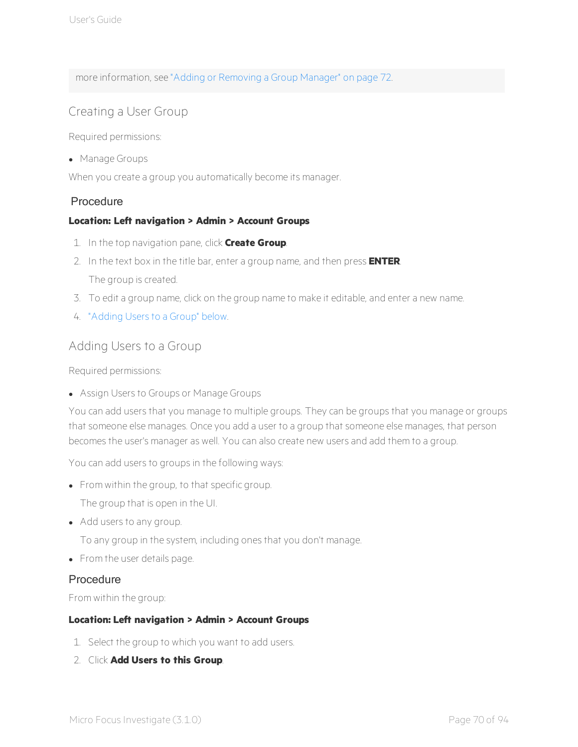more information, see "Adding or Removing a Group Manager" on page 72.

## Creating a User Group

Required permissions:

- Manage Groups

When you create a group you automatically become its manager.

### Procedure

**Location: Left navigation > Admin > Account Groups**

1. In the top navigation pane, click **Create Group**.
2. In the text box in the title bar, enter a group name, and then press **ENTER**.

   The group is created.
3. To edit a group name, click on the group name to make it editable, and enter a new name.
4. "Adding Users to a Group" below.

## Adding Users to a Group

Required permissions:

- Assign Users to Groups or Manage Groups

You can add users that you manage to multiple groups. They can be groups that you manage or groups that someone else manages. Once you add a user to a group that someone else manages, that person becomes the user's manager as well. You can also create new users and add them to a group.

You can add users to groups in the following ways:

- From within the group, to that specific group.

  The group that is open in the UI.
- Add users to any group.

  To any group in the system, including ones that you don't manage.
- From the user details page.

### Procedure

From within the group:

**Location: Left navigation > Admin > Account Groups**

1. Select the group to which you want to add users.
2. Click **Add Users to this Group**.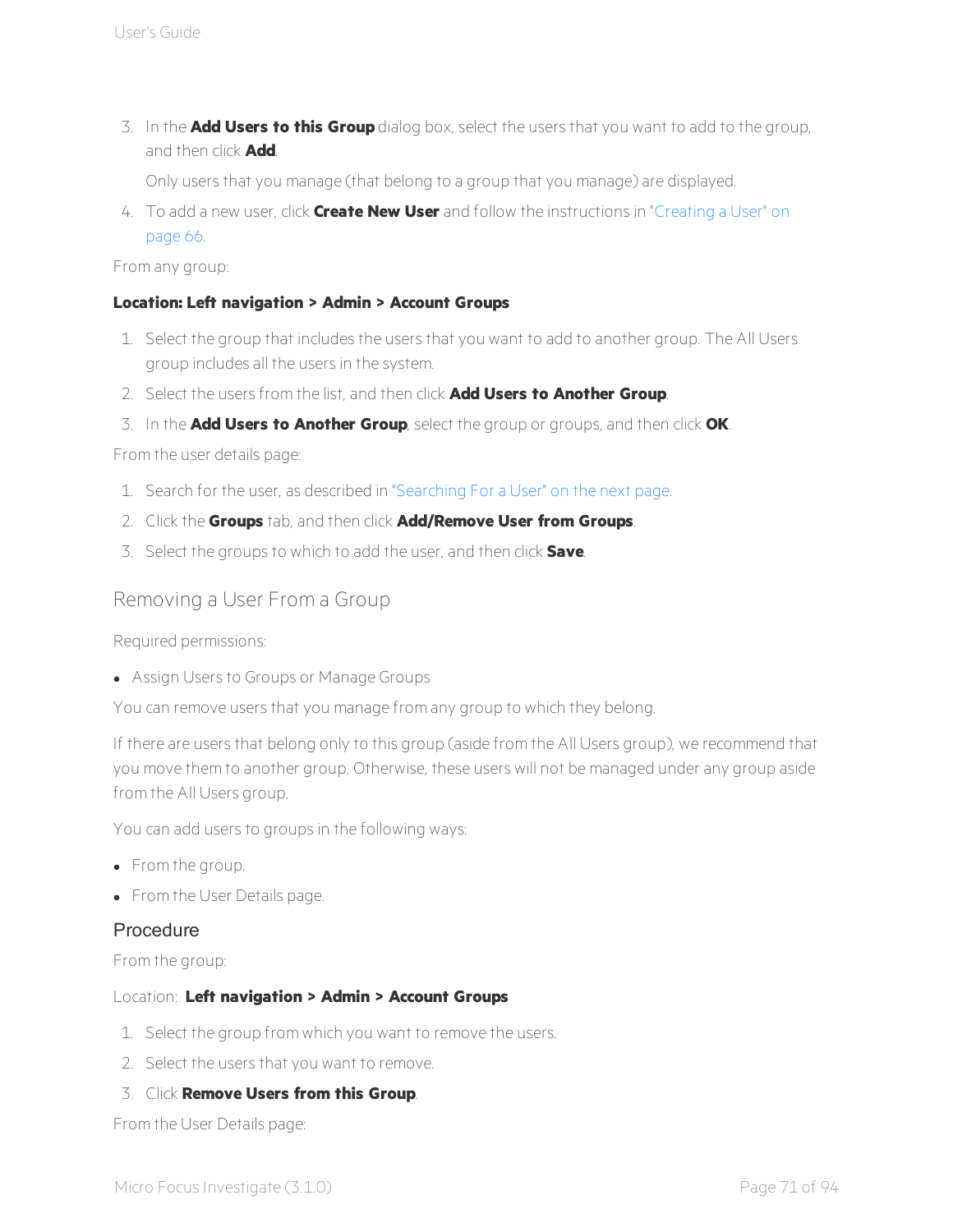3. In the **Add Users to this Group** dialog box, select the users that you want to add to the group, and then click **Add**.

   Only users that you manage (that belong to a group that you manage) are displayed.

4. To add a new user, click **Create New User** and follow the instructions in "Creating a User" on page 66.

From any group:

**Location: Left navigation > Admin > Account Groups**

1. Select the group that includes the users that you want to add to another group. The All Users group includes all the users in the system.
2. Select the users from the list, and then click **Add Users to Another Group**.
3. In the **Add Users to Another Group**, select the group or groups, and then click **OK**.

From the user details page:

1. Search for the user, as described in "Searching For a User" on the next page.
2. Click the **Groups** tab, and then click **Add/Remove User from Groups**.
3. Select the groups to which to add the user, and then click **Save**.

## Removing a User From a Group

Required permissions:

- Assign Users to Groups or Manage Groups

You can remove users that you manage from any group to which they belong.

If there are users that belong only to this group (aside from the All Users group), we recommend that you move them to another group. Otherwise, these users will not be managed under any group aside from the All Users group.

You can add users to groups in the following ways:

- From the group.
- From the User Details page.

### Procedure

From the group:

Location: **Left navigation > Admin > Account Groups**

1. Select the group from which you want to remove the users.
2. Select the users that you want to remove.
3. Click **Remove Users from this Group**.

From the User Details page: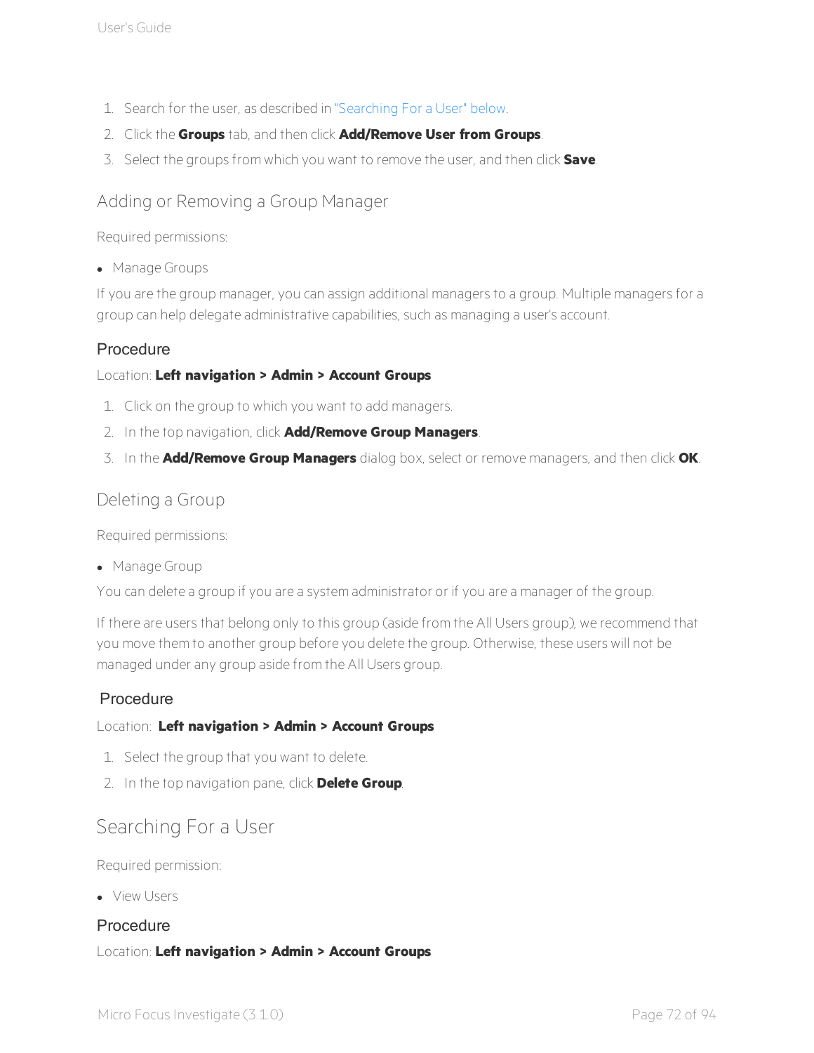1. Search for the user, as described in "Searching For a User" below.
2. Click the **Groups** tab, and then click **Add/Remove User from Groups**.
3. Select the groups from which you want to remove the user, and then click **Save**.

## Adding or Removing a Group Manager

Required permissions:

- Manage Groups

If you are the group manager, you can assign additional managers to a group. Multiple managers for a group can help delegate administrative capabilities, such as managing a user's account.

### Procedure

Location: **Left navigation > Admin > Account Groups**

1. Click on the group to which you want to add managers.
2. In the top navigation, click **Add/Remove Group Managers**.
3. In the **Add/Remove Group Managers** dialog box, select or remove managers, and then click **OK**.

## Deleting a Group

Required permissions:

- Manage Group

You can delete a group if you are a system administrator or if you are a manager of the group.

If there are users that belong only to this group (aside from the All Users group), we recommend that you move them to another group before you delete the group. Otherwise, these users will not be managed under any group aside from the All Users group.

### Procedure

Location: **Left navigation > Admin > Account Groups**

1. Select the group that you want to delete.
2. In the top navigation pane, click **Delete Group**.

## Searching For a User

Required permission:

- View Users

### Procedure

Location: **Left navigation > Admin > Account Groups**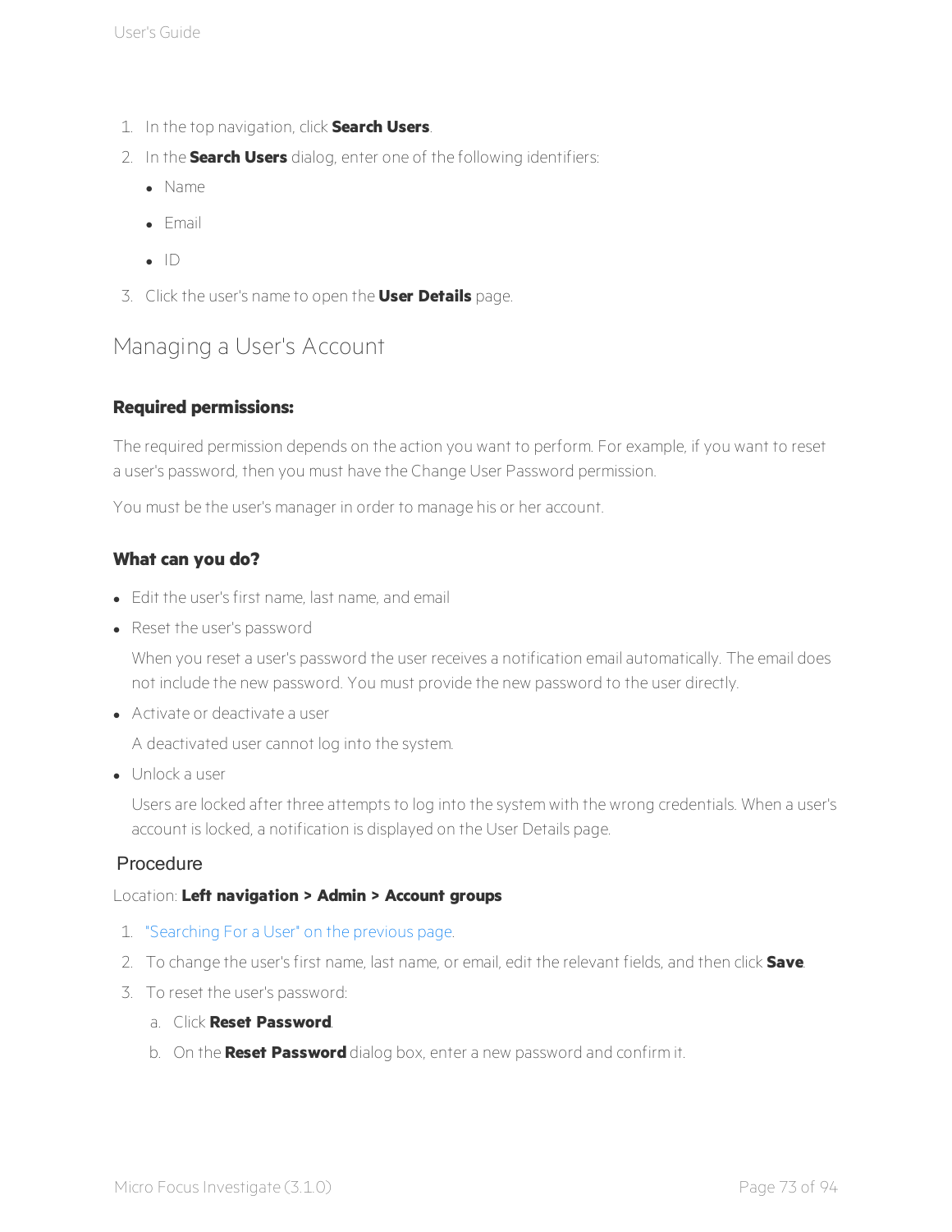1. In the top navigation, click **Search Users**.
2. In the **Search Users** dialog, enter one of the following identifiers:
   - Name
   - Email
   - ID
3. Click the user's name to open the **User Details** page.

## Managing a User's Account

#### Required permissions:

The required permission depends on the action you want to perform. For example, if you want to reset a user's password, then you must have the Change User Password permission.

You must be the user's manager in order to manage his or her account.

#### What can you do?

- Edit the user's first name, last name, and email
- Reset the user's password

  When you reset a user's password the user receives a notification email automatically. The email does not include the new password. You must provide the new password to the user directly.
- Activate or deactivate a user

  A deactivated user cannot log into the system.
- Unlock a user

  Users are locked after three attempts to log into the system with the wrong credentials. When a user's account is locked, a notification is displayed on the User Details page.

### Procedure

Location: **Left navigation > Admin > Account groups**

1. "Searching For a User" on the previous page.
2. To change the user's first name, last name, or email, edit the relevant fields, and then click **Save**.
3. To reset the user's password:
   a. Click **Reset Password**.
   b. On the **Reset Password** dialog box, enter a new password and confirm it.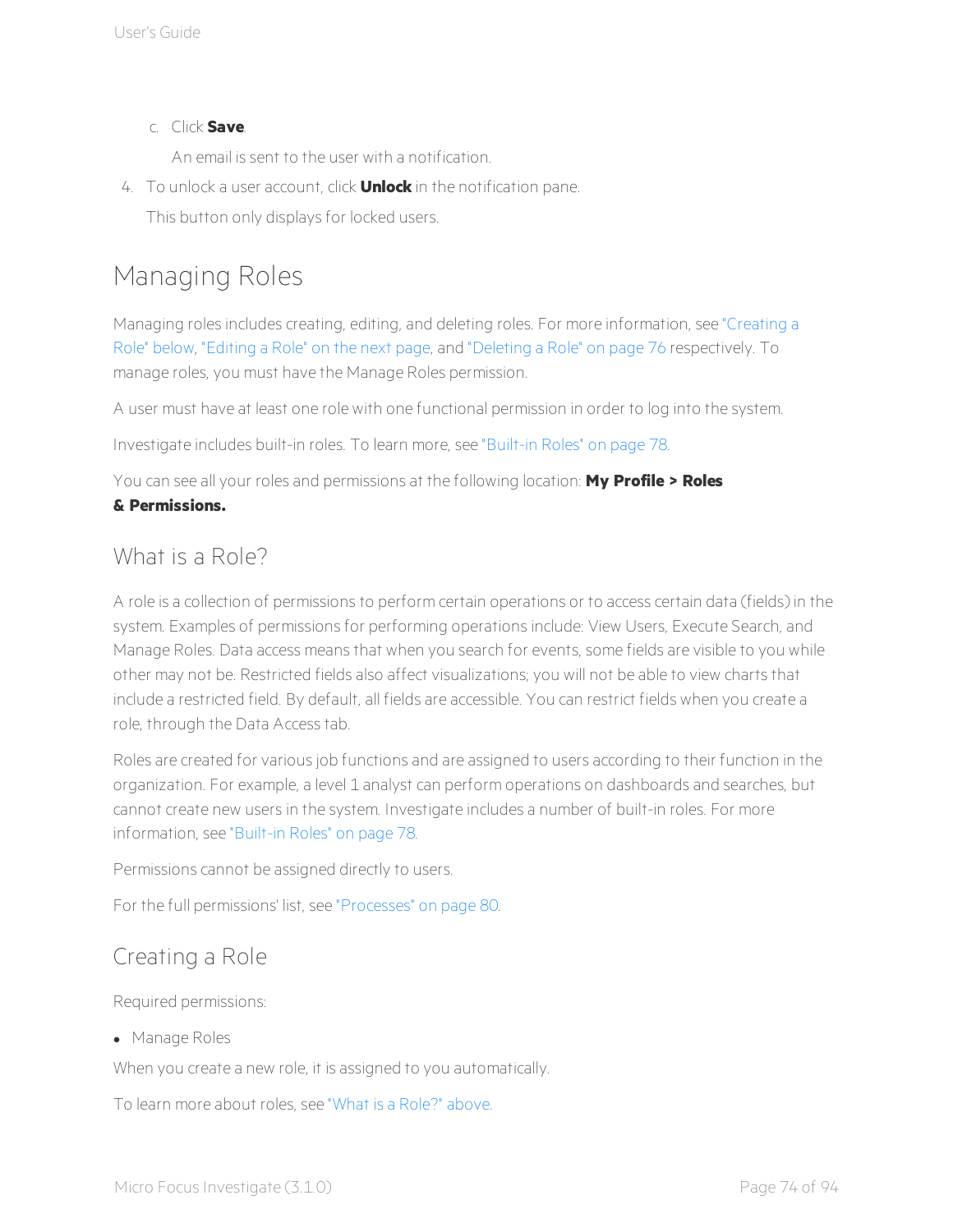c. Click **Save**.

      An email is sent to the user with a notification.

4. To unlock a user account, click **Unlock** in the notification pane.

   This button only displays for locked users.

# Managing Roles

Managing roles includes creating, editing, and deleting roles. For more information, see "Creating a Role" below, "Editing a Role" on the next page, and "Deleting a Role" on page 76 respectively. To manage roles, you must have the Manage Roles permission.

A user must have at least one role with one functional permission in order to log into the system.

Investigate includes built-in roles. To learn more, see "Built-in Roles" on page 78.

You can see all your roles and permissions at the following location: **My Profile > Roles & Permissions.**

## What is a Role?

A role is a collection of permissions to perform certain operations or to access certain data (fields) in the system. Examples of permissions for performing operations include: View Users, Execute Search, and Manage Roles. Data access means that when you search for events, some fields are visible to you while other may not be. Restricted fields also affect visualizations; you will not be able to view charts that include a restricted field. By default, all fields are accessible. You can restrict fields when you create a role, through the Data Access tab.

Roles are created for various job functions and are assigned to users according to their function in the organization. For example, a level 1 analyst can perform operations on dashboards and searches, but cannot create new users in the system. Investigate includes a number of built-in roles. For more information, see "Built-in Roles" on page 78.

Permissions cannot be assigned directly to users.

For the full permissions' list, see "Processes" on page 80.

## Creating a Role

Required permissions:

- Manage Roles

When you create a new role, it is assigned to you automatically.

To learn more about roles, see "What is a Role?" above.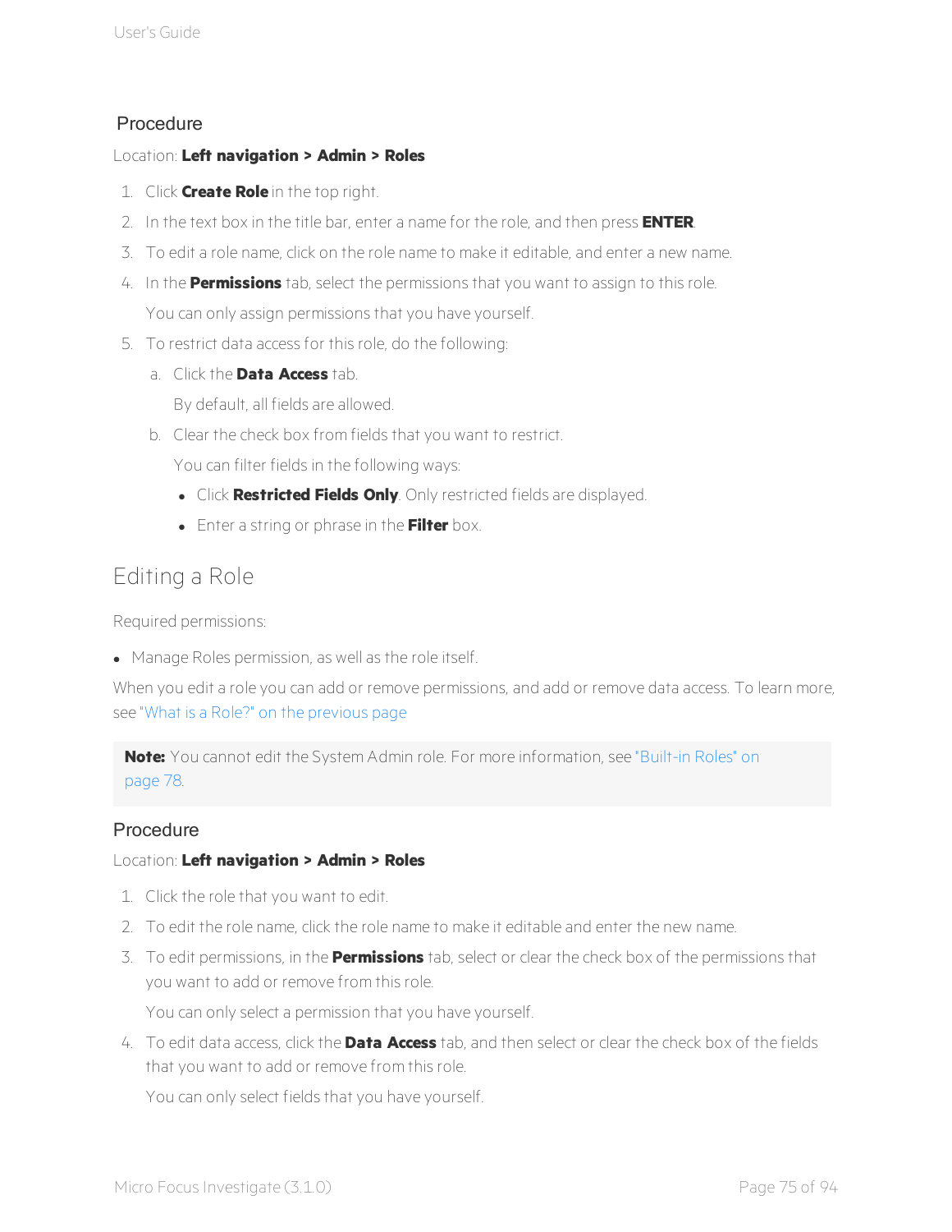### Procedure

Location: **Left navigation > Admin > Roles**

1. Click **Create Role** in the top right.
2. In the text box in the title bar, enter a name for the role, and then press **ENTER**.
3. To edit a role name, click on the role name to make it editable, and enter a new name.
4. In the **Permissions** tab, select the permissions that you want to assign to this role.

   You can only assign permissions that you have yourself.
5. To restrict data access for this role, do the following:
   a. Click the **Data Access** tab.

      By default, all fields are allowed.
   b. Clear the check box from fields that you want to restrict.

      You can filter fields in the following ways:
      - Click **Restricted Fields Only**. Only restricted fields are displayed.
      - Enter a string or phrase in the **Filter** box.

## Editing a Role

Required permissions:

- Manage Roles permission, as well as the role itself.

When you edit a role you can add or remove permissions, and add or remove data access. To learn more, see "What is a Role?" on the previous page

**Note:** You cannot edit the System Admin role. For more information, see "Built-in Roles" on page 78.

### Procedure

Location: **Left navigation > Admin > Roles**

1. Click the role that you want to edit.
2. To edit the role name, click the role name to make it editable and enter the new name.
3. To edit permissions, in the **Permissions** tab, select or clear the check box of the permissions that you want to add or remove from this role.

   You can only select a permission that you have yourself.
4. To edit data access, click the **Data Access** tab, and then select or clear the check box of the fields that you want to add or remove from this role.

   You can only select fields that you have yourself.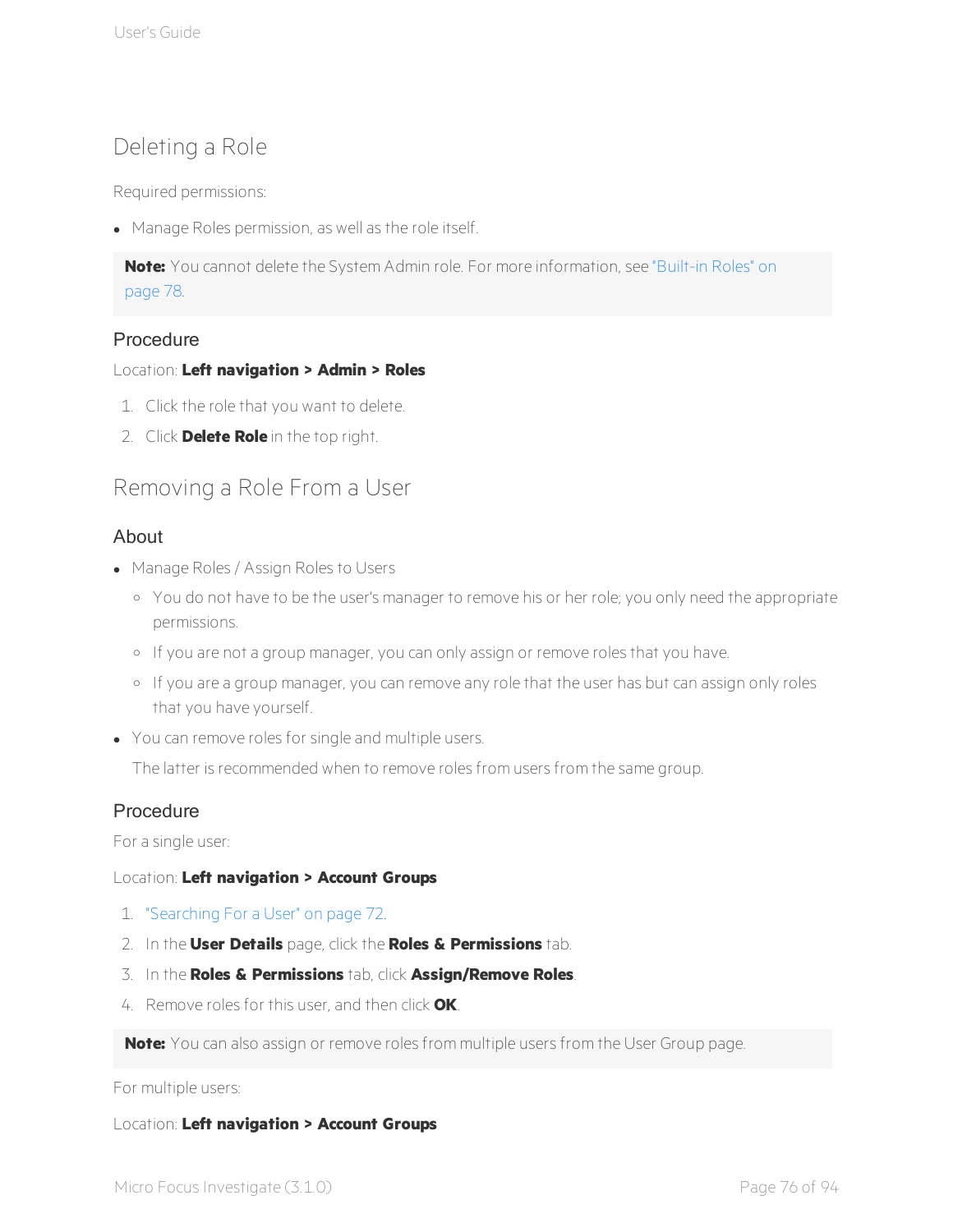## Deleting a Role

Required permissions:

- Manage Roles permission, as well as the role itself.

> **Note:** You cannot delete the System Admin role. For more information, see "Built-in Roles" on page 78.

### Procedure

Location: **Left navigation > Admin > Roles**

1. Click the role that you want to delete.
2. Click **Delete Role** in the top right.

## Removing a Role From a User

### About

- Manage Roles / Assign Roles to Users
  - You do not have to be the user's manager to remove his or her role; you only need the appropriate permissions.
  - If you are not a group manager, you can only assign or remove roles that you have.
  - If you are a group manager, you can remove any role that the user has but can assign only roles that you have yourself.
- You can remove roles for single and multiple users.

  The latter is recommended when to remove roles from users from the same group.

### Procedure

For a single user:

Location: **Left navigation > Account Groups**

1. "Searching For a User" on page 72.
2. In the **User Details** page, click the **Roles & Permissions** tab.
3. In the **Roles & Permissions** tab, click **Assign/Remove Roles**.
4. Remove roles for this user, and then click **OK**.

> **Note:** You can also assign or remove roles from multiple users from the User Group page.

For multiple users:

Location: **Left navigation > Account Groups**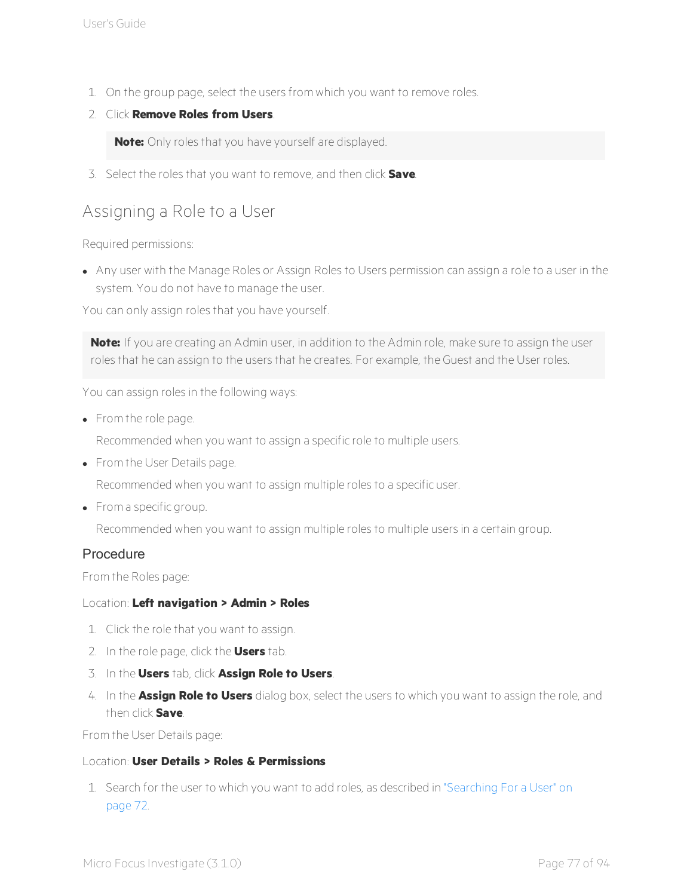1. On the group page, select the users from which you want to remove roles.
2. Click **Remove Roles from Users**.

   > **Note:** Only roles that you have yourself are displayed.

3. Select the roles that you want to remove, and then click **Save**.

## Assigning a Role to a User

Required permissions:

- Any user with the Manage Roles or Assign Roles to Users permission can assign a role to a user in the system. You do not have to manage the user.

You can only assign roles that you have yourself.

> **Note:** If you are creating an Admin user, in addition to the Admin role, make sure to assign the user roles that he can assign to the users that he creates. For example, the Guest and the User roles.

You can assign roles in the following ways:

- From the role page.

  Recommended when you want to assign a specific role to multiple users.

- From the User Details page.

  Recommended when you want to assign multiple roles to a specific user.

- From a specific group.

  Recommended when you want to assign multiple roles to multiple users in a certain group.

### Procedure

From the Roles page:

Location: **Left navigation > Admin > Roles**

1. Click the role that you want to assign.
2. In the role page, click the **Users** tab.
3. In the **Users** tab, click **Assign Role to Users**.
4. In the **Assign Role to Users** dialog box, select the users to which you want to assign the role, and then click **Save**.

From the User Details page:

Location: **User Details > Roles & Permissions**

1. Search for the user to which you want to add roles, as described in "Searching For a User" on page 72.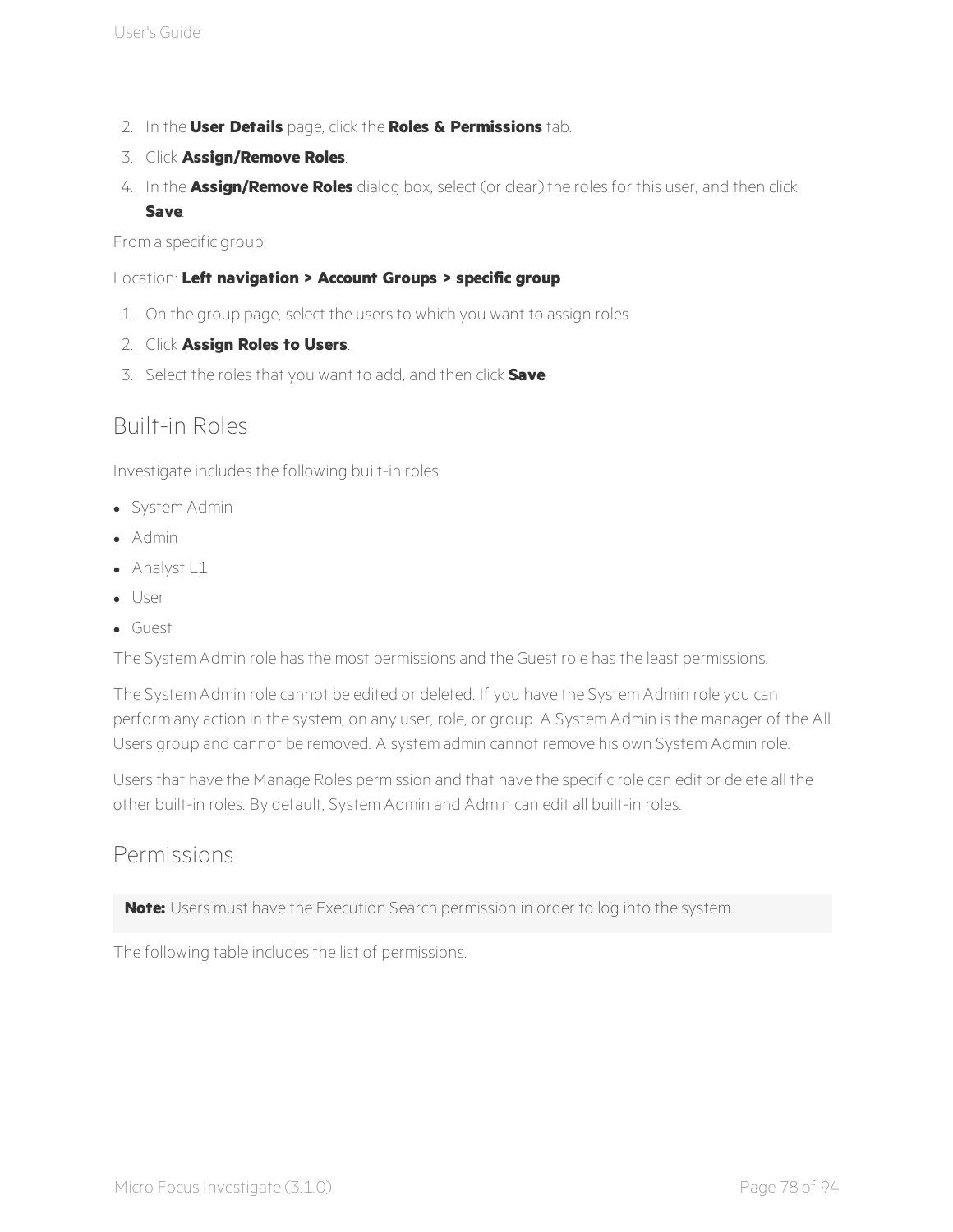2. In the **User Details** page, click the **Roles & Permissions** tab.
3. Click **Assign/Remove Roles**.
4. In the **Assign/Remove Roles** dialog box, select (or clear) the roles for this user, and then click **Save**.

From a specific group:

Location: **Left navigation > Account Groups > specific group**

1. On the group page, select the users to which you want to assign roles.
2. Click **Assign Roles to Users**.
3. Select the roles that you want to add, and then click **Save**.

## Built-in Roles

Investigate includes the following built-in roles:

- System Admin
- Admin
- Analyst L1
- User
- Guest

The System Admin role has the most permissions and the Guest role has the least permissions.

The System Admin role cannot be edited or deleted. If you have the System Admin role you can perform any action in the system, on any user, role, or group. A System Admin is the manager of the All Users group and cannot be removed. A system admin cannot remove his own System Admin role.

Users that have the Manage Roles permission and that have the specific role can edit or delete all the other built-in roles. By default, System Admin and Admin can edit all built-in roles.

## Permissions

> **Note:** Users must have the Execution Search permission in order to log into the system.

The following table includes the list of permissions.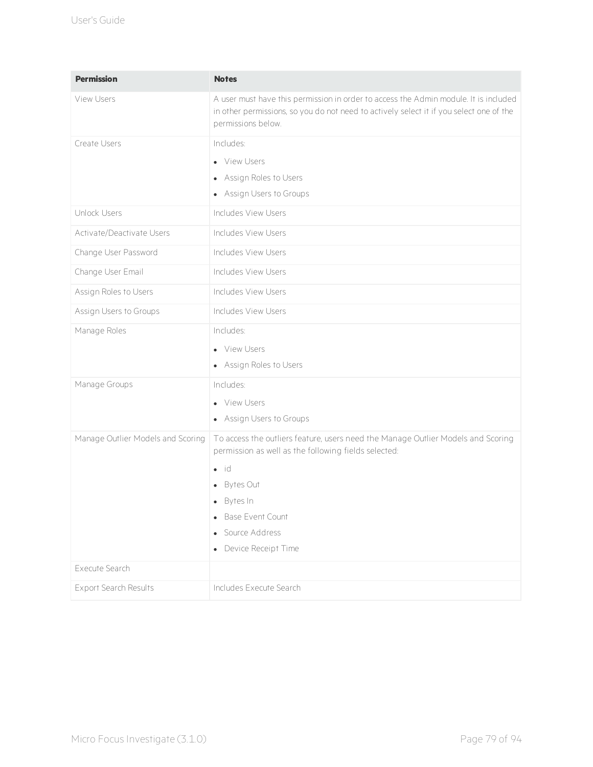| Permission | Notes |
| --- | --- |
| View Users | A user must have this permission in order to access the Admin module. It is included in other permissions, so you do not need to actively select it if you select one of the permissions below. |
| Create Users | Includes:<br>• View Users<br>• Assign Roles to Users<br>• Assign Users to Groups |
| Unlock Users | Includes View Users |
| Activate/Deactivate Users | Includes View Users |
| Change User Password | Includes View Users |
| Change User Email | Includes View Users |
| Assign Roles to Users | Includes View Users |
| Assign Users to Groups | Includes View Users |
| Manage Roles | Includes:<br>• View Users<br>• Assign Roles to Users |
| Manage Groups | Includes:<br>• View Users<br>• Assign Users to Groups |
| Manage Outlier Models and Scoring | To access the outliers feature, users need the Manage Outlier Models and Scoring permission as well as the following fields selected:<br>• id<br>• Bytes Out<br>• Bytes In<br>• Base Event Count<br>• Source Address<br>• Device Receipt Time |
| Execute Search | |
| Export Search Results | Includes Execute Search |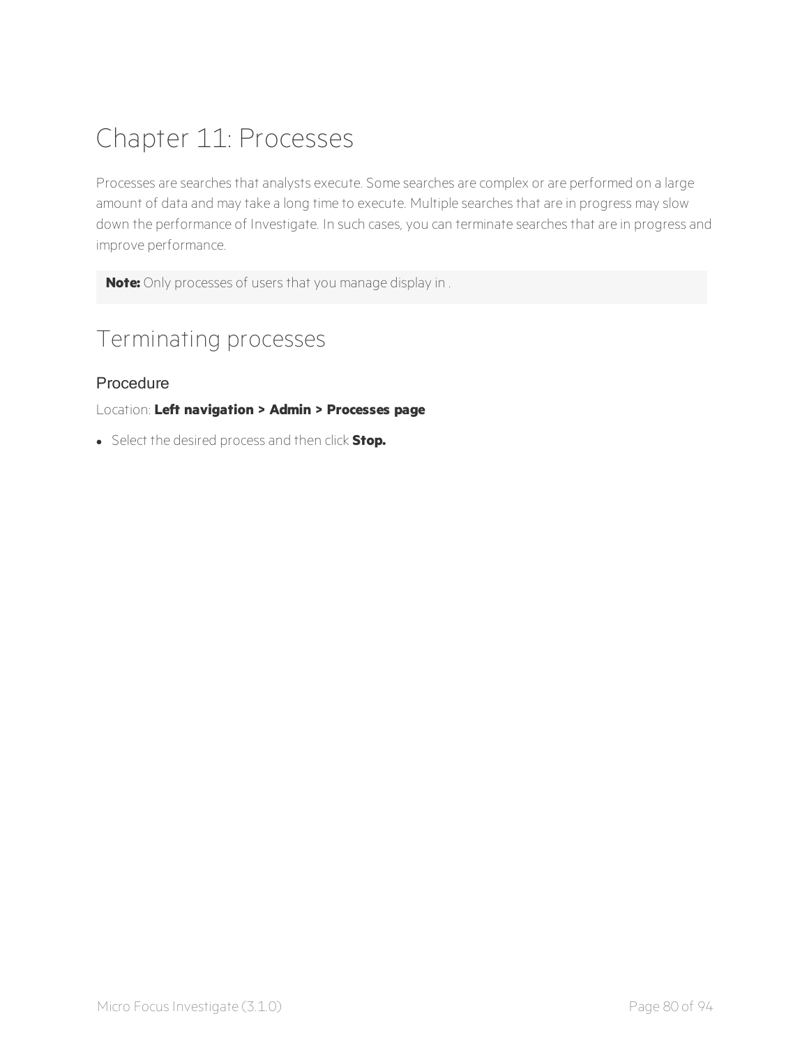# Chapter 11: Processes

Processes are searches that analysts execute. Some searches are complex or are performed on a large amount of data and may take a long time to execute. Multiple searches that are in progress may slow down the performance of Investigate. In such cases, you can terminate searches that are in progress and improve performance.

> **Note:** Only processes of users that you manage display in .

## Terminating processes

### Procedure

Location: **Left navigation > Admin > Processes page**

- Select the desired process and then click **Stop.**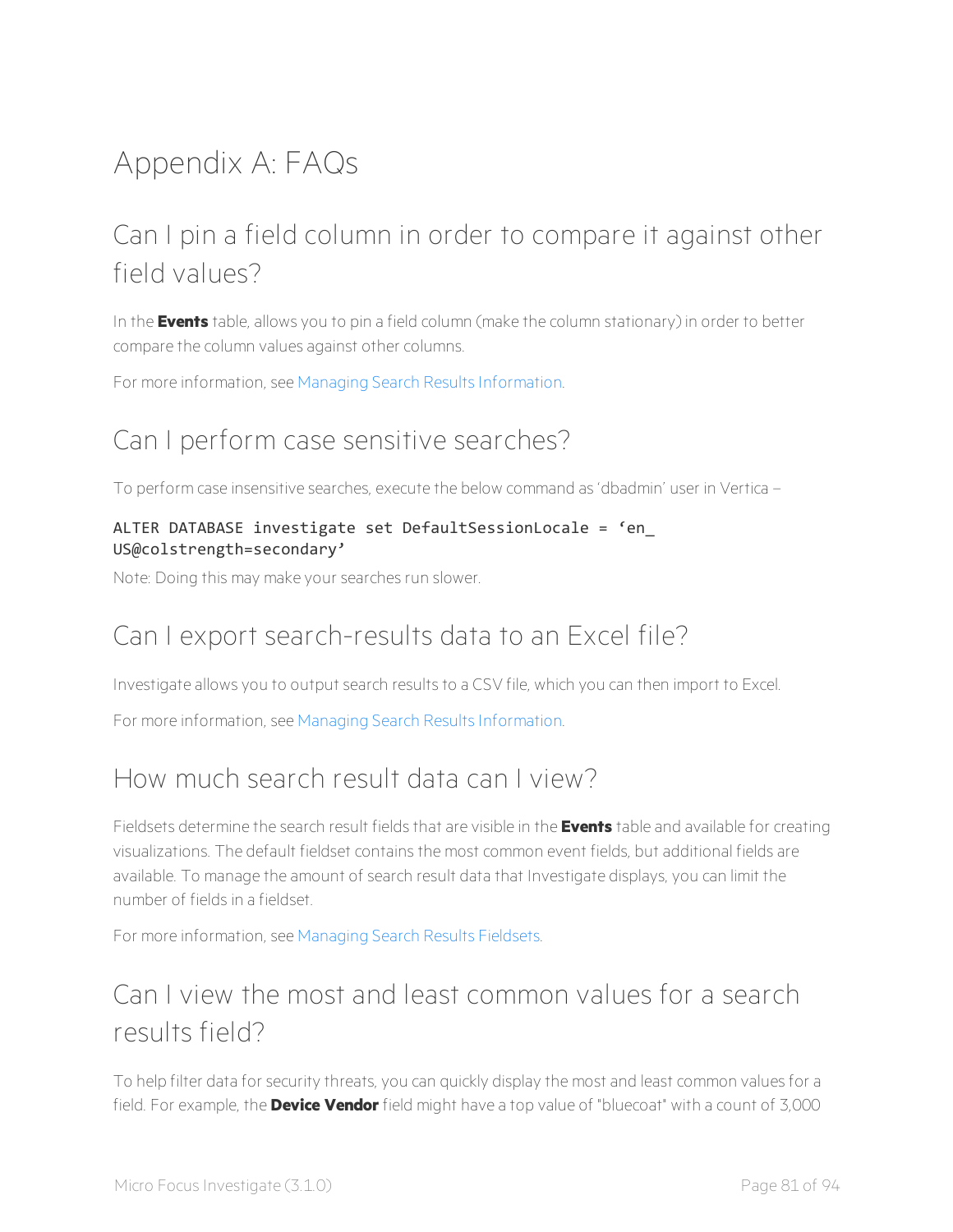# Appendix A: FAQs

## Can I pin a field column in order to compare it against other field values?

In the **Events** table, allows you to pin a field column (make the column stationary) in order to better compare the column values against other columns.

For more information, see Managing Search Results Information.

## Can I perform case sensitive searches?

To perform case insensitive searches, execute the below command as 'dbadmin' user in Vertica –

```
ALTER DATABASE investigate set DefaultSessionLocale = 'en_
US@colstrength=secondary'
```

Note: Doing this may make your searches run slower.

## Can I export search-results data to an Excel file?

Investigate allows you to output search results to a CSV file, which you can then import to Excel.

For more information, see Managing Search Results Information.

## How much search result data can I view?

Fieldsets determine the search result fields that are visible in the **Events** table and available for creating visualizations. The default fieldset contains the most common event fields, but additional fields are available. To manage the amount of search result data that Investigate displays, you can limit the number of fields in a fieldset.

For more information, see Managing Search Results Fieldsets.

## Can I view the most and least common values for a search results field?

To help filter data for security threats, you can quickly display the most and least common values for a field. For example, the **Device Vendor** field might have a top value of "bluecoat" with a count of 3,000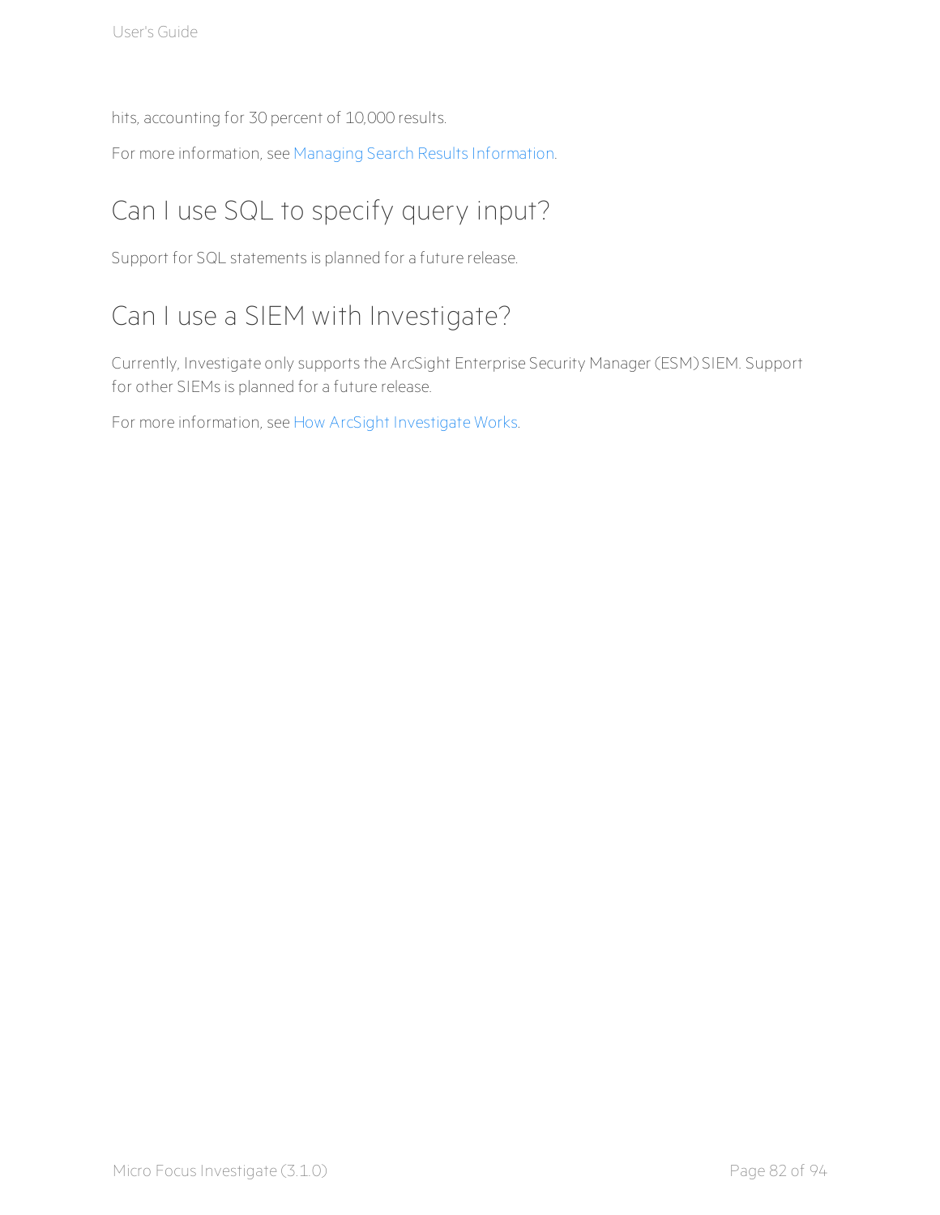hits, accounting for 30 percent of 10,000 results.

For more information, see Managing Search Results Information.

## Can I use SQL to specify query input?

Support for SQL statements is planned for a future release.

## Can I use a SIEM with Investigate?

Currently, Investigate only supports the ArcSight Enterprise Security Manager (ESM) SIEM. Support for other SIEMs is planned for a future release.

For more information, see How ArcSight Investigate Works.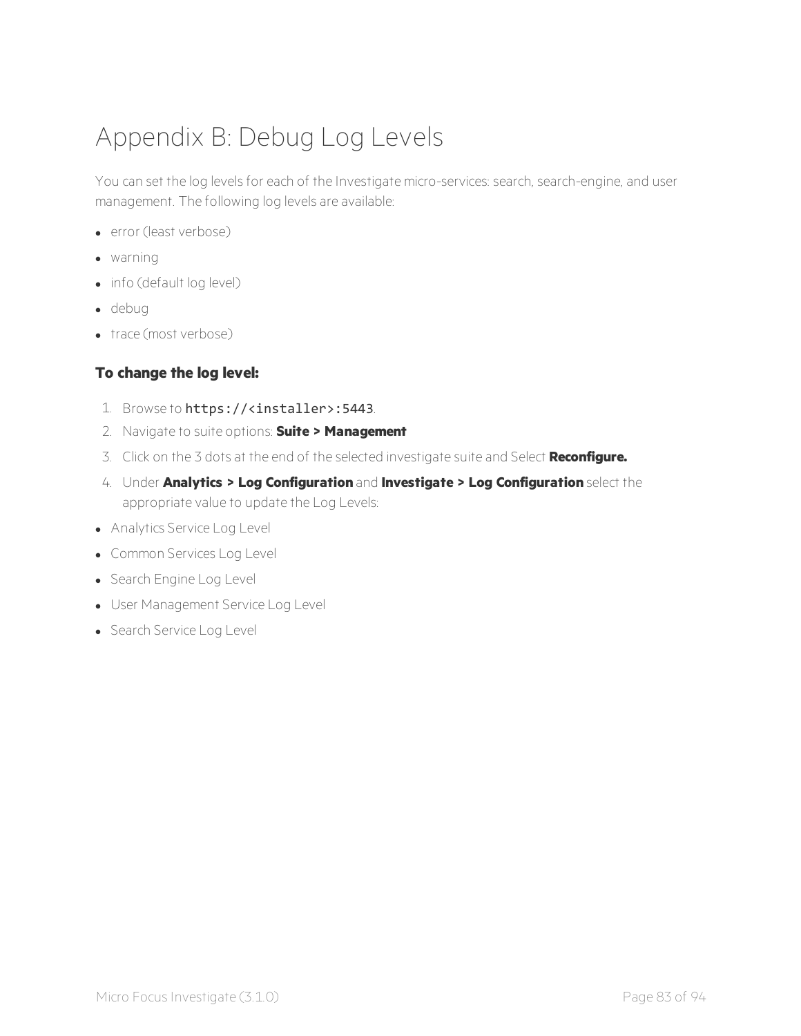# Appendix B: Debug Log Levels

You can set the log levels for each of the Investigate micro-services: search, search-engine, and user management. The following log levels are available:

- error (least verbose)
- warning
- info (default log level)
- debug
- trace (most verbose)

**To change the log level:**

1. Browse to `https://<installer>:5443`.
2. Navigate to suite options: **Suite > Management**
3. Click on the 3 dots at the end of the selected investigate suite and Select **Reconfigure.**
4. Under **Analytics > Log Configuration** and **Investigate > Log Configuration** select the appropriate value to update the Log Levels:

- Analytics Service Log Level
- Common Services Log Level
- Search Engine Log Level
- User Management Service Log Level
- Search Service Log Level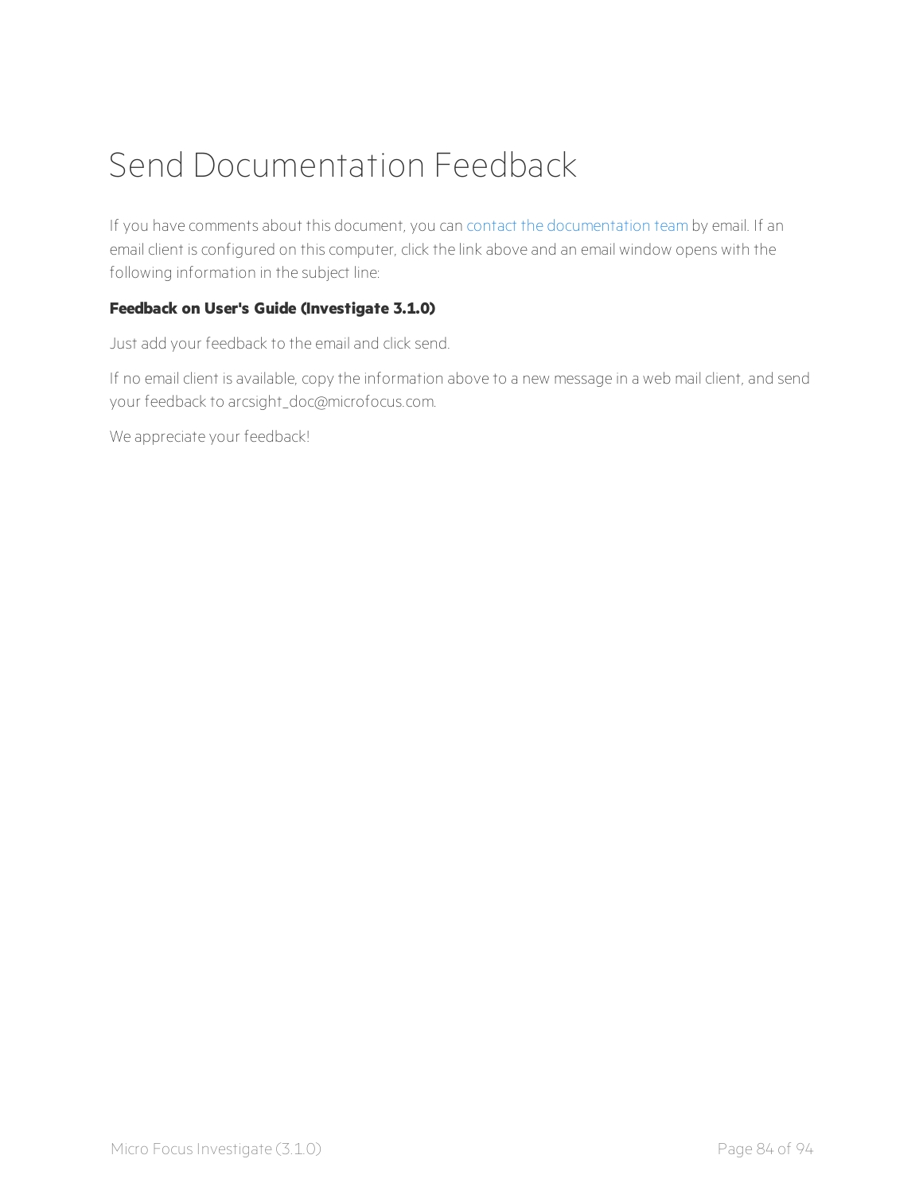# Send Documentation Feedback

If you have comments about this document, you can contact the documentation team by email. If an email client is configured on this computer, click the link above and an email window opens with the following information in the subject line:

**Feedback on User's Guide (Investigate 3.1.0)**

Just add your feedback to the email and click send.

If no email client is available, copy the information above to a new message in a web mail client, and send your feedback to arcsight_doc@microfocus.com.

We appreciate your feedback!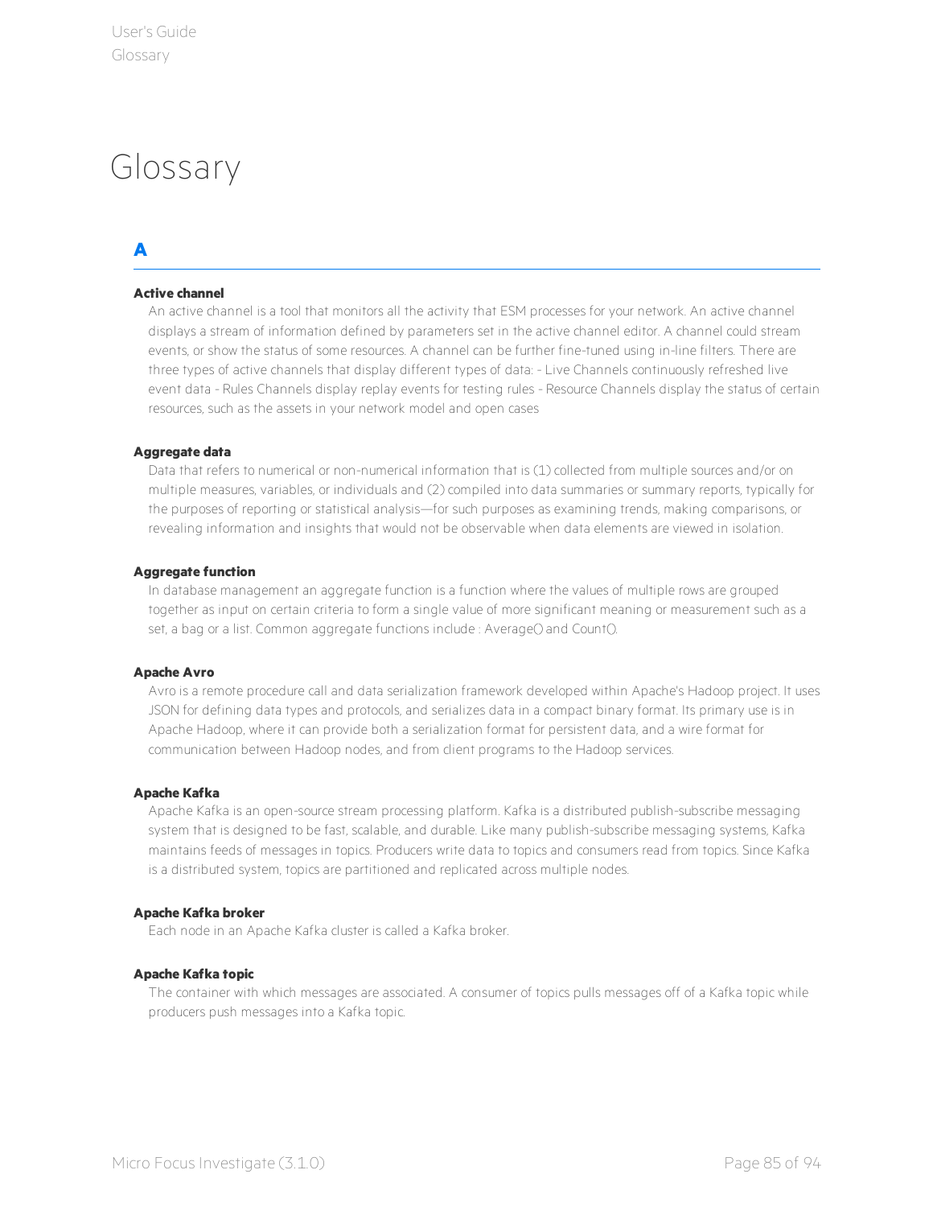# Glossary

## A

**Active channel**

An active channel is a tool that monitors all the activity that ESM processes for your network. An active channel displays a stream of information defined by parameters set in the active channel editor. A channel could stream events, or show the status of some resources. A channel can be further fine-tuned using in-line filters. There are three types of active channels that display different types of data: - Live Channels continuously refreshed live event data - Rules Channels display replay events for testing rules - Resource Channels display the status of certain resources, such as the assets in your network model and open cases

**Aggregate data**

Data that refers to numerical or non-numerical information that is (1) collected from multiple sources and/or on multiple measures, variables, or individuals and (2) compiled into data summaries or summary reports, typically for the purposes of reporting or statistical analysis—for such purposes as examining trends, making comparisons, or revealing information and insights that would not be observable when data elements are viewed in isolation.

**Aggregate function**

In database management an aggregate function is a function where the values of multiple rows are grouped together as input on certain criteria to form a single value of more significant meaning or measurement such as a set, a bag or a list. Common aggregate functions include : Average() and Count().

**Apache Avro**

Avro is a remote procedure call and data serialization framework developed within Apache's Hadoop project. It uses JSON for defining data types and protocols, and serializes data in a compact binary format. Its primary use is in Apache Hadoop, where it can provide both a serialization format for persistent data, and a wire format for communication between Hadoop nodes, and from client programs to the Hadoop services.

**Apache Kafka**

Apache Kafka is an open-source stream processing platform. Kafka is a distributed publish-subscribe messaging system that is designed to be fast, scalable, and durable. Like many publish-subscribe messaging systems, Kafka maintains feeds of messages in topics. Producers write data to topics and consumers read from topics. Since Kafka is a distributed system, topics are partitioned and replicated across multiple nodes.

**Apache Kafka broker**

Each node in an Apache Kafka cluster is called a Kafka broker.

**Apache Kafka topic**

The container with which messages are associated. A consumer of topics pulls messages off of a Kafka topic while producers push messages into a Kafka topic.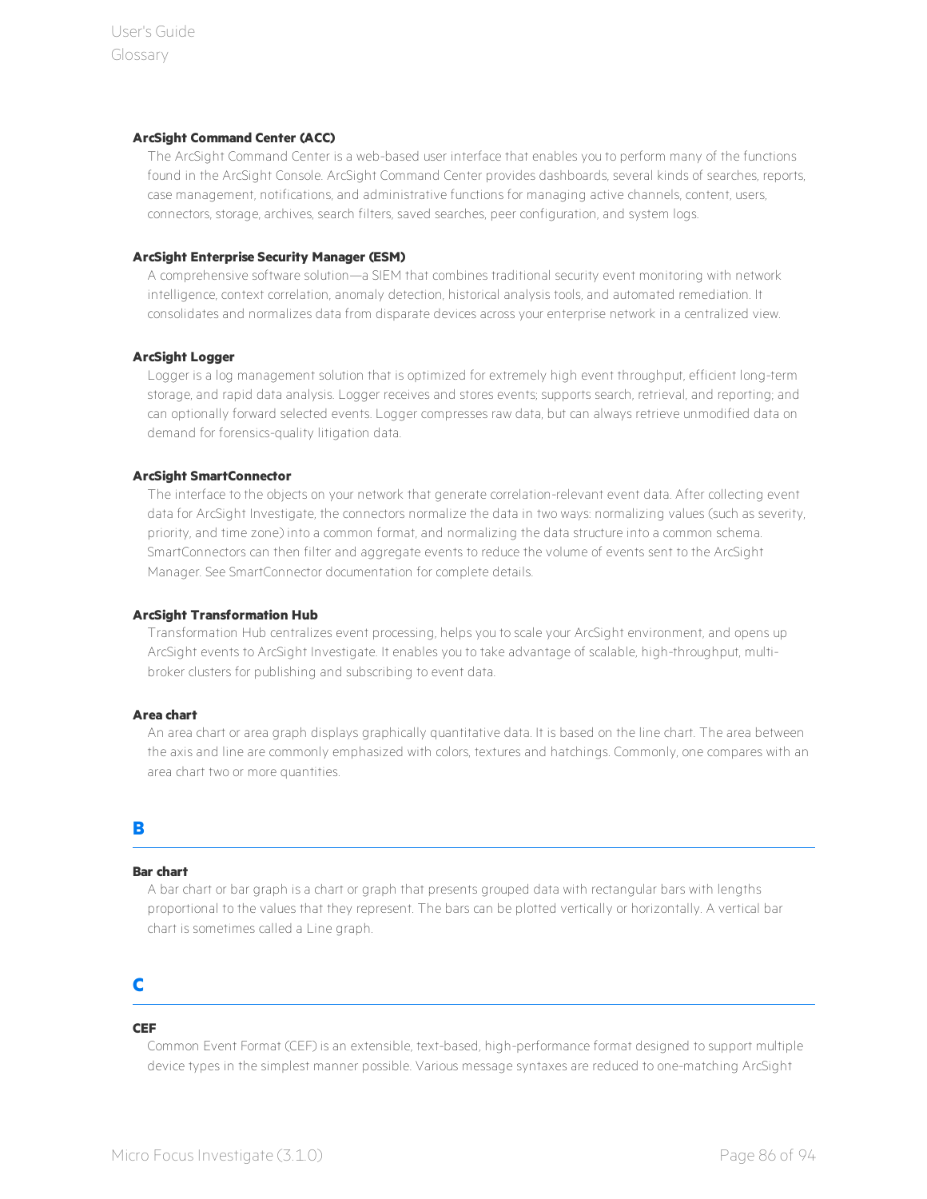**ArcSight Command Center (ACC)**

The ArcSight Command Center is a web-based user interface that enables you to perform many of the functions found in the ArcSight Console. ArcSight Command Center provides dashboards, several kinds of searches, reports, case management, notifications, and administrative functions for managing active channels, content, users, connectors, storage, archives, search filters, saved searches, peer configuration, and system logs.

**ArcSight Enterprise Security Manager (ESM)**

A comprehensive software solution—a SIEM that combines traditional security event monitoring with network intelligence, context correlation, anomaly detection, historical analysis tools, and automated remediation. It consolidates and normalizes data from disparate devices across your enterprise network in a centralized view.

**ArcSight Logger**

Logger is a log management solution that is optimized for extremely high event throughput, efficient long-term storage, and rapid data analysis. Logger receives and stores events; supports search, retrieval, and reporting; and can optionally forward selected events. Logger compresses raw data, but can always retrieve unmodified data on demand for forensics-quality litigation data.

**ArcSight SmartConnector**

The interface to the objects on your network that generate correlation-relevant event data. After collecting event data for ArcSight Investigate, the connectors normalize the data in two ways: normalizing values (such as severity, priority, and time zone) into a common format, and normalizing the data structure into a common schema. SmartConnectors can then filter and aggregate events to reduce the volume of events sent to the ArcSight Manager. See SmartConnector documentation for complete details.

**ArcSight Transformation Hub**

Transformation Hub centralizes event processing, helps you to scale your ArcSight environment, and opens up ArcSight events to ArcSight Investigate. It enables you to take advantage of scalable, high-throughput, multi-broker clusters for publishing and subscribing to event data.

**Area chart**

An area chart or area graph displays graphically quantitative data. It is based on the line chart. The area between the axis and line are commonly emphasized with colors, textures and hatchings. Commonly, one compares with an area chart two or more quantities.

## B

**Bar chart**

A bar chart or bar graph is a chart or graph that presents grouped data with rectangular bars with lengths proportional to the values that they represent. The bars can be plotted vertically or horizontally. A vertical bar chart is sometimes called a Line graph.

## C

**CEF**

Common Event Format (CEF) is an extensible, text-based, high-performance format designed to support multiple device types in the simplest manner possible. Various message syntaxes are reduced to one-matching ArcSight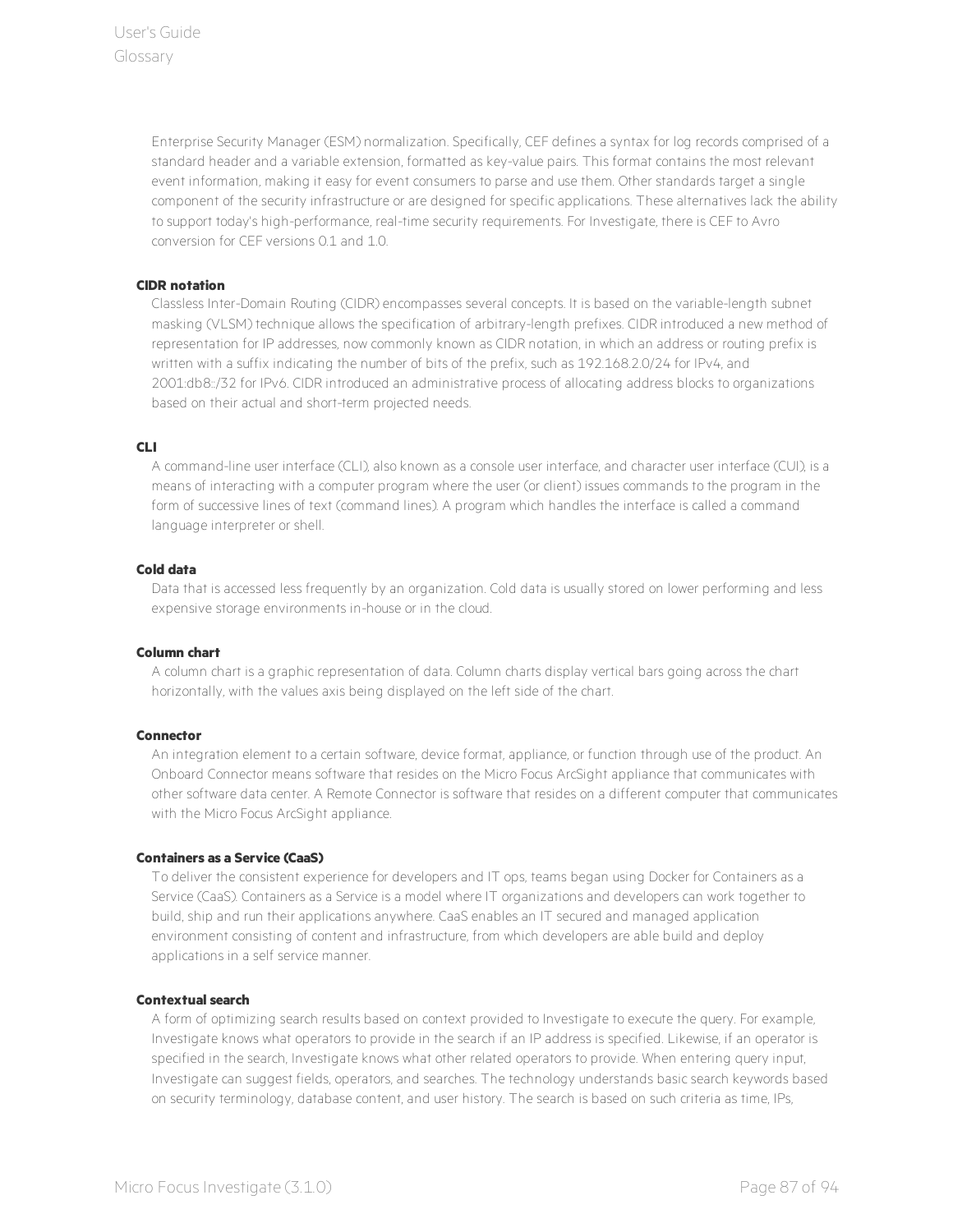Enterprise Security Manager (ESM) normalization. Specifically, CEF defines a syntax for log records comprised of a standard header and a variable extension, formatted as key-value pairs. This format contains the most relevant event information, making it easy for event consumers to parse and use them. Other standards target a single component of the security infrastructure or are designed for specific applications. These alternatives lack the ability to support today's high-performance, real-time security requirements. For Investigate, there is CEF to Avro conversion for CEF versions 0.1 and 1.0.

**CIDR notation**

Classless Inter-Domain Routing (CIDR) encompasses several concepts. It is based on the variable-length subnet masking (VLSM) technique allows the specification of arbitrary-length prefixes. CIDR introduced a new method of representation for IP addresses, now commonly known as CIDR notation, in which an address or routing prefix is written with a suffix indicating the number of bits of the prefix, such as 192.168.2.0/24 for IPv4, and 2001:db8::/32 for IPv6. CIDR introduced an administrative process of allocating address blocks to organizations based on their actual and short-term projected needs.

**CLI**

A command-line user interface (CLI), also known as a console user interface, and character user interface (CUI), is a means of interacting with a computer program where the user (or client) issues commands to the program in the form of successive lines of text (command lines). A program which handles the interface is called a command language interpreter or shell.

**Cold data**

Data that is accessed less frequently by an organization. Cold data is usually stored on lower performing and less expensive storage environments in-house or in the cloud.

**Column chart**

A column chart is a graphic representation of data. Column charts display vertical bars going across the chart horizontally, with the values axis being displayed on the left side of the chart.

**Connector**

An integration element to a certain software, device format, appliance, or function through use of the product. An Onboard Connector means software that resides on the Micro Focus ArcSight appliance that communicates with other software data center. A Remote Connector is software that resides on a different computer that communicates with the Micro Focus ArcSight appliance.

**Containers as a Service (CaaS)**

To deliver the consistent experience for developers and IT ops, teams began using Docker for Containers as a Service (CaaS). Containers as a Service is a model where IT organizations and developers can work together to build, ship and run their applications anywhere. CaaS enables an IT secured and managed application environment consisting of content and infrastructure, from which developers are able build and deploy applications in a self service manner.

**Contextual search**

A form of optimizing search results based on context provided to Investigate to execute the query. For example, Investigate knows what operators to provide in the search if an IP address is specified. Likewise, if an operator is specified in the search, Investigate knows what other related operators to provide. When entering query input, Investigate can suggest fields, operators, and searches. The technology understands basic search keywords based on security terminology, database content, and user history. The search is based on such criteria as time, IPs,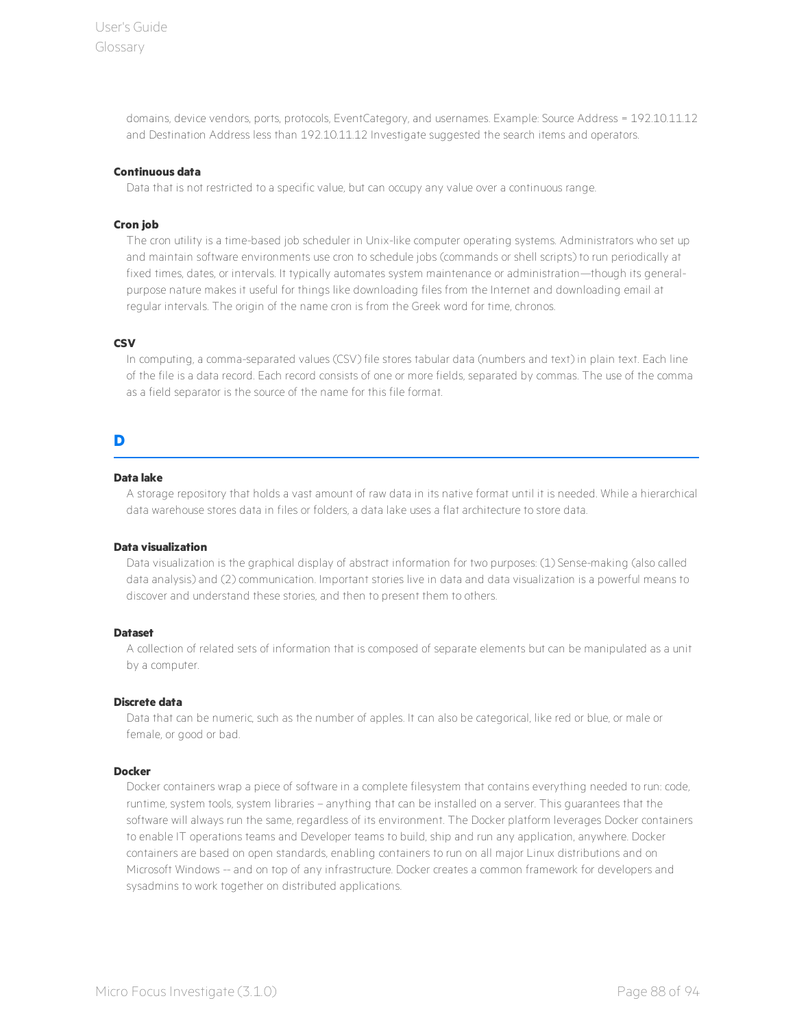domains, device vendors, ports, protocols, EventCategory, and usernames. Example: Source Address = 192.10.11.12 and Destination Address less than 192.10.11.12 Investigate suggested the search items and operators.

**Continuous data**

Data that is not restricted to a specific value, but can occupy any value over a continuous range.

**Cron job**

The cron utility is a time-based job scheduler in Unix-like computer operating systems. Administrators who set up and maintain software environments use cron to schedule jobs (commands or shell scripts) to run periodically at fixed times, dates, or intervals. It typically automates system maintenance or administration—though its general-purpose nature makes it useful for things like downloading files from the Internet and downloading email at regular intervals. The origin of the name cron is from the Greek word for time, chronos.

**CSV**

In computing, a comma-separated values (CSV) file stores tabular data (numbers and text) in plain text. Each line of the file is a data record. Each record consists of one or more fields, separated by commas. The use of the comma as a field separator is the source of the name for this file format.

## D

**Data lake**

A storage repository that holds a vast amount of raw data in its native format until it is needed. While a hierarchical data warehouse stores data in files or folders, a data lake uses a flat architecture to store data.

**Data visualization**

Data visualization is the graphical display of abstract information for two purposes: (1) Sense-making (also called data analysis) and (2) communication. Important stories live in data and data visualization is a powerful means to discover and understand these stories, and then to present them to others.

**Dataset**

A collection of related sets of information that is composed of separate elements but can be manipulated as a unit by a computer.

**Discrete data**

Data that can be numeric, such as the number of apples. It can also be categorical, like red or blue, or male or female, or good or bad.

**Docker**

Docker containers wrap a piece of software in a complete filesystem that contains everything needed to run: code, runtime, system tools, system libraries – anything that can be installed on a server. This guarantees that the software will always run the same, regardless of its environment. The Docker platform leverages Docker containers to enable IT operations teams and Developer teams to build, ship and run any application, anywhere. Docker containers are based on open standards, enabling containers to run on all major Linux distributions and on Microsoft Windows -- and on top of any infrastructure. Docker creates a common framework for developers and sysadmins to work together on distributed applications.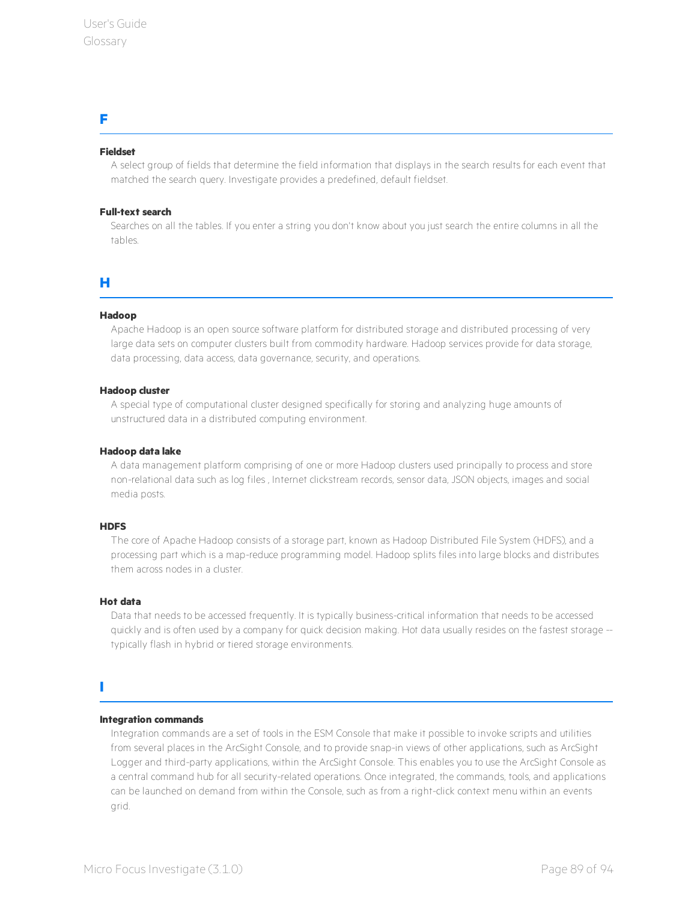## F

**Fieldset**

A select group of fields that determine the field information that displays in the search results for each event that matched the search query. Investigate provides a predefined, default fieldset.

**Full-text search**

Searches on all the tables. If you enter a string you don't know about you just search the entire columns in all the tables.

## H

**Hadoop**

Apache Hadoop is an open source software platform for distributed storage and distributed processing of very large data sets on computer clusters built from commodity hardware. Hadoop services provide for data storage, data processing, data access, data governance, security, and operations.

**Hadoop cluster**

A special type of computational cluster designed specifically for storing and analyzing huge amounts of unstructured data in a distributed computing environment.

**Hadoop data lake**

A data management platform comprising of one or more Hadoop clusters used principally to process and store non-relational data such as log files , Internet clickstream records, sensor data, JSON objects, images and social media posts.

**HDFS**

The core of Apache Hadoop consists of a storage part, known as Hadoop Distributed File System (HDFS), and a processing part which is a map-reduce programming model. Hadoop splits files into large blocks and distributes them across nodes in a cluster.

**Hot data**

Data that needs to be accessed frequently. It is typically business-critical information that needs to be accessed quickly and is often used by a company for quick decision making. Hot data usually resides on the fastest storage -- typically flash in hybrid or tiered storage environments.

## I

**Integration commands**

Integration commands are a set of tools in the ESM Console that make it possible to invoke scripts and utilities from several places in the ArcSight Console, and to provide snap-in views of other applications, such as ArcSight Logger and third-party applications, within the ArcSight Console. This enables you to use the ArcSight Console as a central command hub for all security-related operations. Once integrated, the commands, tools, and applications can be launched on demand from within the Console, such as from a right-click context menu within an events grid.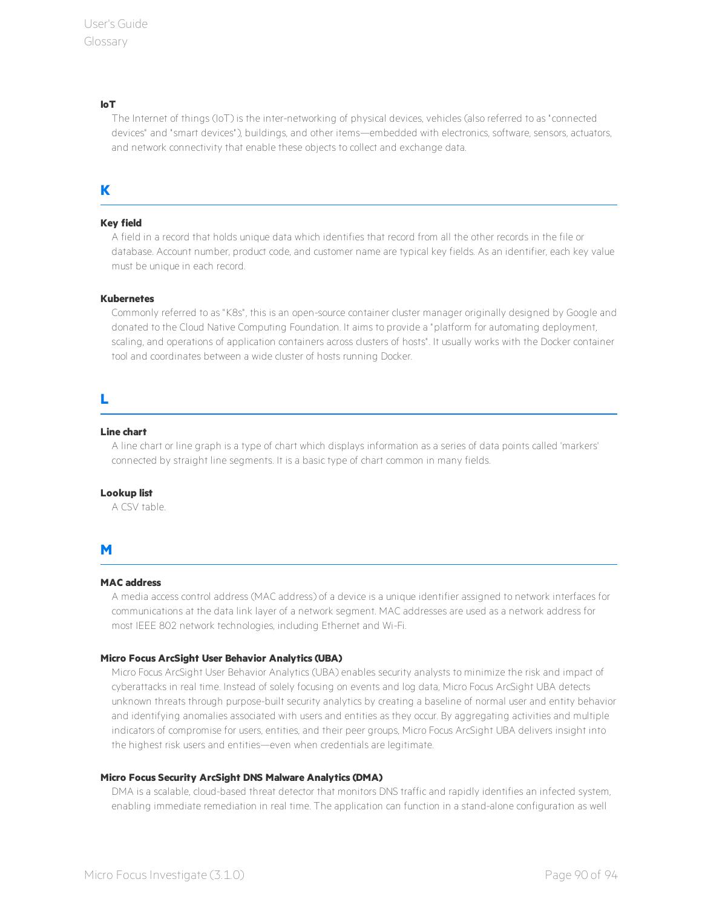**IoT**

The Internet of things (IoT) is the inter-networking of physical devices, vehicles (also referred to as "connected devices" and "smart devices"), buildings, and other items—embedded with electronics, software, sensors, actuators, and network connectivity that enable these objects to collect and exchange data.

## K

**Key field**

A field in a record that holds unique data which identifies that record from all the other records in the file or database. Account number, product code, and customer name are typical key fields. As an identifier, each key value must be unique in each record.

**Kubernetes**

Commonly referred to as "K8s", this is an open-source container cluster manager originally designed by Google and donated to the Cloud Native Computing Foundation. It aims to provide a "platform for automating deployment, scaling, and operations of application containers across clusters of hosts". It usually works with the Docker container tool and coordinates between a wide cluster of hosts running Docker.

## L

**Line chart**

A line chart or line graph is a type of chart which displays information as a series of data points called 'markers' connected by straight line segments. It is a basic type of chart common in many fields.

**Lookup list**

A CSV table.

## M

**MAC address**

A media access control address (MAC address) of a device is a unique identifier assigned to network interfaces for communications at the data link layer of a network segment. MAC addresses are used as a network address for most IEEE 802 network technologies, including Ethernet and Wi-Fi.

**Micro Focus ArcSight User Behavior Analytics (UBA)**

Micro Focus ArcSight User Behavior Analytics (UBA) enables security analysts to minimize the risk and impact of cyberattacks in real time. Instead of solely focusing on events and log data, Micro Focus ArcSight UBA detects unknown threats through purpose-built security analytics by creating a baseline of normal user and entity behavior and identifying anomalies associated with users and entities as they occur. By aggregating activities and multiple indicators of compromise for users, entities, and their peer groups, Micro Focus ArcSight UBA delivers insight into the highest risk users and entities—even when credentials are legitimate.

**Micro Focus Security ArcSight DNS Malware Analytics (DMA)**

DMA is a scalable, cloud-based threat detector that monitors DNS traffic and rapidly identifies an infected system, enabling immediate remediation in real time. The application can function in a stand-alone configuration as well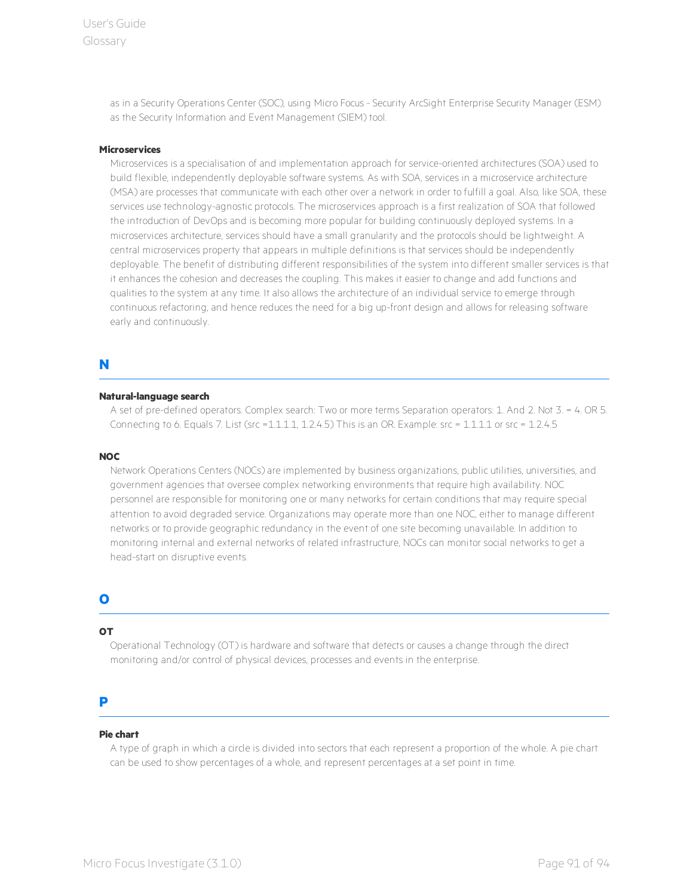as in a Security Operations Center (SOC), using Micro Focus - Security ArcSight Enterprise Security Manager (ESM) as the Security Information and Event Management (SIEM) tool.

**Microservices**

Microservices is a specialisation of and implementation approach for service-oriented architectures (SOA) used to build flexible, independently deployable software systems. As with SOA, services in a microservice architecture (MSA) are processes that communicate with each other over a network in order to fulfill a goal. Also, like SOA, these services use technology-agnostic protocols. The microservices approach is a first realization of SOA that followed the introduction of DevOps and is becoming more popular for building continuously deployed systems. In a microservices architecture, services should have a small granularity and the protocols should be lightweight. A central microservices property that appears in multiple definitions is that services should be independently deployable. The benefit of distributing different responsibilities of the system into different smaller services is that it enhances the cohesion and decreases the coupling. This makes it easier to change and add functions and qualities to the system at any time. It also allows the architecture of an individual service to emerge through continuous refactoring, and hence reduces the need for a big up-front design and allows for releasing software early and continuously.

## N

**Natural-language search**

A set of pre-defined operators. Complex search: Two or more terms Separation operators: 1. And 2. Not 3. = 4. OR 5. Connecting to 6. Equals 7. List (src =1.1.1.1, 1.2.4.5) This is an OR. Example: src = 1.1.1.1 or src = 1.2.4.5

**NOC**

Network Operations Centers (NOCs) are implemented by business organizations, public utilities, universities, and government agencies that oversee complex networking environments that require high availability. NOC personnel are responsible for monitoring one or many networks for certain conditions that may require special attention to avoid degraded service. Organizations may operate more than one NOC, either to manage different networks or to provide geographic redundancy in the event of one site becoming unavailable. In addition to monitoring internal and external networks of related infrastructure, NOCs can monitor social networks to get a head-start on disruptive events.

## O

**OT**

Operational Technology (OT) is hardware and software that detects or causes a change through the direct monitoring and/or control of physical devices, processes and events in the enterprise.

## P

**Pie chart**

A type of graph in which a circle is divided into sectors that each represent a proportion of the whole. A pie chart can be used to show percentages of a whole, and represent percentages at a set point in time.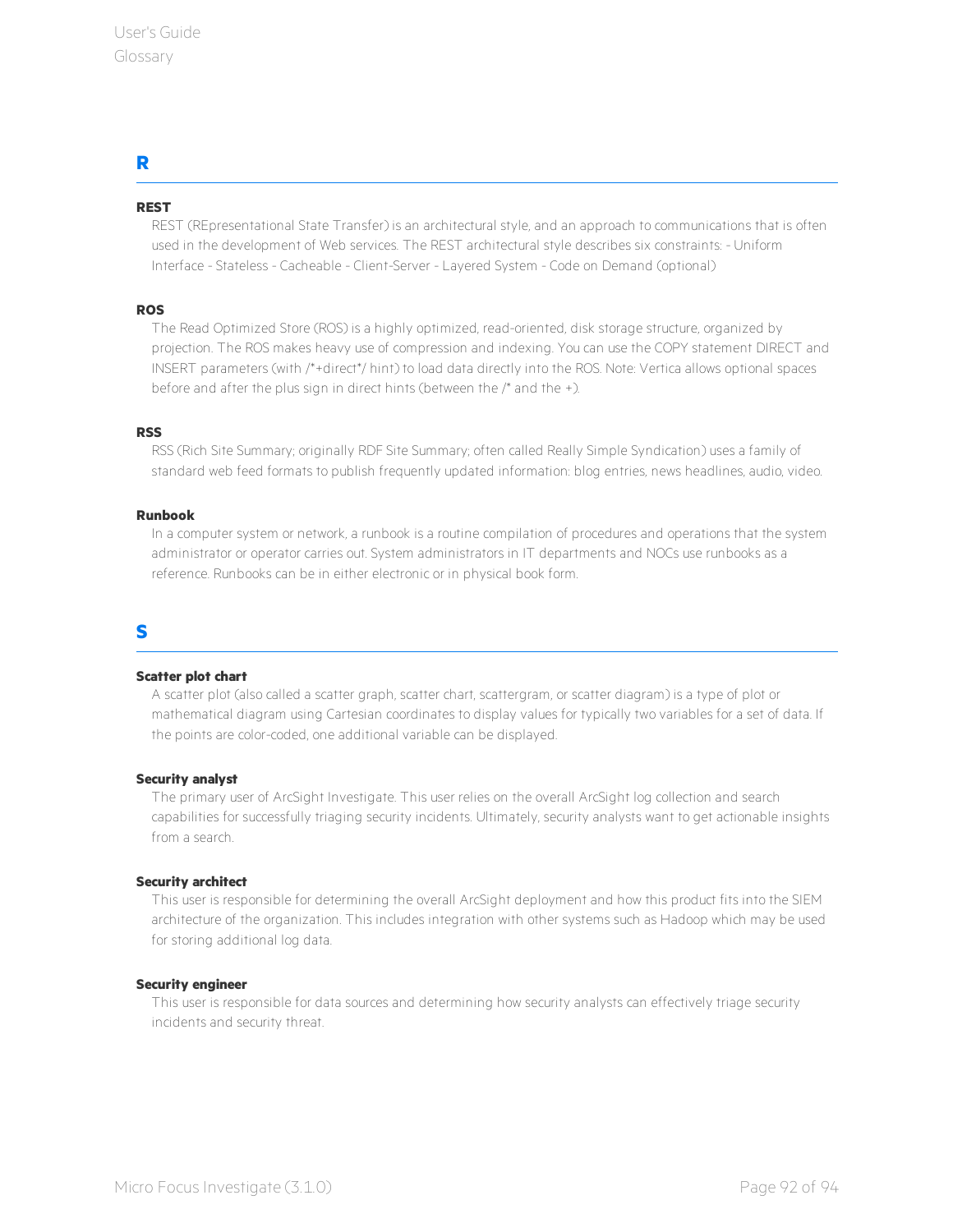## R

**REST**

REST (REpresentational State Transfer) is an architectural style, and an approach to communications that is often used in the development of Web services. The REST architectural style describes six constraints: - Uniform Interface - Stateless - Cacheable - Client-Server - Layered System - Code on Demand (optional)

**ROS**

The Read Optimized Store (ROS) is a highly optimized, read-oriented, disk storage structure, organized by projection. The ROS makes heavy use of compression and indexing. You can use the COPY statement DIRECT and INSERT parameters (with /*+direct*/ hint) to load data directly into the ROS. Note: Vertica allows optional spaces before and after the plus sign in direct hints (between the /* and the +).

**RSS**

RSS (Rich Site Summary; originally RDF Site Summary; often called Really Simple Syndication) uses a family of standard web feed formats to publish frequently updated information: blog entries, news headlines, audio, video.

**Runbook**

In a computer system or network, a runbook is a routine compilation of procedures and operations that the system administrator or operator carries out. System administrators in IT departments and NOCs use runbooks as a reference. Runbooks can be in either electronic or in physical book form.

## S

**Scatter plot chart**

A scatter plot (also called a scatter graph, scatter chart, scattergram, or scatter diagram) is a type of plot or mathematical diagram using Cartesian coordinates to display values for typically two variables for a set of data. If the points are color-coded, one additional variable can be displayed.

**Security analyst**

The primary user of ArcSight Investigate. This user relies on the overall ArcSight log collection and search capabilities for successfully triaging security incidents. Ultimately, security analysts want to get actionable insights from a search.

**Security architect**

This user is responsible for determining the overall ArcSight deployment and how this product fits into the SIEM architecture of the organization. This includes integration with other systems such as Hadoop which may be used for storing additional log data.

**Security engineer**

This user is responsible for data sources and determining how security analysts can effectively triage security incidents and security threat.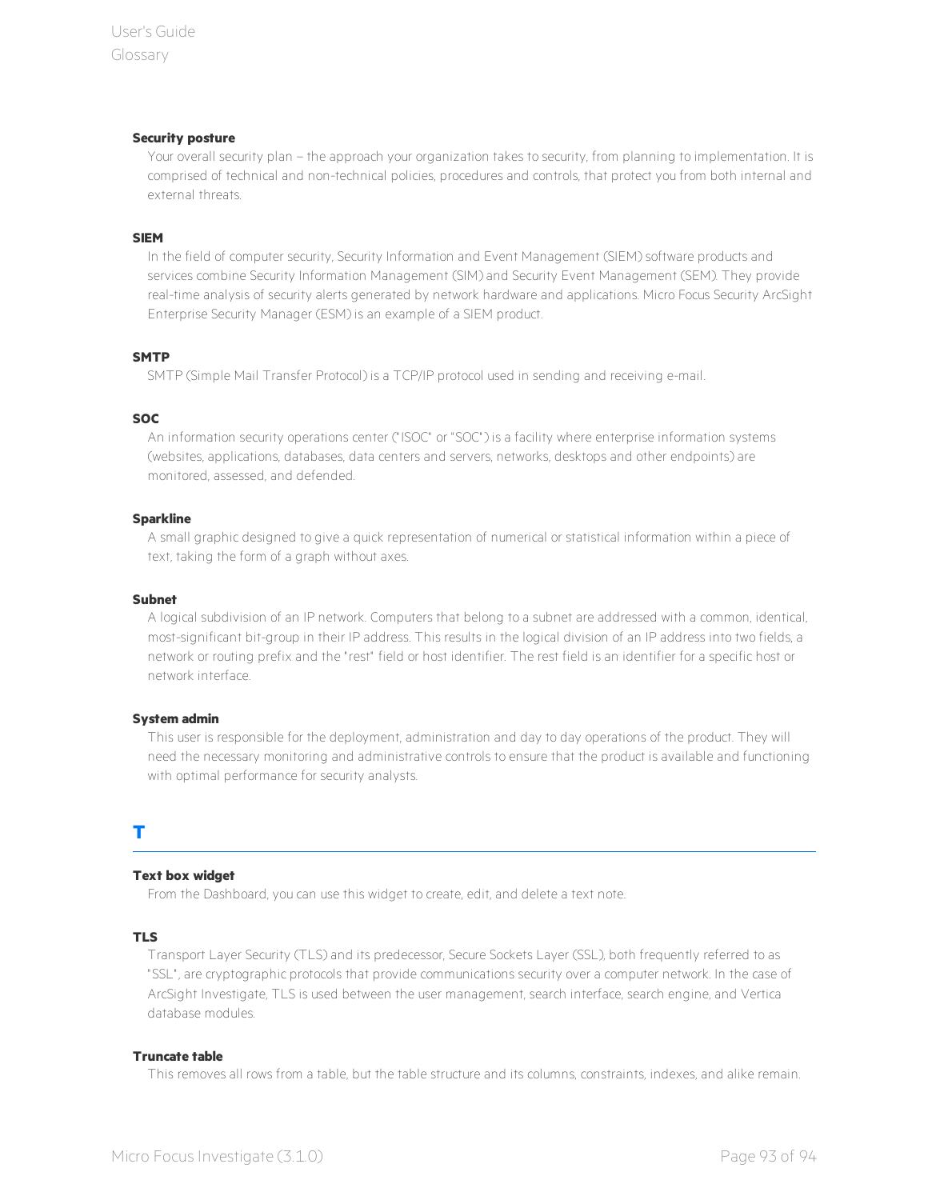**Security posture**

Your overall security plan – the approach your organization takes to security, from planning to implementation. It is comprised of technical and non-technical policies, procedures and controls, that protect you from both internal and external threats.

**SIEM**

In the field of computer security, Security Information and Event Management (SIEM) software products and services combine Security Information Management (SIM) and Security Event Management (SEM). They provide real-time analysis of security alerts generated by network hardware and applications. Micro Focus Security ArcSight Enterprise Security Manager (ESM) is an example of a SIEM product.

**SMTP**

SMTP (Simple Mail Transfer Protocol) is a TCP/IP protocol used in sending and receiving e-mail.

**SOC**

An information security operations center ("ISOC" or "SOC") is a facility where enterprise information systems (websites, applications, databases, data centers and servers, networks, desktops and other endpoints) are monitored, assessed, and defended.

**Sparkline**

A small graphic designed to give a quick representation of numerical or statistical information within a piece of text, taking the form of a graph without axes.

**Subnet**

A logical subdivision of an IP network. Computers that belong to a subnet are addressed with a common, identical, most-significant bit-group in their IP address. This results in the logical division of an IP address into two fields, a network or routing prefix and the "rest" field or host identifier. The rest field is an identifier for a specific host or network interface.

**System admin**

This user is responsible for the deployment, administration and day to day operations of the product. They will need the necessary monitoring and administrative controls to ensure that the product is available and functioning with optimal performance for security analysts.

## T

**Text box widget**

From the Dashboard, you can use this widget to create, edit, and delete a text note.

**TLS**

Transport Layer Security (TLS) and its predecessor, Secure Sockets Layer (SSL), both frequently referred to as "SSL", are cryptographic protocols that provide communications security over a computer network. In the case of ArcSight Investigate, TLS is used between the user management, search interface, search engine, and Vertica database modules.

**Truncate table**

This removes all rows from a table, but the table structure and its columns, constraints, indexes, and alike remain.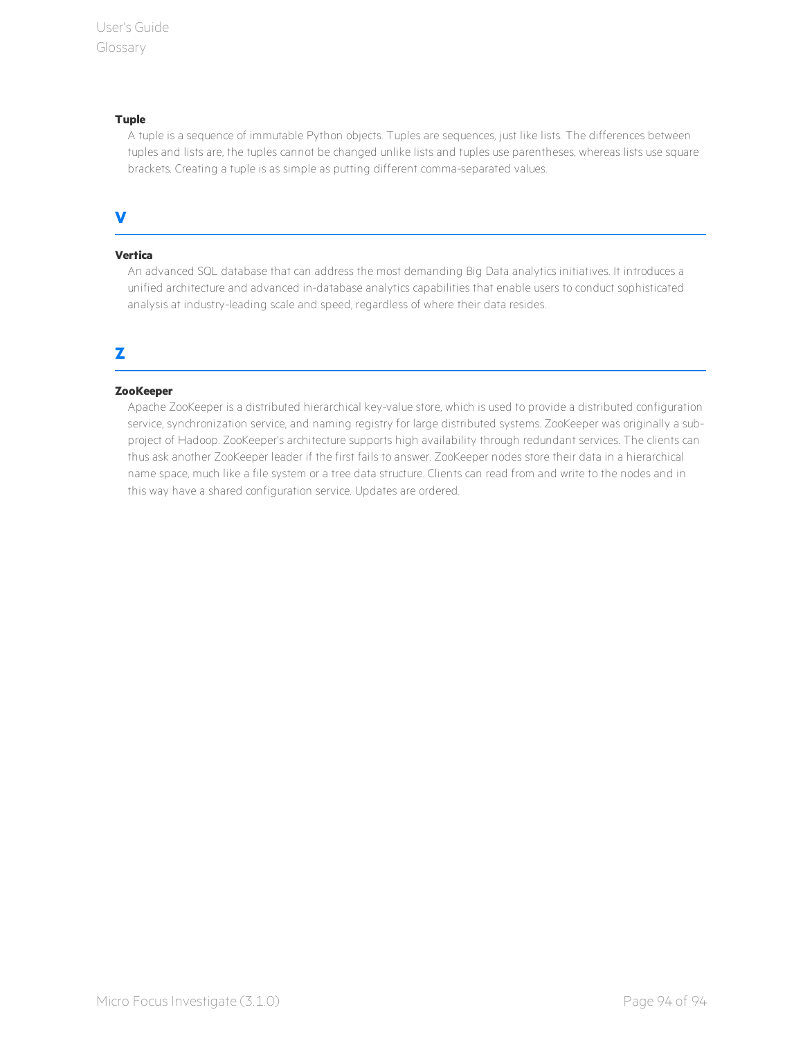**Tuple**

A tuple is a sequence of immutable Python objects. Tuples are sequences, just like lists. The differences between tuples and lists are, the tuples cannot be changed unlike lists and tuples use parentheses, whereas lists use square brackets. Creating a tuple is as simple as putting different comma-separated values.

## V

**Vertica**

An advanced SQL database that can address the most demanding Big Data analytics initiatives. It introduces a unified architecture and advanced in-database analytics capabilities that enable users to conduct sophisticated analysis at industry-leading scale and speed, regardless of where their data resides.

## Z

**ZooKeeper**

Apache ZooKeeper is a distributed hierarchical key-value store, which is used to provide a distributed configuration service, synchronization service, and naming registry for large distributed systems. ZooKeeper was originally a sub-project of Hadoop. ZooKeeper's architecture supports high availability through redundant services. The clients can thus ask another ZooKeeper leader if the first fails to answer. ZooKeeper nodes store their data in a hierarchical name space, much like a file system or a tree data structure. Clients can read from and write to the nodes and in this way have a shared configuration service. Updates are ordered.